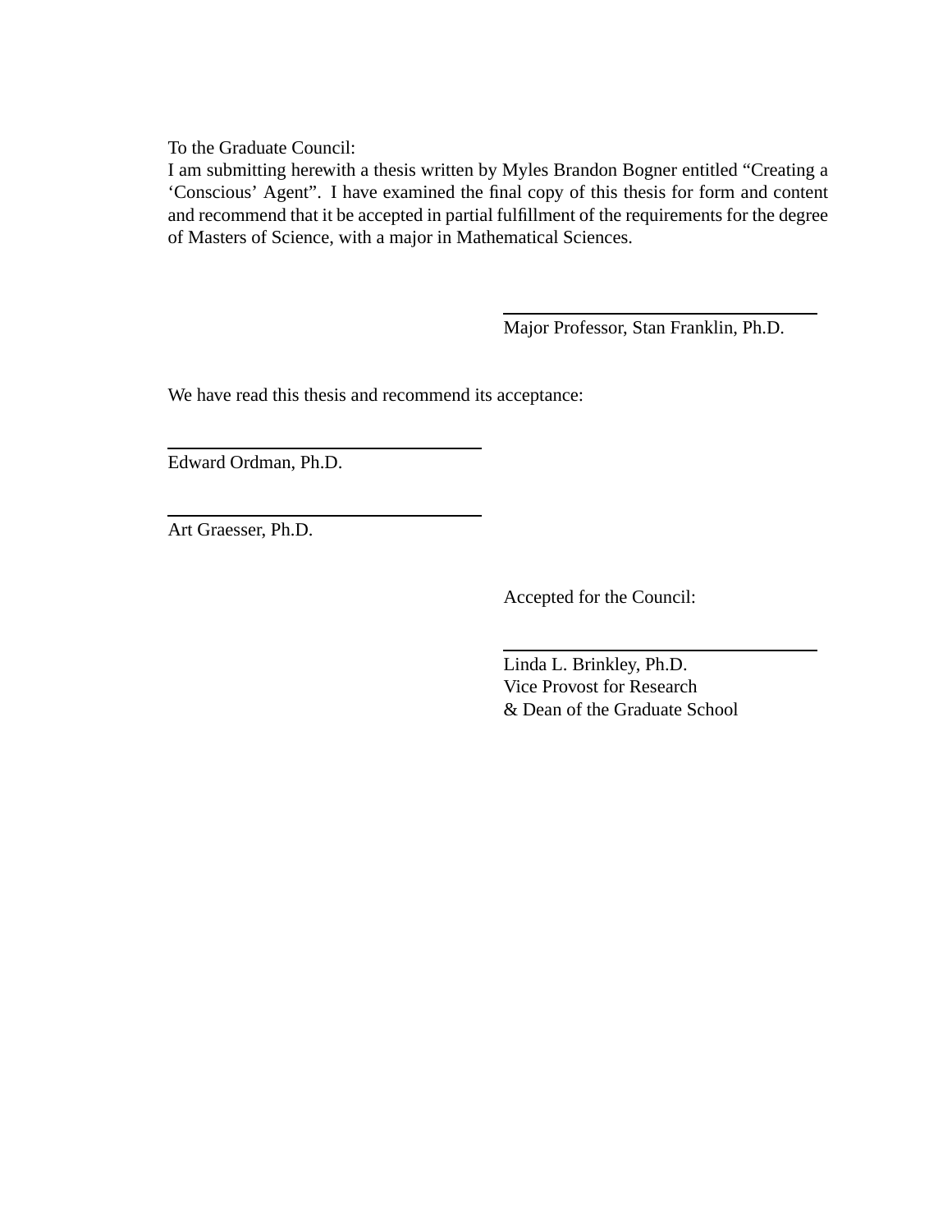To the Graduate Council:

I am submitting herewith a thesis written by Myles Brandon Bogner entitled "Creating a 'Conscious' Agent". I have examined the final copy of this thesis for form and content and recommend that it be accepted in partial fulfillment of the requirements for the degree of Masters of Science, with a major in Mathematical Sciences.

\_\_\_\_\_\_\_\_\_\_\_\_\_\_\_\_\_\_\_\_\_\_\_\_\_\_\_\_\_\_

Major Professor, Stan Franklin, Ph.D.

We have read this thesis and recommend its acceptance:

\_\_\_\_\_\_\_\_\_\_\_\_\_\_\_\_\_\_\_\_\_\_\_\_\_\_\_\_\_\_

Edward Ordman, Ph.D.

\_\_\_\_\_\_\_\_\_\_\_\_\_\_\_\_\_\_\_\_\_\_\_\_\_\_\_\_\_\_

Art Graesser, Ph.D.

Accepted for the Council:

\_\_\_\_\_\_\_\_\_\_\_\_\_\_\_\_\_\_\_\_\_\_\_\_\_\_\_\_\_\_

Linda L. Brinkley, Ph.D.
Vice Provost for Research
& Dean of the Graduate School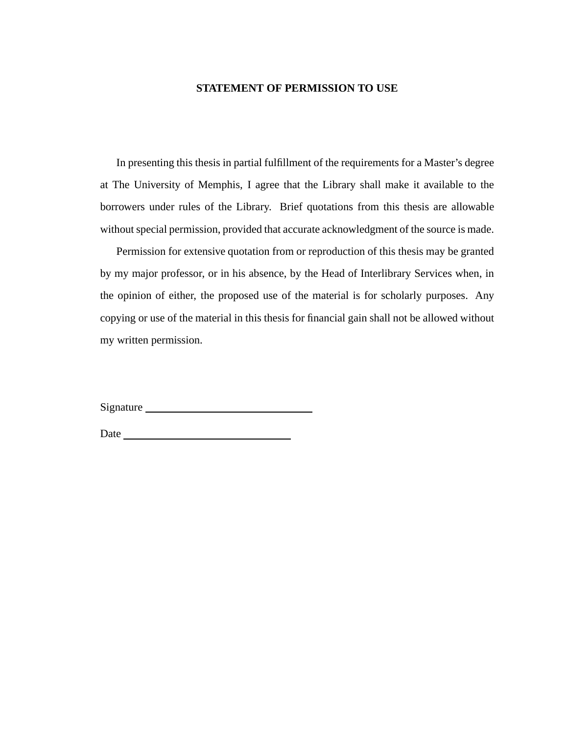# STATEMENT OF PERMISSION TO USE

In presenting this thesis in partial fulfillment of the requirements for a Master's degree at The University of Memphis, I agree that the Library shall make it available to the borrowers under rules of the Library. Brief quotations from this thesis are allowable without special permission, provided that accurate acknowledgment of the source is made.

Permission for extensive quotation from or reproduction of this thesis may be granted by my major professor, or in his absence, by the Head of Interlibrary Services when, in the opinion of either, the proposed use of the material is for scholarly purposes. Any copying or use of the material in this thesis for financial gain shall not be allowed without my written permission.

Signature ______________________________

Date ______________________________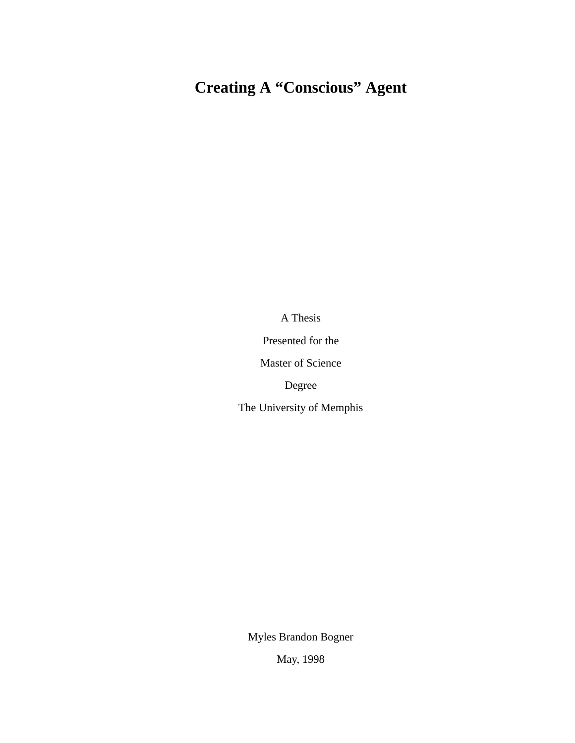# Creating A “Conscious” Agent

A Thesis

Presented for the

Master of Science

Degree

The University of Memphis

Myles Brandon Bogner

May, 1998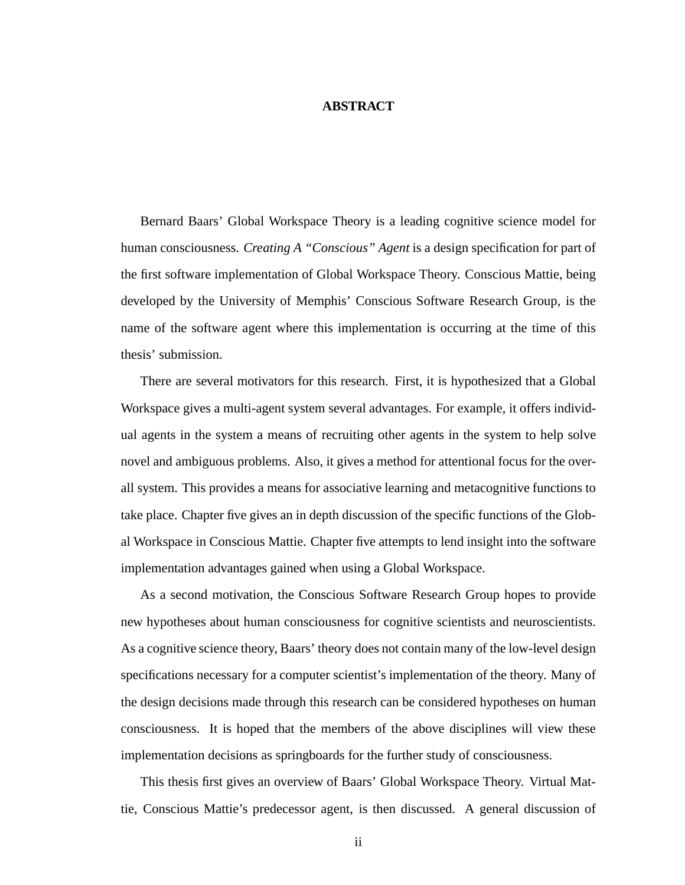# ABSTRACT

Bernard Baars' Global Workspace Theory is a leading cognitive science model for human consciousness. *Creating A "Conscious" Agent* is a design specification for part of the first software implementation of Global Workspace Theory. Conscious Mattie, being developed by the University of Memphis' Conscious Software Research Group, is the name of the software agent where this implementation is occurring at the time of this thesis' submission.

There are several motivators for this research. First, it is hypothesized that a Global Workspace gives a multi-agent system several advantages. For example, it offers individual agents in the system a means of recruiting other agents in the system to help solve novel and ambiguous problems. Also, it gives a method for attentional focus for the overall system. This provides a means for associative learning and metacognitive functions to take place. Chapter five gives an in depth discussion of the specific functions of the Global Workspace in Conscious Mattie. Chapter five attempts to lend insight into the software implementation advantages gained when using a Global Workspace.

As a second motivation, the Conscious Software Research Group hopes to provide new hypotheses about human consciousness for cognitive scientists and neuroscientists. As a cognitive science theory, Baars' theory does not contain many of the low-level design specifications necessary for a computer scientist's implementation of the theory. Many of the design decisions made through this research can be considered hypotheses on human consciousness. It is hoped that the members of the above disciplines will view these implementation decisions as springboards for the further study of consciousness.

This thesis first gives an overview of Baars' Global Workspace Theory. Virtual Mattie, Conscious Mattie's predecessor agent, is then discussed. A general discussion of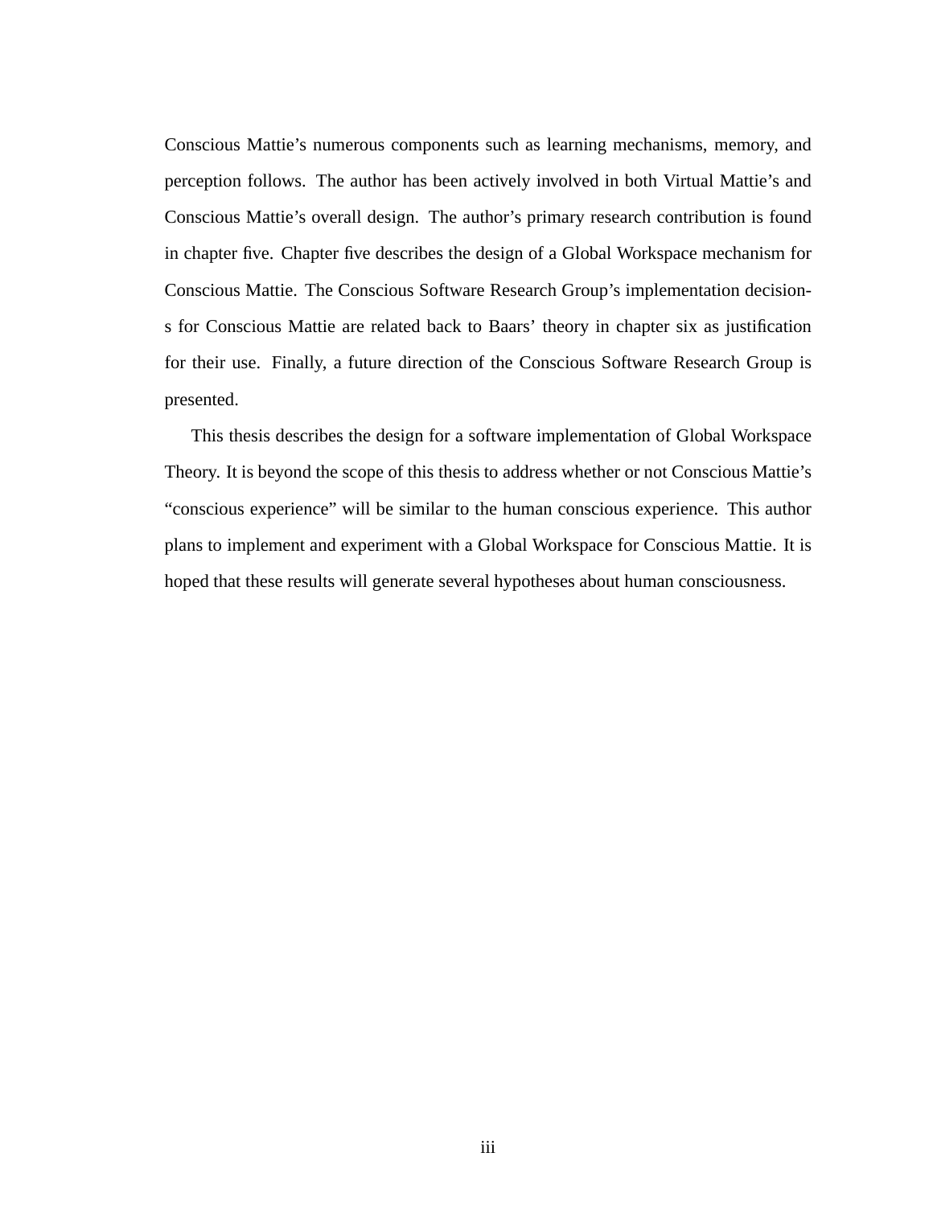Conscious Mattie's numerous components such as learning mechanisms, memory, and perception follows. The author has been actively involved in both Virtual Mattie's and Conscious Mattie's overall design. The author's primary research contribution is found in chapter five. Chapter five describes the design of a Global Workspace mechanism for Conscious Mattie. The Conscious Software Research Group's implementation decisions for Conscious Mattie are related back to Baars' theory in chapter six as justification for their use. Finally, a future direction of the Conscious Software Research Group is presented.

This thesis describes the design for a software implementation of Global Workspace Theory. It is beyond the scope of this thesis to address whether or not Conscious Mattie's "conscious experience" will be similar to the human conscious experience. This author plans to implement and experiment with a Global Workspace for Conscious Mattie. It is hoped that these results will generate several hypotheses about human consciousness.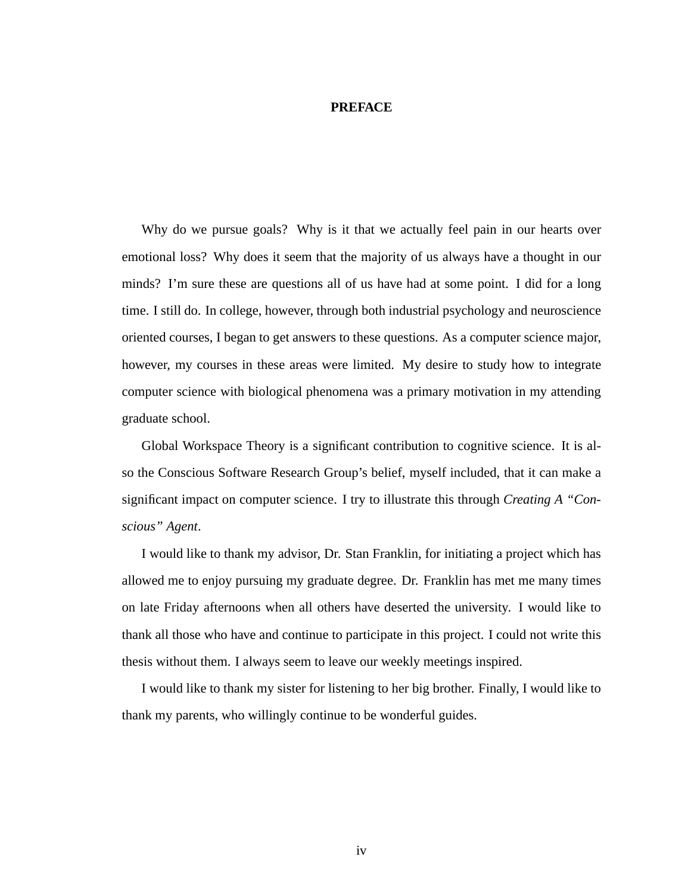# PREFACE

Why do we pursue goals? Why is it that we actually feel pain in our hearts over emotional loss? Why does it seem that the majority of us always have a thought in our minds? I'm sure these are questions all of us have had at some point. I did for a long time. I still do. In college, however, through both industrial psychology and neuroscience oriented courses, I began to get answers to these questions. As a computer science major, however, my courses in these areas were limited. My desire to study how to integrate computer science with biological phenomena was a primary motivation in my attending graduate school.

Global Workspace Theory is a significant contribution to cognitive science. It is also the Conscious Software Research Group's belief, myself included, that it can make a significant impact on computer science. I try to illustrate this through *Creating A "Conscious" Agent*.

I would like to thank my advisor, Dr. Stan Franklin, for initiating a project which has allowed me to enjoy pursuing my graduate degree. Dr. Franklin has met me many times on late Friday afternoons when all others have deserted the university. I would like to thank all those who have and continue to participate in this project. I could not write this thesis without them. I always seem to leave our weekly meetings inspired.

I would like to thank my sister for listening to her big brother. Finally, I would like to thank my parents, who willingly continue to be wonderful guides.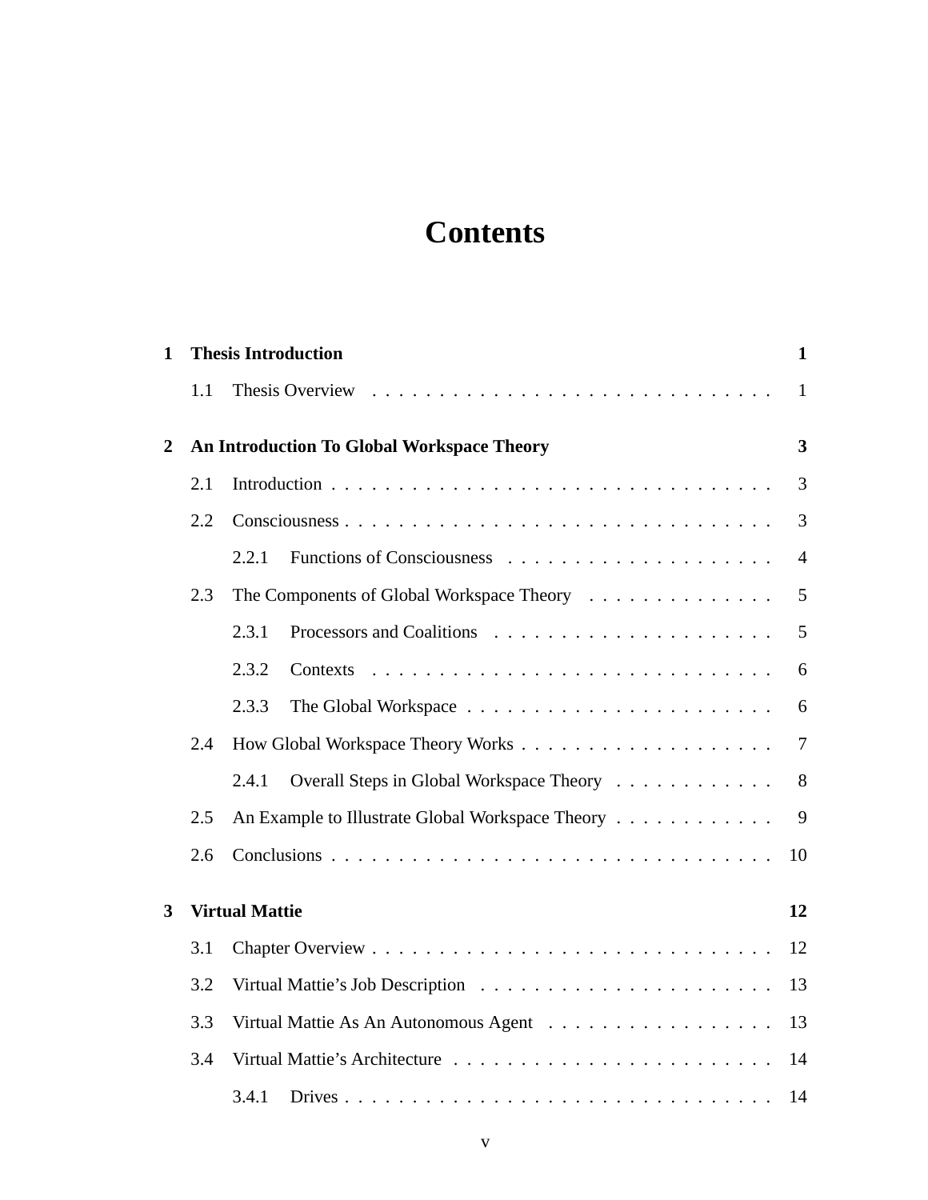# Contents

**1 Thesis Introduction** **1**

1.1 Thesis Overview . . . . . . . . . . . . . . . . . . . . . . . . . . . . . 1

**2 An Introduction To Global Workspace Theory** **3**

2.1 Introduction . . . . . . . . . . . . . . . . . . . . . . . . . . . . . . . . 3

2.2 Consciousness . . . . . . . . . . . . . . . . . . . . . . . . . . . . . . . 3

2.2.1 Functions of Consciousness . . . . . . . . . . . . . . . . . . . . 4

2.3 The Components of Global Workspace Theory . . . . . . . . . . . . . 5

2.3.1 Processors and Coalitions . . . . . . . . . . . . . . . . . . . . . 5

2.3.2 Contexts . . . . . . . . . . . . . . . . . . . . . . . . . . . . . . 6

2.3.3 The Global Workspace . . . . . . . . . . . . . . . . . . . . . . . 6

2.4 How Global Workspace Theory Works . . . . . . . . . . . . . . . . . . 7

2.4.1 Overall Steps in Global Workspace Theory . . . . . . . . . . . . 8

2.5 An Example to Illustrate Global Workspace Theory . . . . . . . . . . . 9

2.6 Conclusions . . . . . . . . . . . . . . . . . . . . . . . . . . . . . . . . 10

**3 Virtual Mattie** **12**

3.1 Chapter Overview . . . . . . . . . . . . . . . . . . . . . . . . . . . . . 12

3.2 Virtual Mattie's Job Description . . . . . . . . . . . . . . . . . . . . . 13

3.3 Virtual Mattie As An Autonomous Agent . . . . . . . . . . . . . . . . 13

3.4 Virtual Mattie's Architecture . . . . . . . . . . . . . . . . . . . . . . . 14

3.4.1 Drives . . . . . . . . . . . . . . . . . . . . . . . . . . . . . . . . 14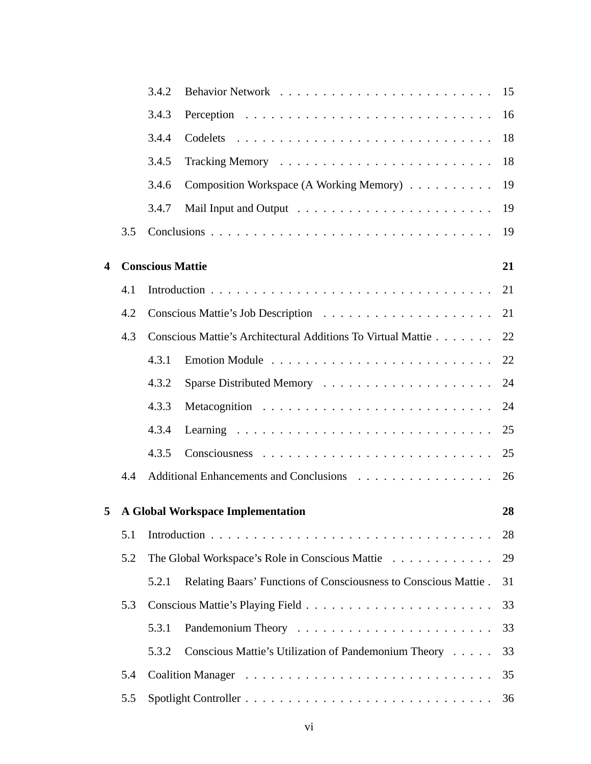| | | |
|---|---|---|
| 3.4.2 | Behavior Network | 15 |
| 3.4.3 | Perception | 16 |
| 3.4.4 | Codelets | 18 |
| 3.4.5 | Tracking Memory | 18 |
| 3.4.6 | Composition Workspace (A Working Memory) | 19 |
| 3.4.7 | Mail Input and Output | 19 |
| 3.5 | Conclusions | 19 |
| **4** | **Conscious Mattie** | **21** |
| 4.1 | Introduction | 21 |
| 4.2 | Conscious Mattie's Job Description | 21 |
| 4.3 | Conscious Mattie's Architectural Additions To Virtual Mattie | 22 |
| 4.3.1 | Emotion Module | 22 |
| 4.3.2 | Sparse Distributed Memory | 24 |
| 4.3.3 | Metacognition | 24 |
| 4.3.4 | Learning | 25 |
| 4.3.5 | Consciousness | 25 |
| 4.4 | Additional Enhancements and Conclusions | 26 |
| **5** | **A Global Workspace Implementation** | **28** |
| 5.1 | Introduction | 28 |
| 5.2 | The Global Workspace's Role in Conscious Mattie | 29 |
| 5.2.1 | Relating Baars' Functions of Consciousness to Conscious Mattie | 31 |
| 5.3 | Conscious Mattie's Playing Field | 33 |
| 5.3.1 | Pandemonium Theory | 33 |
| 5.3.2 | Conscious Mattie's Utilization of Pandemonium Theory | 33 |
| 5.4 | Coalition Manager | 35 |
| 5.5 | Spotlight Controller | 36 |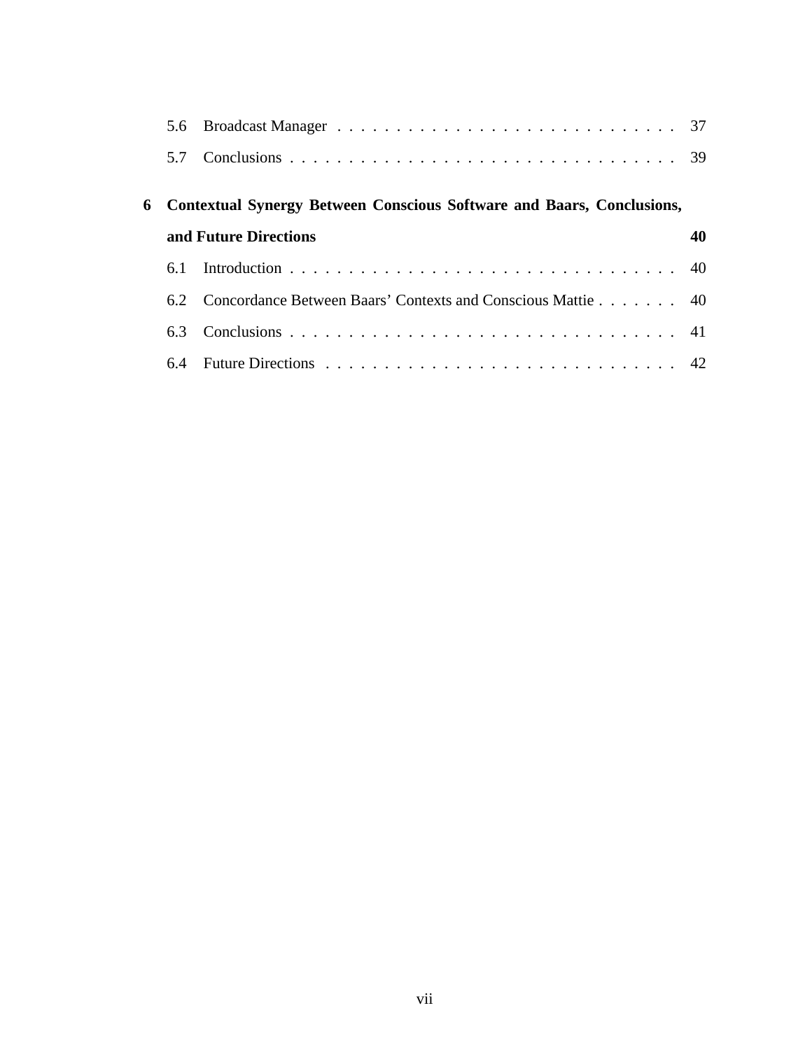5.6 Broadcast Manager . . . . . . . . . . . . . . . . . . . . . . . . . . . . . 37

5.7 Conclusions . . . . . . . . . . . . . . . . . . . . . . . . . . . . . . . . . 39

**6 Contextual Synergy Between Conscious Software and Baars, Conclusions, and Future Directions 40**

6.1 Introduction . . . . . . . . . . . . . . . . . . . . . . . . . . . . . . . . . 40

6.2 Concordance Between Baars' Contexts and Conscious Mattie . . . . . . . 40

6.3 Conclusions . . . . . . . . . . . . . . . . . . . . . . . . . . . . . . . . . 41

6.4 Future Directions . . . . . . . . . . . . . . . . . . . . . . . . . . . . . . 42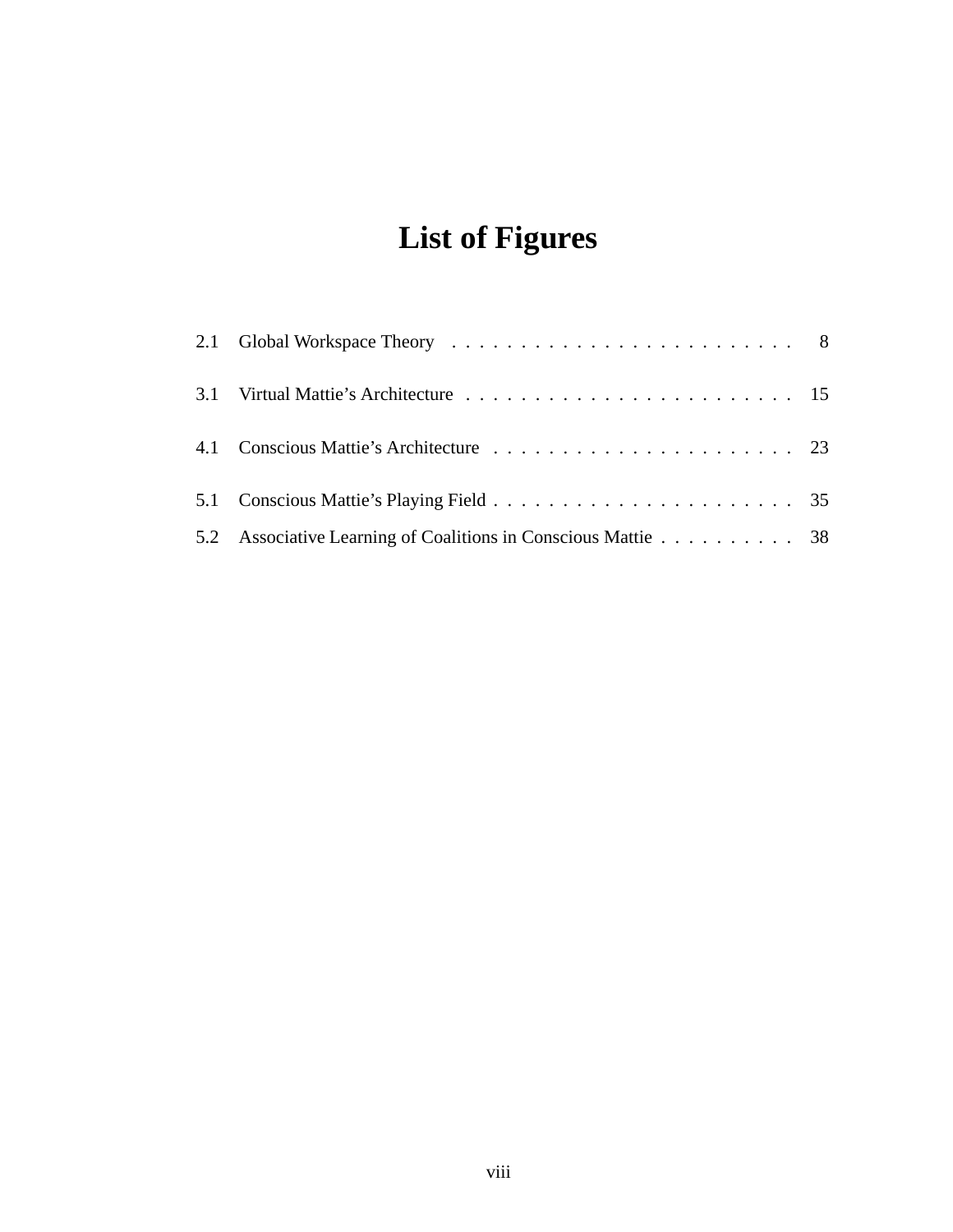# List of Figures

2.1 Global Workspace Theory . . . . . . . . . . . . . . . . . . . . . . . . . 8

3.1 Virtual Mattie's Architecture . . . . . . . . . . . . . . . . . . . . . . . . 15

4.1 Conscious Mattie's Architecture . . . . . . . . . . . . . . . . . . . . . . 23

5.1 Conscious Mattie's Playing Field . . . . . . . . . . . . . . . . . . . . . . 35

5.2 Associative Learning of Coalitions in Conscious Mattie . . . . . . . . . . 38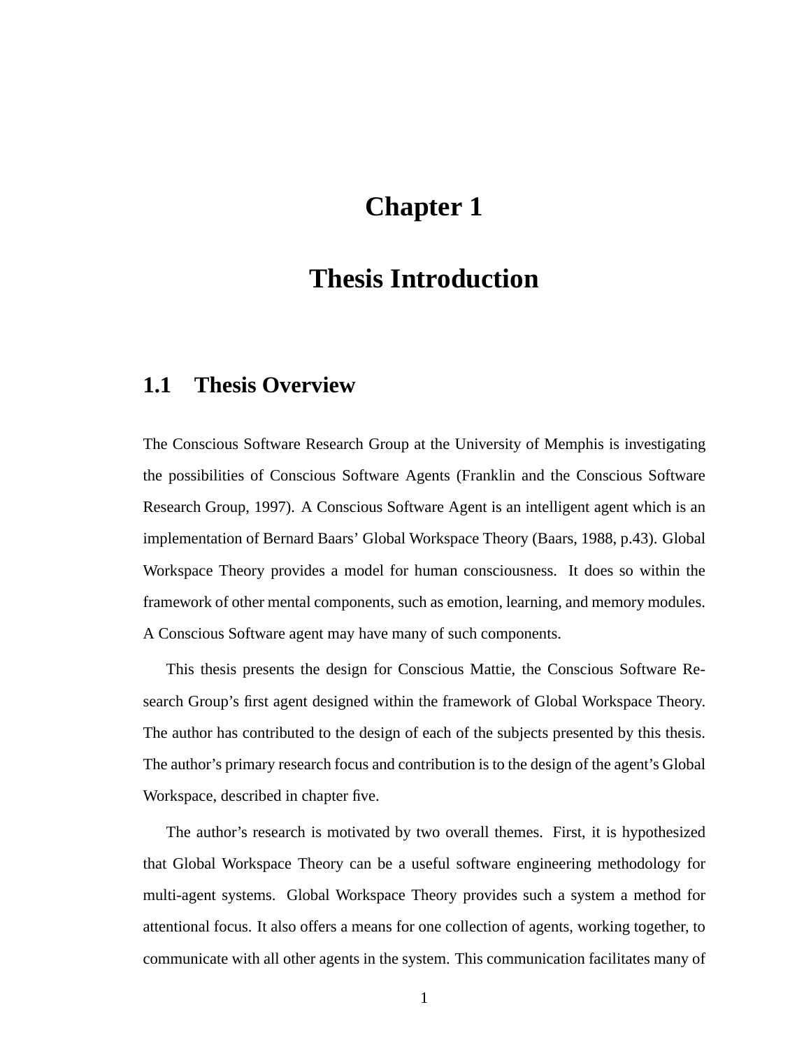# Chapter 1

# Thesis Introduction

## 1.1 Thesis Overview

The Conscious Software Research Group at the University of Memphis is investigating the possibilities of Conscious Software Agents (Franklin and the Conscious Software Research Group, 1997). A Conscious Software Agent is an intelligent agent which is an implementation of Bernard Baars' Global Workspace Theory (Baars, 1988, p.43). Global Workspace Theory provides a model for human consciousness. It does so within the framework of other mental components, such as emotion, learning, and memory modules. A Conscious Software agent may have many of such components.

This thesis presents the design for Conscious Mattie, the Conscious Software Research Group's first agent designed within the framework of Global Workspace Theory. The author has contributed to the design of each of the subjects presented by this thesis. The author's primary research focus and contribution is to the design of the agent's Global Workspace, described in chapter five.

The author's research is motivated by two overall themes. First, it is hypothesized that Global Workspace Theory can be a useful software engineering methodology for multi-agent systems. Global Workspace Theory provides such a system a method for attentional focus. It also offers a means for one collection of agents, working together, to communicate with all other agents in the system. This communication facilitates many of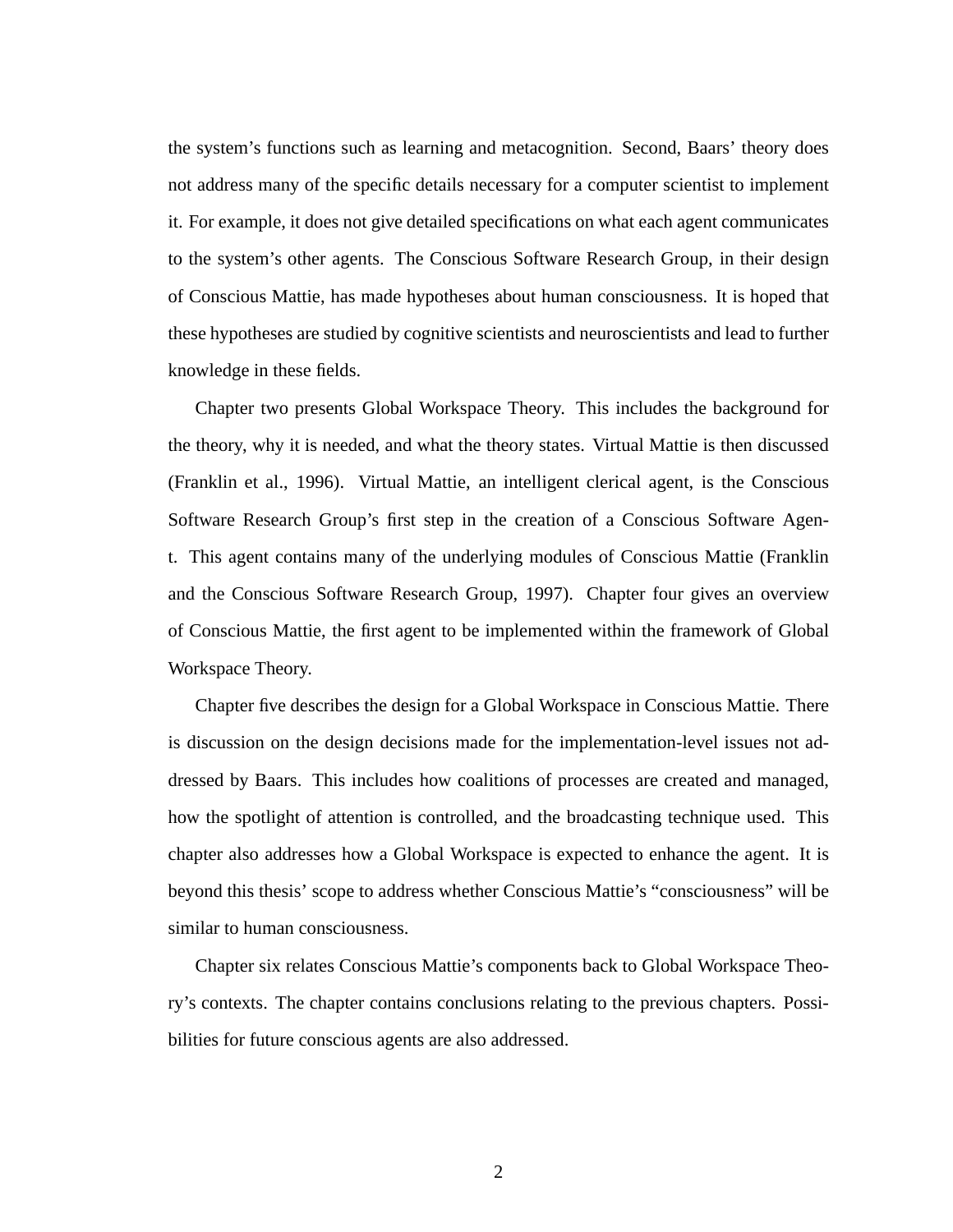the system's functions such as learning and metacognition. Second, Baars' theory does not address many of the specific details necessary for a computer scientist to implement it. For example, it does not give detailed specifications on what each agent communicates to the system's other agents. The Conscious Software Research Group, in their design of Conscious Mattie, has made hypotheses about human consciousness. It is hoped that these hypotheses are studied by cognitive scientists and neuroscientists and lead to further knowledge in these fields.

Chapter two presents Global Workspace Theory. This includes the background for the theory, why it is needed, and what the theory states. Virtual Mattie is then discussed (Franklin et al., 1996). Virtual Mattie, an intelligent clerical agent, is the Conscious Software Research Group's first step in the creation of a Conscious Software Agent. This agent contains many of the underlying modules of Conscious Mattie (Franklin and the Conscious Software Research Group, 1997). Chapter four gives an overview of Conscious Mattie, the first agent to be implemented within the framework of Global Workspace Theory.

Chapter five describes the design for a Global Workspace in Conscious Mattie. There is discussion on the design decisions made for the implementation-level issues not addressed by Baars. This includes how coalitions of processes are created and managed, how the spotlight of attention is controlled, and the broadcasting technique used. This chapter also addresses how a Global Workspace is expected to enhance the agent. It is beyond this thesis' scope to address whether Conscious Mattie's "consciousness" will be similar to human consciousness.

Chapter six relates Conscious Mattie's components back to Global Workspace Theory's contexts. The chapter contains conclusions relating to the previous chapters. Possibilities for future conscious agents are also addressed.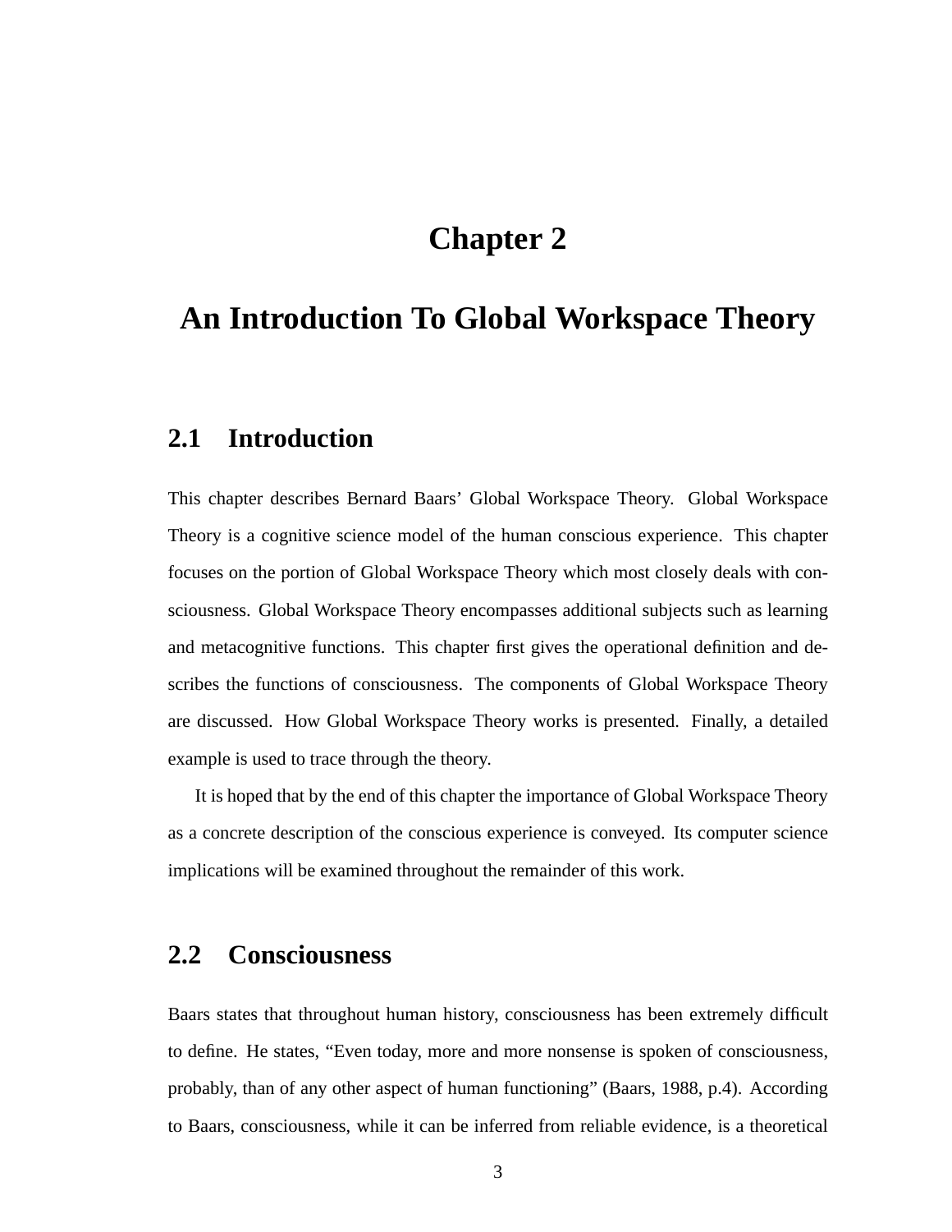# Chapter 2

# An Introduction To Global Workspace Theory

## 2.1 Introduction

This chapter describes Bernard Baars' Global Workspace Theory. Global Workspace Theory is a cognitive science model of the human conscious experience. This chapter focuses on the portion of Global Workspace Theory which most closely deals with consciousness. Global Workspace Theory encompasses additional subjects such as learning and metacognitive functions. This chapter first gives the operational definition and describes the functions of consciousness. The components of Global Workspace Theory are discussed. How Global Workspace Theory works is presented. Finally, a detailed example is used to trace through the theory.

It is hoped that by the end of this chapter the importance of Global Workspace Theory as a concrete description of the conscious experience is conveyed. Its computer science implications will be examined throughout the remainder of this work.

## 2.2 Consciousness

Baars states that throughout human history, consciousness has been extremely difficult to define. He states, "Even today, more and more nonsense is spoken of consciousness, probably, than of any other aspect of human functioning" (Baars, 1988, p.4). According to Baars, consciousness, while it can be inferred from reliable evidence, is a theoretical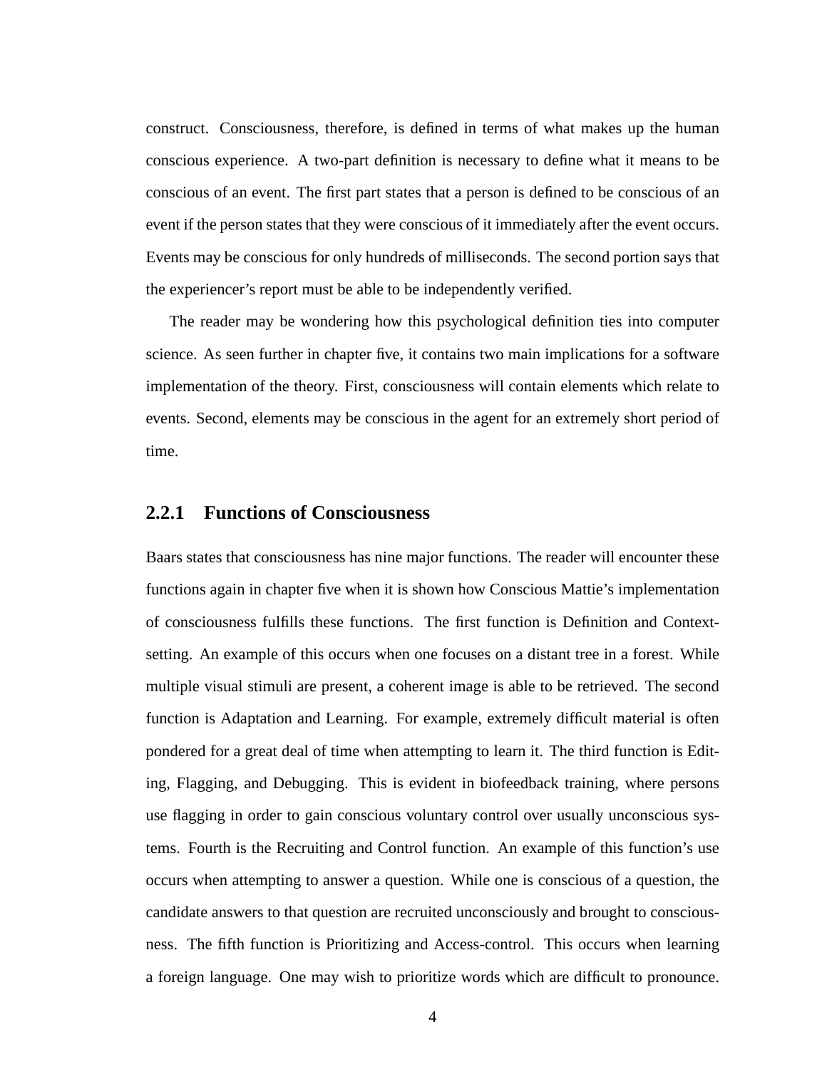construct. Consciousness, therefore, is defined in terms of what makes up the human conscious experience. A two-part definition is necessary to define what it means to be conscious of an event. The first part states that a person is defined to be conscious of an event if the person states that they were conscious of it immediately after the event occurs. Events may be conscious for only hundreds of milliseconds. The second portion says that the experiencer's report must be able to be independently verified.

The reader may be wondering how this psychological definition ties into computer science. As seen further in chapter five, it contains two main implications for a software implementation of the theory. First, consciousness will contain elements which relate to events. Second, elements may be conscious in the agent for an extremely short period of time.

### 2.2.1 Functions of Consciousness

Baars states that consciousness has nine major functions. The reader will encounter these functions again in chapter five when it is shown how Conscious Mattie's implementation of consciousness fulfills these functions. The first function is Definition and Context-setting. An example of this occurs when one focuses on a distant tree in a forest. While multiple visual stimuli are present, a coherent image is able to be retrieved. The second function is Adaptation and Learning. For example, extremely difficult material is often pondered for a great deal of time when attempting to learn it. The third function is Editing, Flagging, and Debugging. This is evident in biofeedback training, where persons use flagging in order to gain conscious voluntary control over usually unconscious systems. Fourth is the Recruiting and Control function. An example of this function's use occurs when attempting to answer a question. While one is conscious of a question, the candidate answers to that question are recruited unconsciously and brought to consciousness. The fifth function is Prioritizing and Access-control. This occurs when learning a foreign language. One may wish to prioritize words which are difficult to pronounce.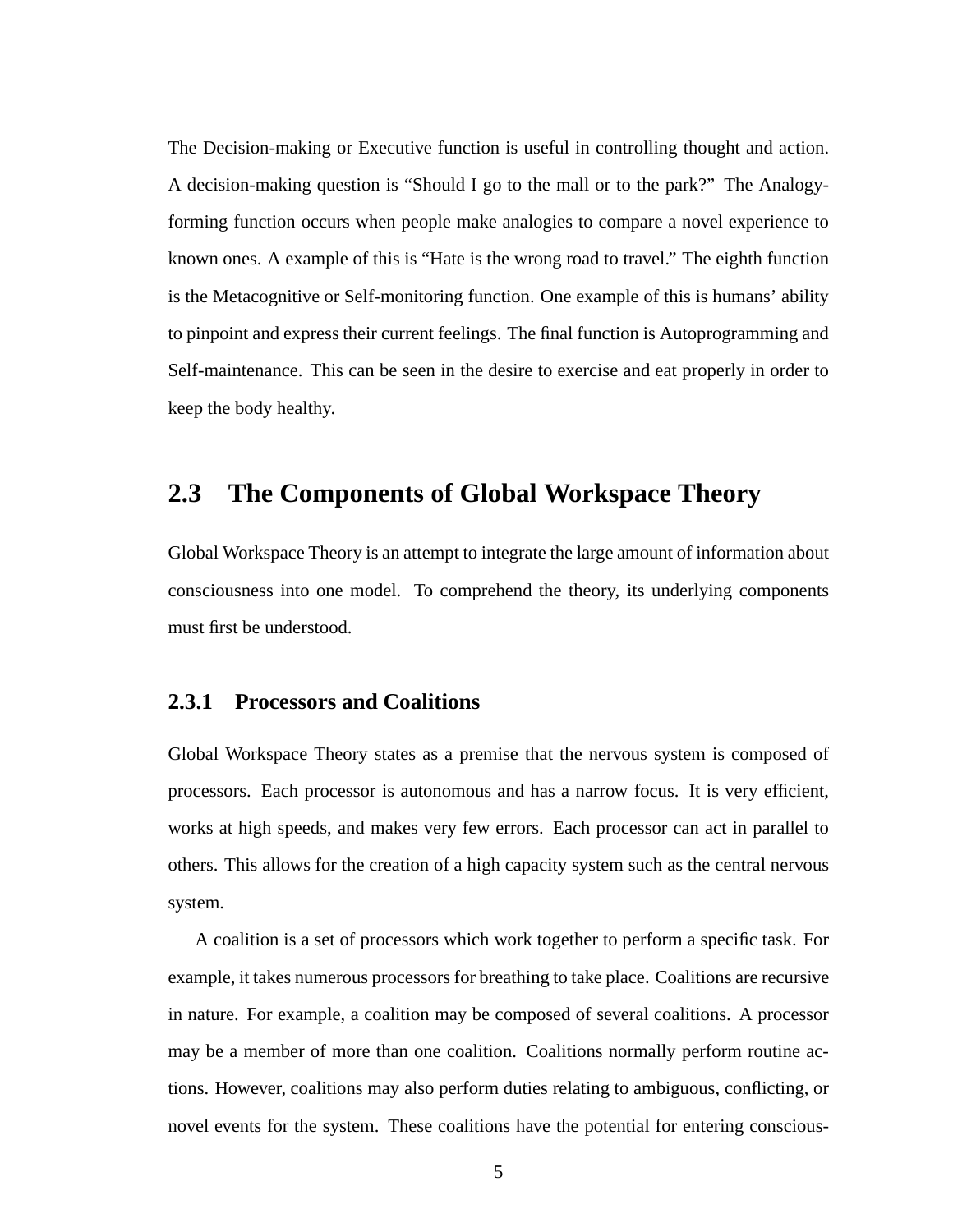The Decision-making or Executive function is useful in controlling thought and action. A decision-making question is “Should I go to the mall or to the park?” The Analogy-forming function occurs when people make analogies to compare a novel experience to known ones. A example of this is “Hate is the wrong road to travel.” The eighth function is the Metacognitive or Self-monitoring function. One example of this is humans’ ability to pinpoint and express their current feelings. The final function is Autoprogramming and Self-maintenance. This can be seen in the desire to exercise and eat properly in order to keep the body healthy.

## 2.3 The Components of Global Workspace Theory

Global Workspace Theory is an attempt to integrate the large amount of information about consciousness into one model. To comprehend the theory, its underlying components must first be understood.

### 2.3.1 Processors and Coalitions

Global Workspace Theory states as a premise that the nervous system is composed of processors. Each processor is autonomous and has a narrow focus. It is very efficient, works at high speeds, and makes very few errors. Each processor can act in parallel to others. This allows for the creation of a high capacity system such as the central nervous system.

A coalition is a set of processors which work together to perform a specific task. For example, it takes numerous processors for breathing to take place. Coalitions are recursive in nature. For example, a coalition may be composed of several coalitions. A processor may be a member of more than one coalition. Coalitions normally perform routine actions. However, coalitions may also perform duties relating to ambiguous, conflicting, or novel events for the system. These coalitions have the potential for entering conscious-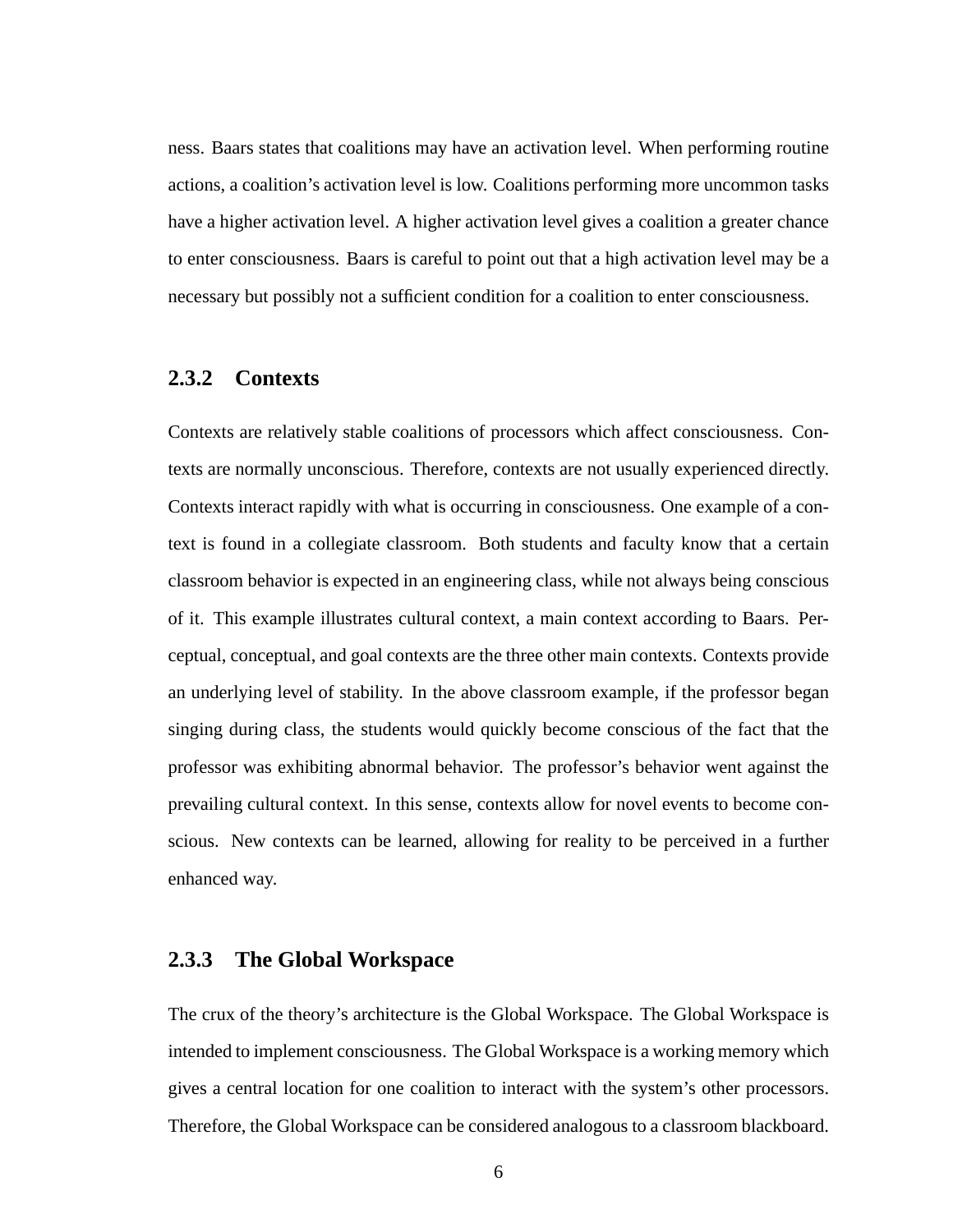ness. Baars states that coalitions may have an activation level. When performing routine actions, a coalition's activation level is low. Coalitions performing more uncommon tasks have a higher activation level. A higher activation level gives a coalition a greater chance to enter consciousness. Baars is careful to point out that a high activation level may be a necessary but possibly not a sufficient condition for a coalition to enter consciousness.

### 2.3.2 Contexts

Contexts are relatively stable coalitions of processors which affect consciousness. Contexts are normally unconscious. Therefore, contexts are not usually experienced directly. Contexts interact rapidly with what is occurring in consciousness. One example of a context is found in a collegiate classroom. Both students and faculty know that a certain classroom behavior is expected in an engineering class, while not always being conscious of it. This example illustrates cultural context, a main context according to Baars. Perceptual, conceptual, and goal contexts are the three other main contexts. Contexts provide an underlying level of stability. In the above classroom example, if the professor began singing during class, the students would quickly become conscious of the fact that the professor was exhibiting abnormal behavior. The professor's behavior went against the prevailing cultural context. In this sense, contexts allow for novel events to become conscious. New contexts can be learned, allowing for reality to be perceived in a further enhanced way.

### 2.3.3 The Global Workspace

The crux of the theory's architecture is the Global Workspace. The Global Workspace is intended to implement consciousness. The Global Workspace is a working memory which gives a central location for one coalition to interact with the system's other processors. Therefore, the Global Workspace can be considered analogous to a classroom blackboard.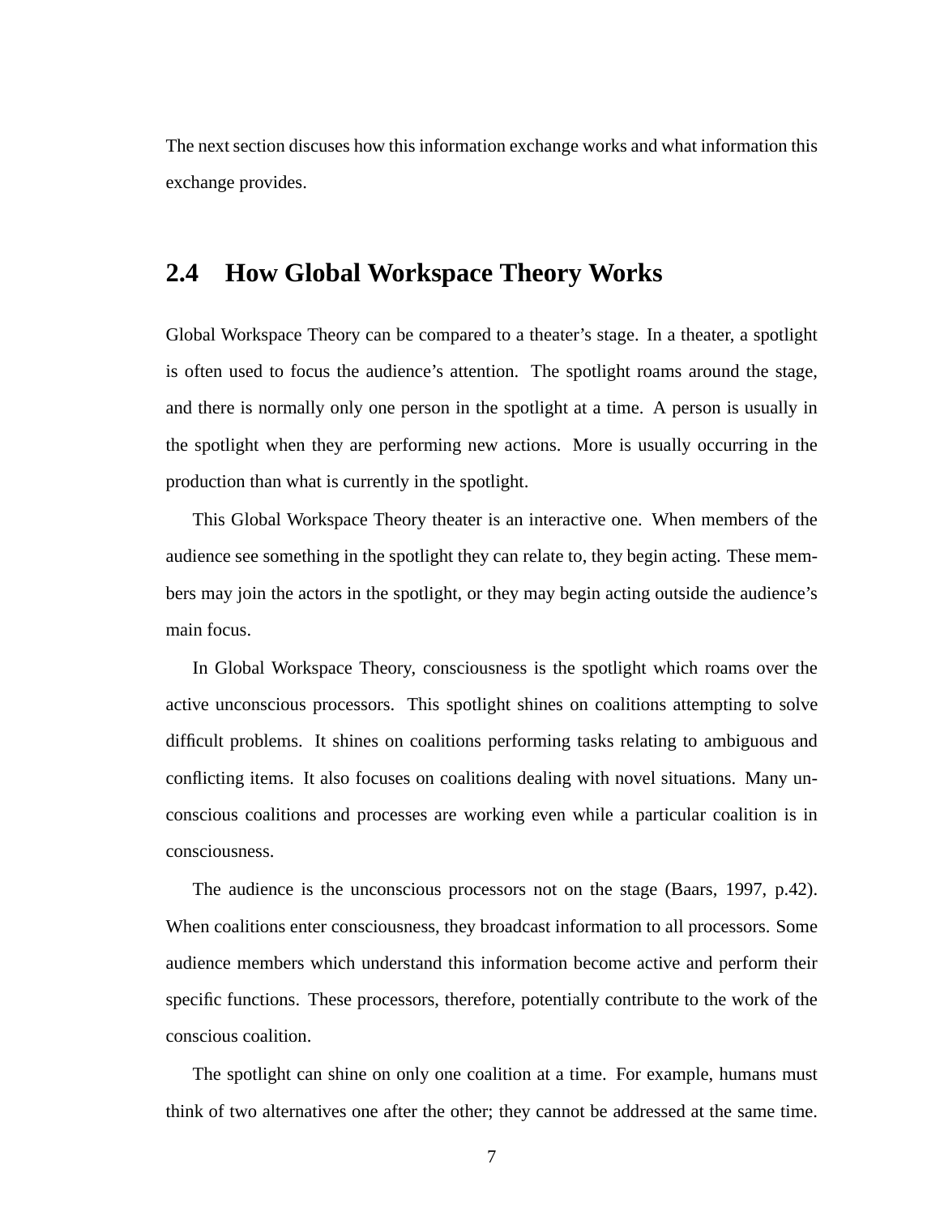The next section discuses how this information exchange works and what information this exchange provides.

## 2.4 How Global Workspace Theory Works

Global Workspace Theory can be compared to a theater's stage. In a theater, a spotlight is often used to focus the audience's attention. The spotlight roams around the stage, and there is normally only one person in the spotlight at a time. A person is usually in the spotlight when they are performing new actions. More is usually occurring in the production than what is currently in the spotlight.

This Global Workspace Theory theater is an interactive one. When members of the audience see something in the spotlight they can relate to, they begin acting. These members may join the actors in the spotlight, or they may begin acting outside the audience's main focus.

In Global Workspace Theory, consciousness is the spotlight which roams over the active unconscious processors. This spotlight shines on coalitions attempting to solve difficult problems. It shines on coalitions performing tasks relating to ambiguous and conflicting items. It also focuses on coalitions dealing with novel situations. Many unconscious coalitions and processes are working even while a particular coalition is in consciousness.

The audience is the unconscious processors not on the stage (Baars, 1997, p.42). When coalitions enter consciousness, they broadcast information to all processors. Some audience members which understand this information become active and perform their specific functions. These processors, therefore, potentially contribute to the work of the conscious coalition.

The spotlight can shine on only one coalition at a time. For example, humans must think of two alternatives one after the other; they cannot be addressed at the same time.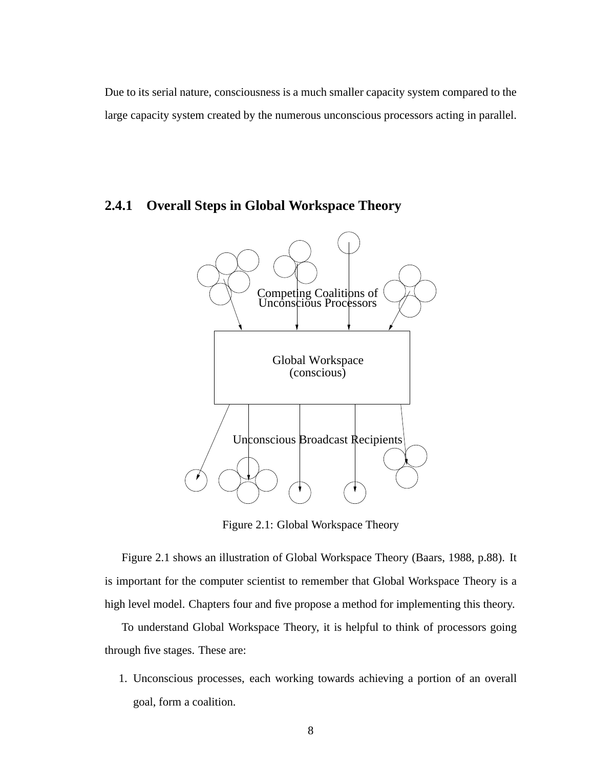Due to its serial nature, consciousness is a much smaller capacity system compared to the large capacity system created by the numerous unconscious processors acting in parallel.

### 2.4.1 Overall Steps in Global Workspace Theory

Competing Coalitions of Unconscious Processors

Global Workspace (conscious)

Unconscious Broadcast Recipients

Figure 2.1: Global Workspace Theory

Figure 2.1 shows an illustration of Global Workspace Theory (Baars, 1988, p.88). It is important for the computer scientist to remember that Global Workspace Theory is a high level model. Chapters four and five propose a method for implementing this theory.

To understand Global Workspace Theory, it is helpful to think of processors going through five stages. These are:

1. Unconscious processes, each working towards achieving a portion of an overall goal, form a coalition.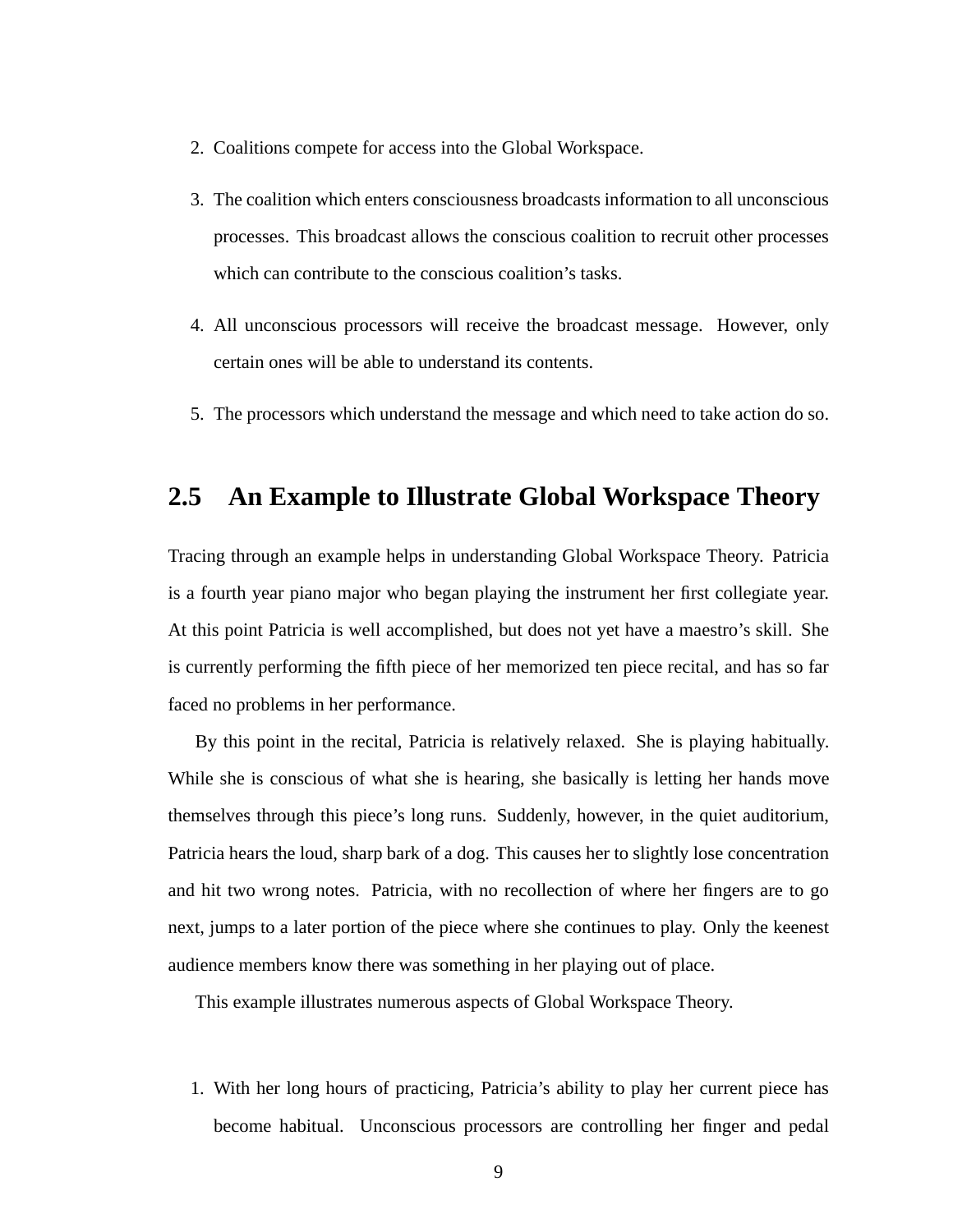2. Coalitions compete for access into the Global Workspace.

3. The coalition which enters consciousness broadcasts information to all unconscious processes. This broadcast allows the conscious coalition to recruit other processes which can contribute to the conscious coalition's tasks.

4. All unconscious processors will receive the broadcast message. However, only certain ones will be able to understand its contents.

5. The processors which understand the message and which need to take action do so.

## 2.5 An Example to Illustrate Global Workspace Theory

Tracing through an example helps in understanding Global Workspace Theory. Patricia is a fourth year piano major who began playing the instrument her first collegiate year. At this point Patricia is well accomplished, but does not yet have a maestro's skill. She is currently performing the fifth piece of her memorized ten piece recital, and has so far faced no problems in her performance.

By this point in the recital, Patricia is relatively relaxed. She is playing habitually. While she is conscious of what she is hearing, she basically is letting her hands move themselves through this piece's long runs. Suddenly, however, in the quiet auditorium, Patricia hears the loud, sharp bark of a dog. This causes her to slightly lose concentration and hit two wrong notes. Patricia, with no recollection of where her fingers are to go next, jumps to a later portion of the piece where she continues to play. Only the keenest audience members know there was something in her playing out of place.

This example illustrates numerous aspects of Global Workspace Theory.

1. With her long hours of practicing, Patricia's ability to play her current piece has become habitual. Unconscious processors are controlling her finger and pedal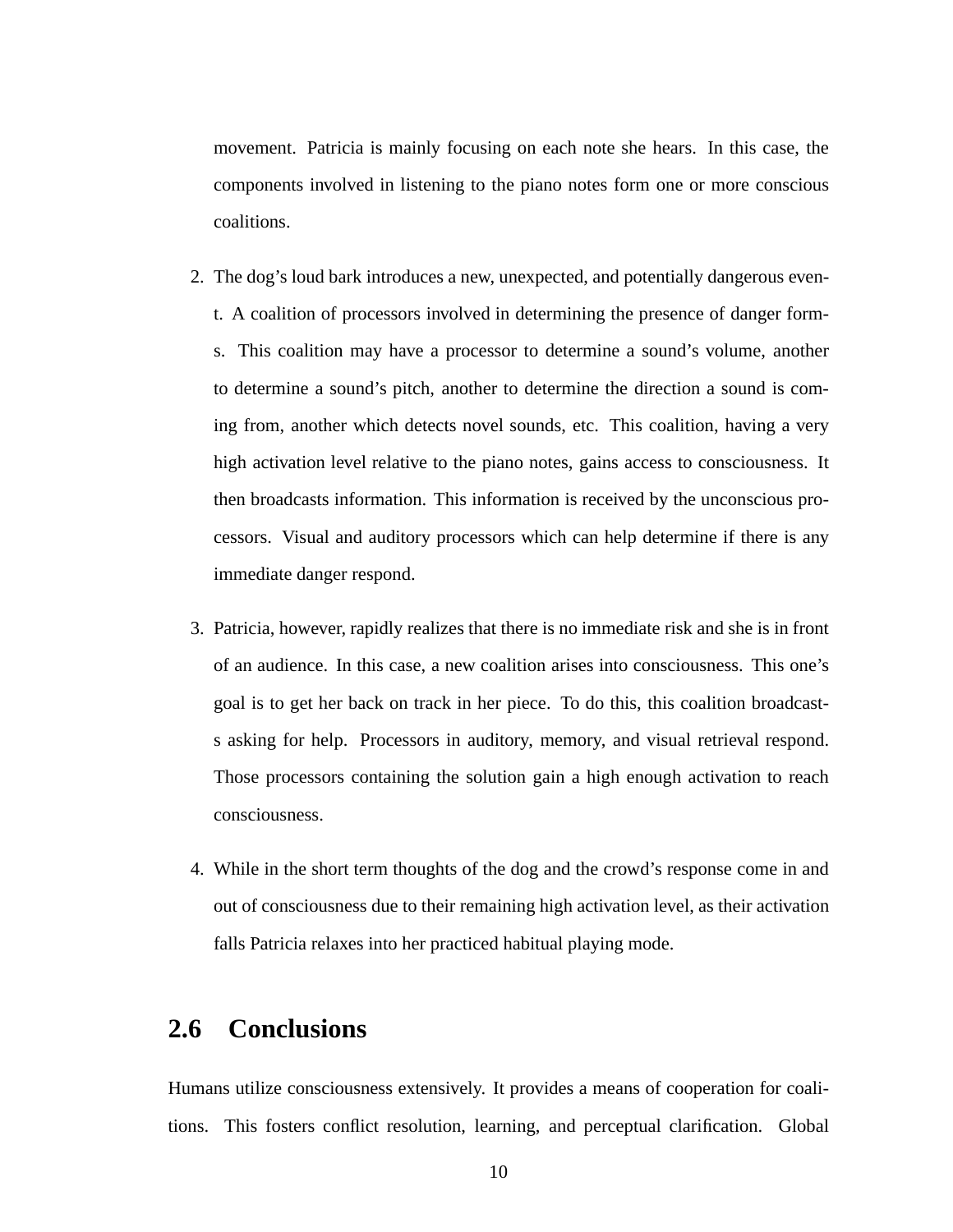movement. Patricia is mainly focusing on each note she hears. In this case, the components involved in listening to the piano notes form one or more conscious coalitions.

2. The dog's loud bark introduces a new, unexpected, and potentially dangerous event. A coalition of processors involved in determining the presence of danger forms. This coalition may have a processor to determine a sound's volume, another to determine a sound's pitch, another to determine the direction a sound is coming from, another which detects novel sounds, etc. This coalition, having a very high activation level relative to the piano notes, gains access to consciousness. It then broadcasts information. This information is received by the unconscious processors. Visual and auditory processors which can help determine if there is any immediate danger respond.

3. Patricia, however, rapidly realizes that there is no immediate risk and she is in front of an audience. In this case, a new coalition arises into consciousness. This one's goal is to get her back on track in her piece. To do this, this coalition broadcasts asking for help. Processors in auditory, memory, and visual retrieval respond. Those processors containing the solution gain a high enough activation to reach consciousness.

4. While in the short term thoughts of the dog and the crowd's response come in and out of consciousness due to their remaining high activation level, as their activation falls Patricia relaxes into her practiced habitual playing mode.

## 2.6 Conclusions

Humans utilize consciousness extensively. It provides a means of cooperation for coalitions. This fosters conflict resolution, learning, and perceptual clarification. Global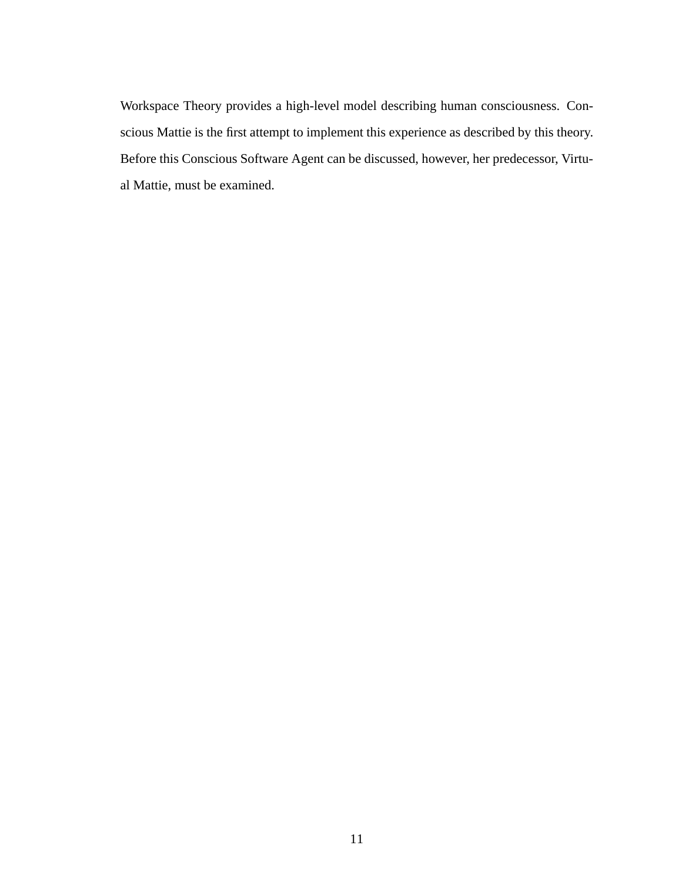Workspace Theory provides a high-level model describing human consciousness. Conscious Mattie is the first attempt to implement this experience as described by this theory. Before this Conscious Software Agent can be discussed, however, her predecessor, Virtual Mattie, must be examined.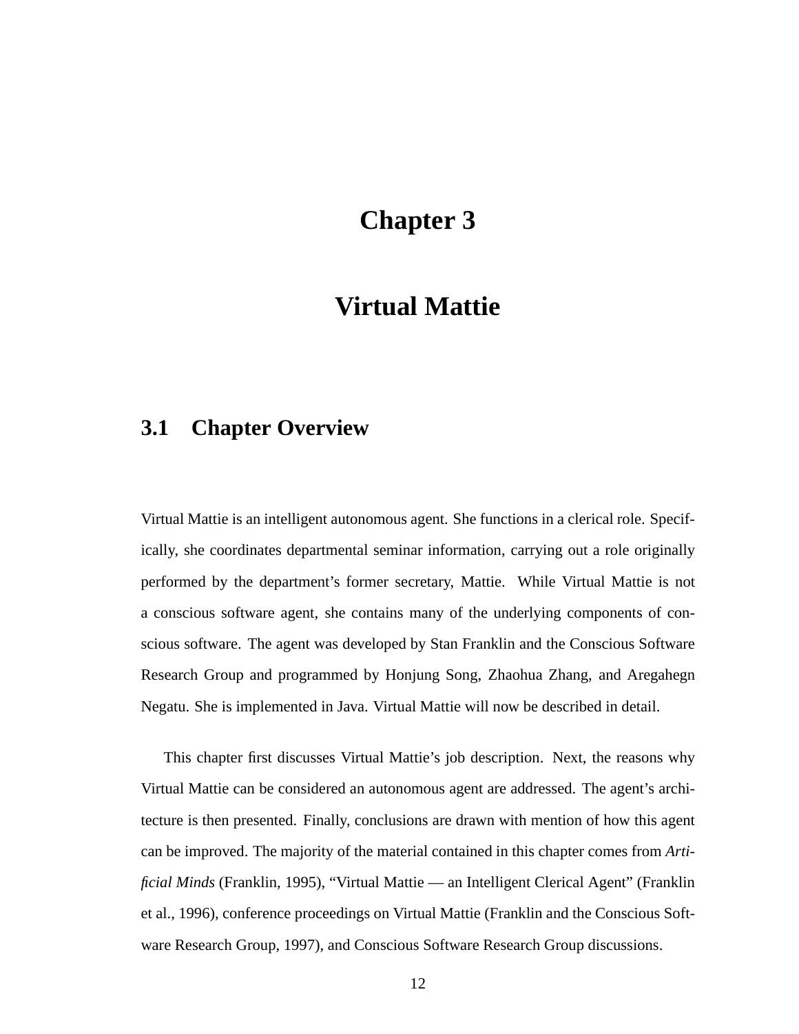# Chapter 3

# Virtual Mattie

## 3.1 Chapter Overview

Virtual Mattie is an intelligent autonomous agent. She functions in a clerical role. Specifically, she coordinates departmental seminar information, carrying out a role originally performed by the department's former secretary, Mattie. While Virtual Mattie is not a conscious software agent, she contains many of the underlying components of conscious software. The agent was developed by Stan Franklin and the Conscious Software Research Group and programmed by Honjung Song, Zhaohua Zhang, and Aregahegn Negatu. She is implemented in Java. Virtual Mattie will now be described in detail.

This chapter first discusses Virtual Mattie's job description. Next, the reasons why Virtual Mattie can be considered an autonomous agent are addressed. The agent's architecture is then presented. Finally, conclusions are drawn with mention of how this agent can be improved. The majority of the material contained in this chapter comes from *Artificial Minds* (Franklin, 1995), "Virtual Mattie — an Intelligent Clerical Agent" (Franklin et al., 1996), conference proceedings on Virtual Mattie (Franklin and the Conscious Software Research Group, 1997), and Conscious Software Research Group discussions.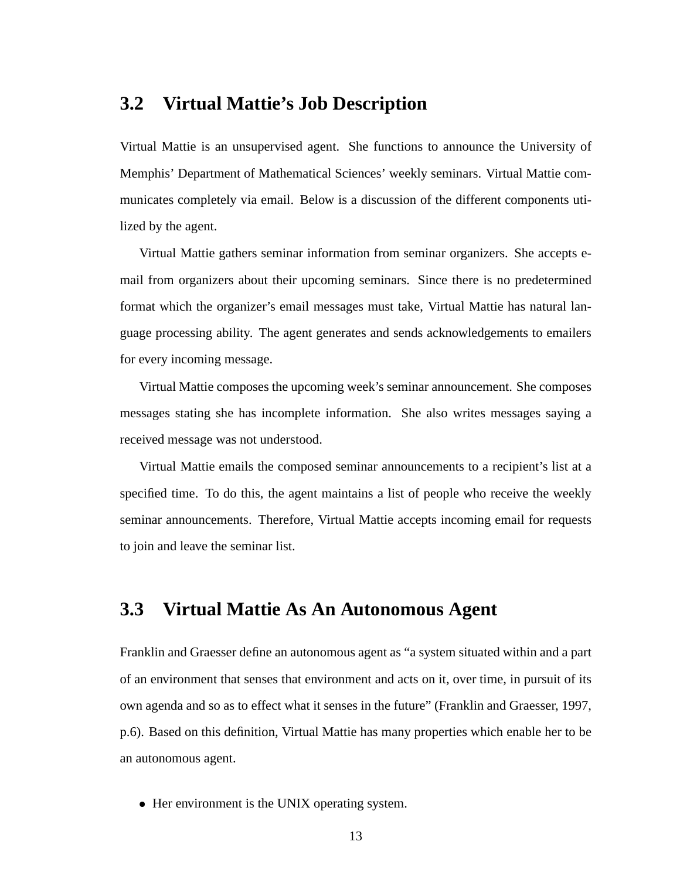## 3.2 Virtual Mattie's Job Description

Virtual Mattie is an unsupervised agent. She functions to announce the University of Memphis' Department of Mathematical Sciences' weekly seminars. Virtual Mattie communicates completely via email. Below is a discussion of the different components utilized by the agent.

Virtual Mattie gathers seminar information from seminar organizers. She accepts e-mail from organizers about their upcoming seminars. Since there is no predetermined format which the organizer's email messages must take, Virtual Mattie has natural language processing ability. The agent generates and sends acknowledgements to emailers for every incoming message.

Virtual Mattie composes the upcoming week's seminar announcement. She composes messages stating she has incomplete information. She also writes messages saying a received message was not understood.

Virtual Mattie emails the composed seminar announcements to a recipient's list at a specified time. To do this, the agent maintains a list of people who receive the weekly seminar announcements. Therefore, Virtual Mattie accepts incoming email for requests to join and leave the seminar list.

## 3.3 Virtual Mattie As An Autonomous Agent

Franklin and Graesser define an autonomous agent as "a system situated within and a part of an environment that senses that environment and acts on it, over time, in pursuit of its own agenda and so as to effect what it senses in the future" (Franklin and Graesser, 1997, p.6). Based on this definition, Virtual Mattie has many properties which enable her to be an autonomous agent.

- Her environment is the UNIX operating system.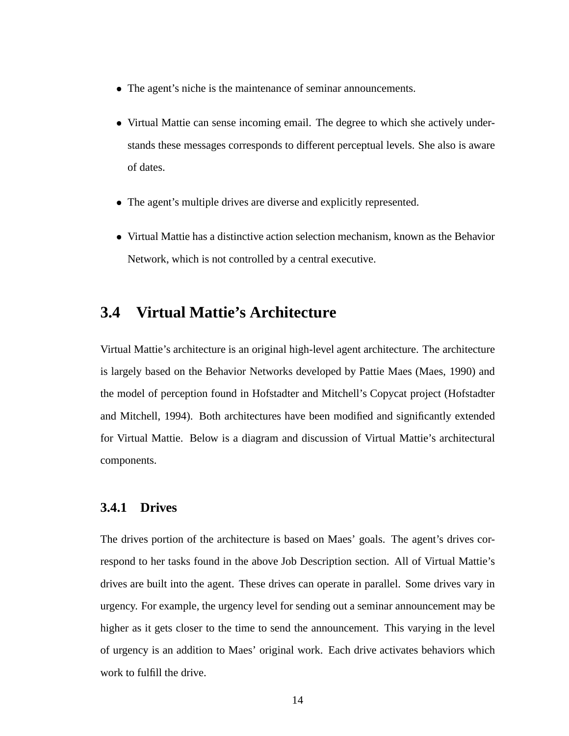- The agent's niche is the maintenance of seminar announcements.
- Virtual Mattie can sense incoming email. The degree to which she actively understands these messages corresponds to different perceptual levels. She also is aware of dates.
- The agent's multiple drives are diverse and explicitly represented.
- Virtual Mattie has a distinctive action selection mechanism, known as the Behavior Network, which is not controlled by a central executive.

## 3.4 Virtual Mattie's Architecture

Virtual Mattie's architecture is an original high-level agent architecture. The architecture is largely based on the Behavior Networks developed by Pattie Maes (Maes, 1990) and the model of perception found in Hofstadter and Mitchell's Copycat project (Hofstadter and Mitchell, 1994). Both architectures have been modified and significantly extended for Virtual Mattie. Below is a diagram and discussion of Virtual Mattie's architectural components.

### 3.4.1 Drives

The drives portion of the architecture is based on Maes' goals. The agent's drives correspond to her tasks found in the above Job Description section. All of Virtual Mattie's drives are built into the agent. These drives can operate in parallel. Some drives vary in urgency. For example, the urgency level for sending out a seminar announcement may be higher as it gets closer to the time to send the announcement. This varying in the level of urgency is an addition to Maes' original work. Each drive activates behaviors which work to fulfill the drive.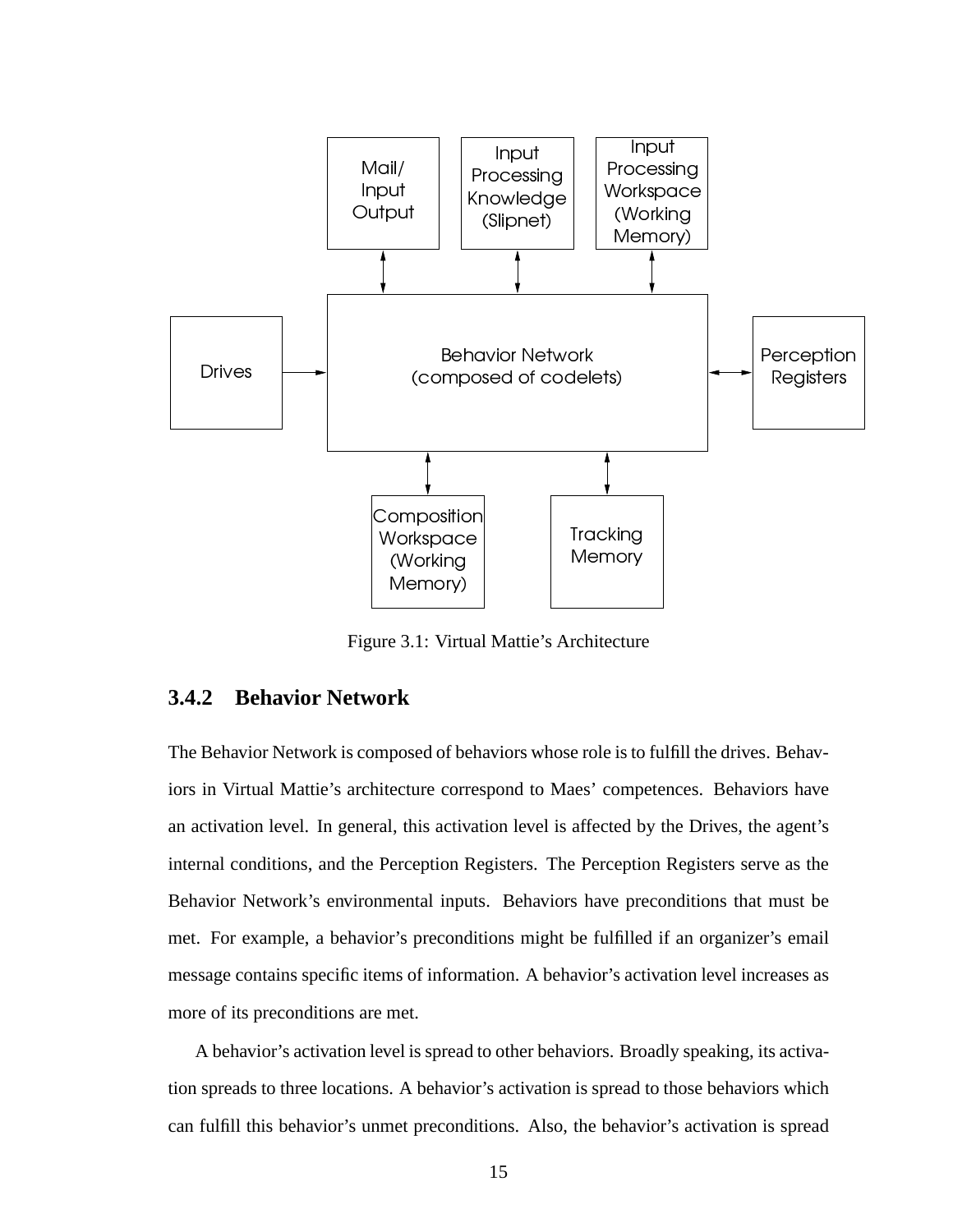Figure 3.1: Virtual Mattie's Architecture

### 3.4.2 Behavior Network

The Behavior Network is composed of behaviors whose role is to fulfill the drives. Behaviors in Virtual Mattie's architecture correspond to Maes' competences. Behaviors have an activation level. In general, this activation level is affected by the Drives, the agent's internal conditions, and the Perception Registers. The Perception Registers serve as the Behavior Network's environmental inputs. Behaviors have preconditions that must be met. For example, a behavior's preconditions might be fulfilled if an organizer's email message contains specific items of information. A behavior's activation level increases as more of its preconditions are met.

A behavior's activation level is spread to other behaviors. Broadly speaking, its activation spreads to three locations. A behavior's activation is spread to those behaviors which can fulfill this behavior's unmet preconditions. Also, the behavior's activation is spread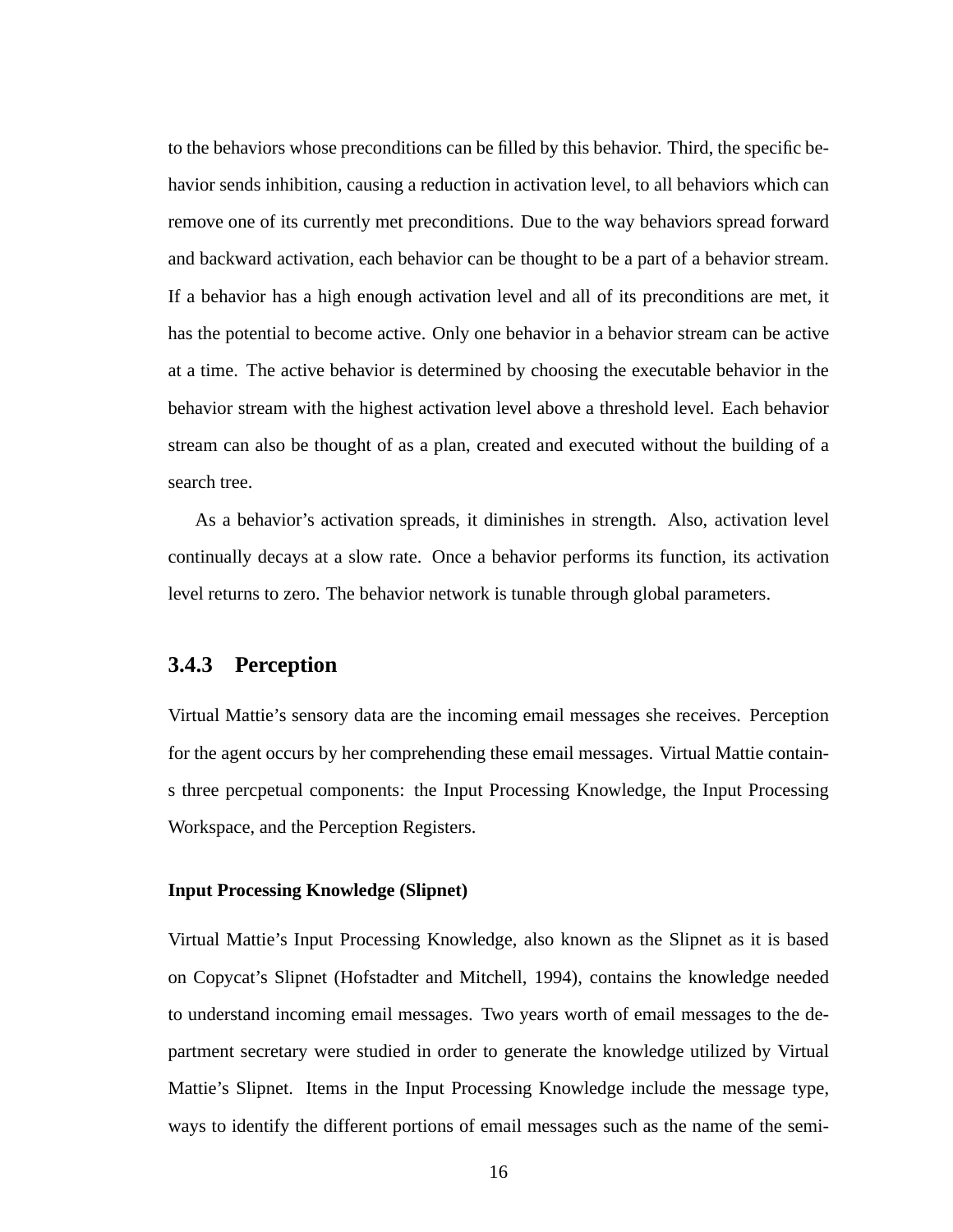to the behaviors whose preconditions can be filled by this behavior. Third, the specific behavior sends inhibition, causing a reduction in activation level, to all behaviors which can remove one of its currently met preconditions. Due to the way behaviors spread forward and backward activation, each behavior can be thought to be a part of a behavior stream. If a behavior has a high enough activation level and all of its preconditions are met, it has the potential to become active. Only one behavior in a behavior stream can be active at a time. The active behavior is determined by choosing the executable behavior in the behavior stream with the highest activation level above a threshold level. Each behavior stream can also be thought of as a plan, created and executed without the building of a search tree.

As a behavior's activation spreads, it diminishes in strength. Also, activation level continually decays at a slow rate. Once a behavior performs its function, its activation level returns to zero. The behavior network is tunable through global parameters.

### 3.4.3 Perception

Virtual Mattie's sensory data are the incoming email messages she receives. Perception for the agent occurs by her comprehending these email messages. Virtual Mattie contains three percpetual components: the Input Processing Knowledge, the Input Processing Workspace, and the Perception Registers.

#### Input Processing Knowledge (Slipnet)

Virtual Mattie's Input Processing Knowledge, also known as the Slipnet as it is based on Copycat's Slipnet (Hofstadter and Mitchell, 1994), contains the knowledge needed to understand incoming email messages. Two years worth of email messages to the department secretary were studied in order to generate the knowledge utilized by Virtual Mattie's Slipnet. Items in the Input Processing Knowledge include the message type, ways to identify the different portions of email messages such as the name of the semi-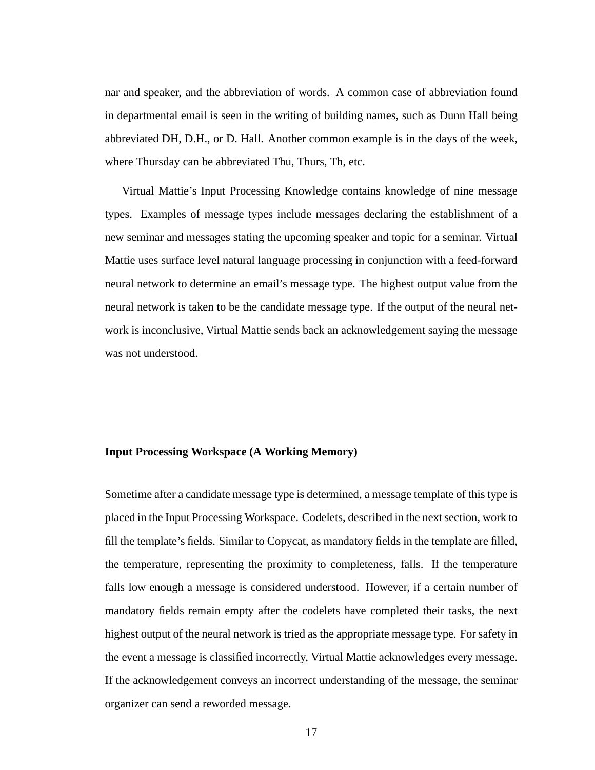nar and speaker, and the abbreviation of words. A common case of abbreviation found in departmental email is seen in the writing of building names, such as Dunn Hall being abbreviated DH, D.H., or D. Hall. Another common example is in the days of the week, where Thursday can be abbreviated Thu, Thurs, Th, etc.

Virtual Mattie's Input Processing Knowledge contains knowledge of nine message types. Examples of message types include messages declaring the establishment of a new seminar and messages stating the upcoming speaker and topic for a seminar. Virtual Mattie uses surface level natural language processing in conjunction with a feed-forward neural network to determine an email's message type. The highest output value from the neural network is taken to be the candidate message type. If the output of the neural network is inconclusive, Virtual Mattie sends back an acknowledgement saying the message was not understood.

**Input Processing Workspace (A Working Memory)**

Sometime after a candidate message type is determined, a message template of this type is placed in the Input Processing Workspace. Codelets, described in the next section, work to fill the template's fields. Similar to Copycat, as mandatory fields in the template are filled, the temperature, representing the proximity to completeness, falls. If the temperature falls low enough a message is considered understood. However, if a certain number of mandatory fields remain empty after the codelets have completed their tasks, the next highest output of the neural network is tried as the appropriate message type. For safety in the event a message is classified incorrectly, Virtual Mattie acknowledges every message. If the acknowledgement conveys an incorrect understanding of the message, the seminar organizer can send a reworded message.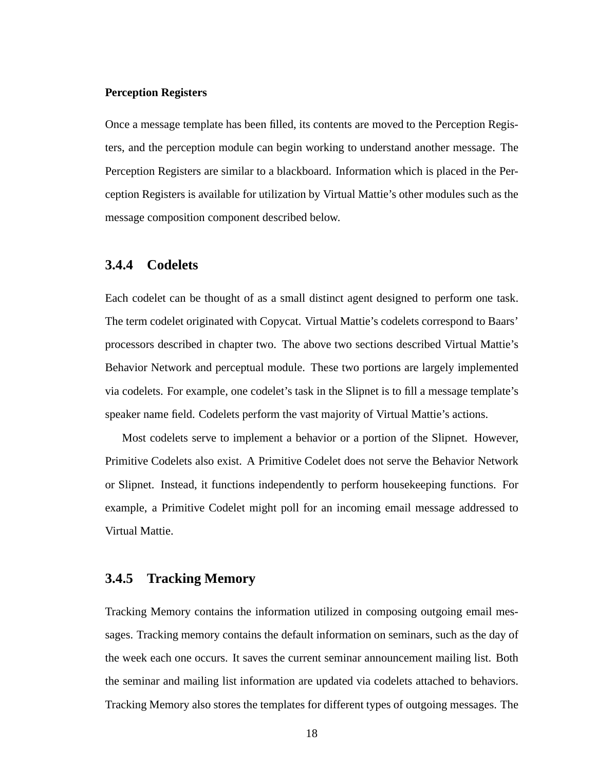**Perception Registers**

Once a message template has been filled, its contents are moved to the Perception Registers, and the perception module can begin working to understand another message. The Perception Registers are similar to a blackboard. Information which is placed in the Perception Registers is available for utilization by Virtual Mattie's other modules such as the message composition component described below.

### 3.4.4 Codelets

Each codelet can be thought of as a small distinct agent designed to perform one task. The term codelet originated with Copycat. Virtual Mattie's codelets correspond to Baars' processors described in chapter two. The above two sections described Virtual Mattie's Behavior Network and perceptual module. These two portions are largely implemented via codelets. For example, one codelet's task in the Slipnet is to fill a message template's speaker name field. Codelets perform the vast majority of Virtual Mattie's actions.

Most codelets serve to implement a behavior or a portion of the Slipnet. However, Primitive Codelets also exist. A Primitive Codelet does not serve the Behavior Network or Slipnet. Instead, it functions independently to perform housekeeping functions. For example, a Primitive Codelet might poll for an incoming email message addressed to Virtual Mattie.

### 3.4.5 Tracking Memory

Tracking Memory contains the information utilized in composing outgoing email messages. Tracking memory contains the default information on seminars, such as the day of the week each one occurs. It saves the current seminar announcement mailing list. Both the seminar and mailing list information are updated via codelets attached to behaviors. Tracking Memory also stores the templates for different types of outgoing messages. The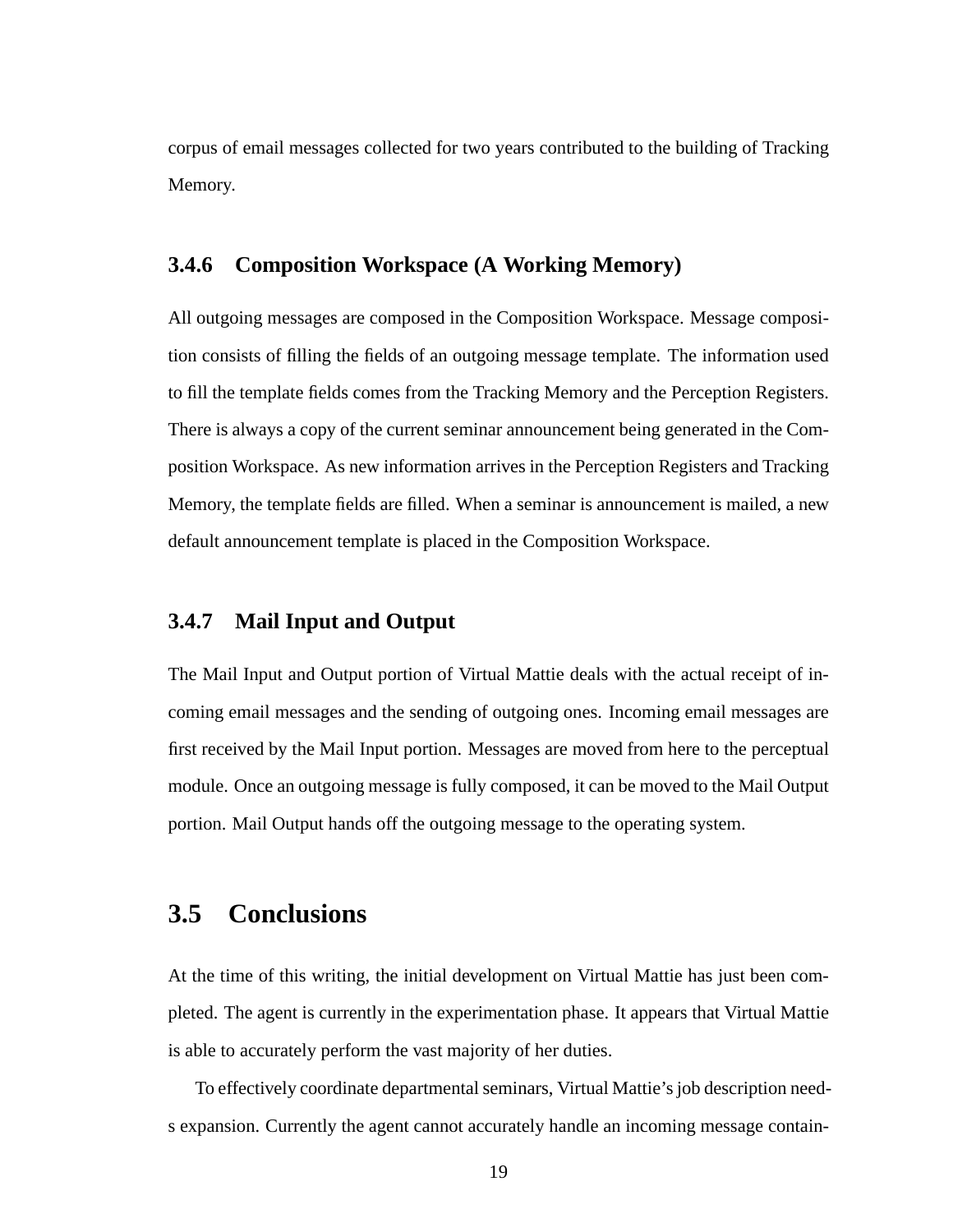corpus of email messages collected for two years contributed to the building of Tracking Memory.

### 3.4.6 Composition Workspace (A Working Memory)

All outgoing messages are composed in the Composition Workspace. Message composition consists of filling the fields of an outgoing message template. The information used to fill the template fields comes from the Tracking Memory and the Perception Registers. There is always a copy of the current seminar announcement being generated in the Composition Workspace. As new information arrives in the Perception Registers and Tracking Memory, the template fields are filled. When a seminar is announcement is mailed, a new default announcement template is placed in the Composition Workspace.

### 3.4.7 Mail Input and Output

The Mail Input and Output portion of Virtual Mattie deals with the actual receipt of incoming email messages and the sending of outgoing ones. Incoming email messages are first received by the Mail Input portion. Messages are moved from here to the perceptual module. Once an outgoing message is fully composed, it can be moved to the Mail Output portion. Mail Output hands off the outgoing message to the operating system.

## 3.5 Conclusions

At the time of this writing, the initial development on Virtual Mattie has just been completed. The agent is currently in the experimentation phase. It appears that Virtual Mattie is able to accurately perform the vast majority of her duties.

To effectively coordinate departmental seminars, Virtual Mattie's job description needs expansion. Currently the agent cannot accurately handle an incoming message contain-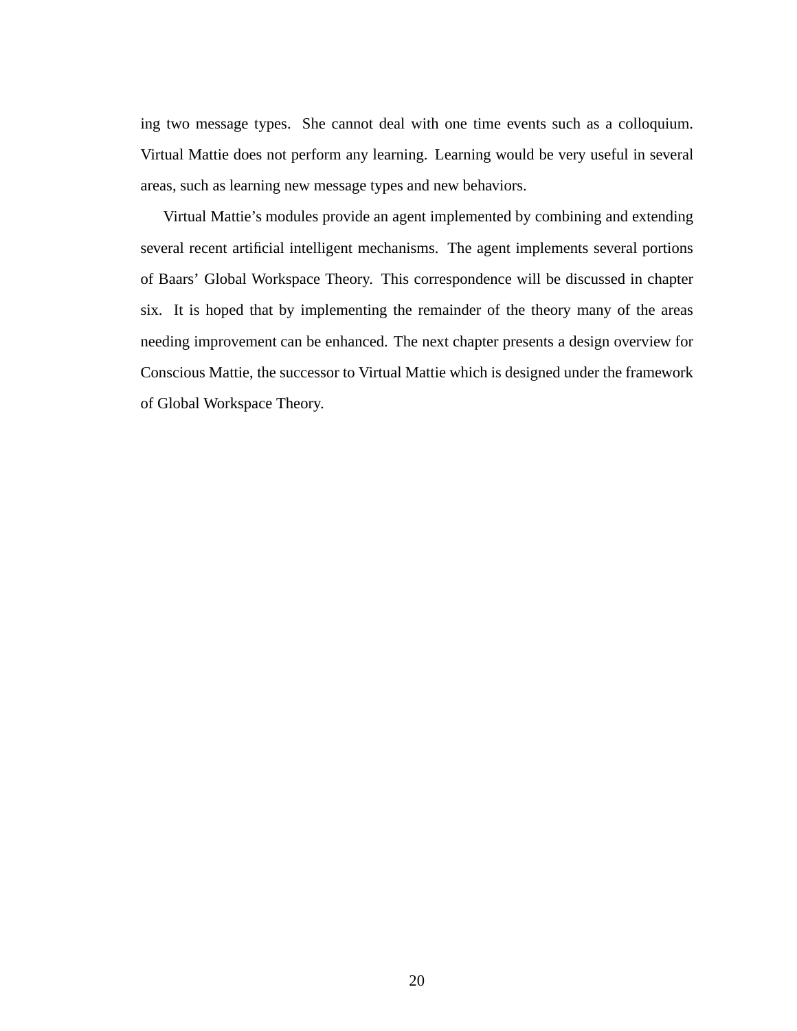ing two message types. She cannot deal with one time events such as a colloquium. Virtual Mattie does not perform any learning. Learning would be very useful in several areas, such as learning new message types and new behaviors.

Virtual Mattie's modules provide an agent implemented by combining and extending several recent artificial intelligent mechanisms. The agent implements several portions of Baars' Global Workspace Theory. This correspondence will be discussed in chapter six. It is hoped that by implementing the remainder of the theory many of the areas needing improvement can be enhanced. The next chapter presents a design overview for Conscious Mattie, the successor to Virtual Mattie which is designed under the framework of Global Workspace Theory.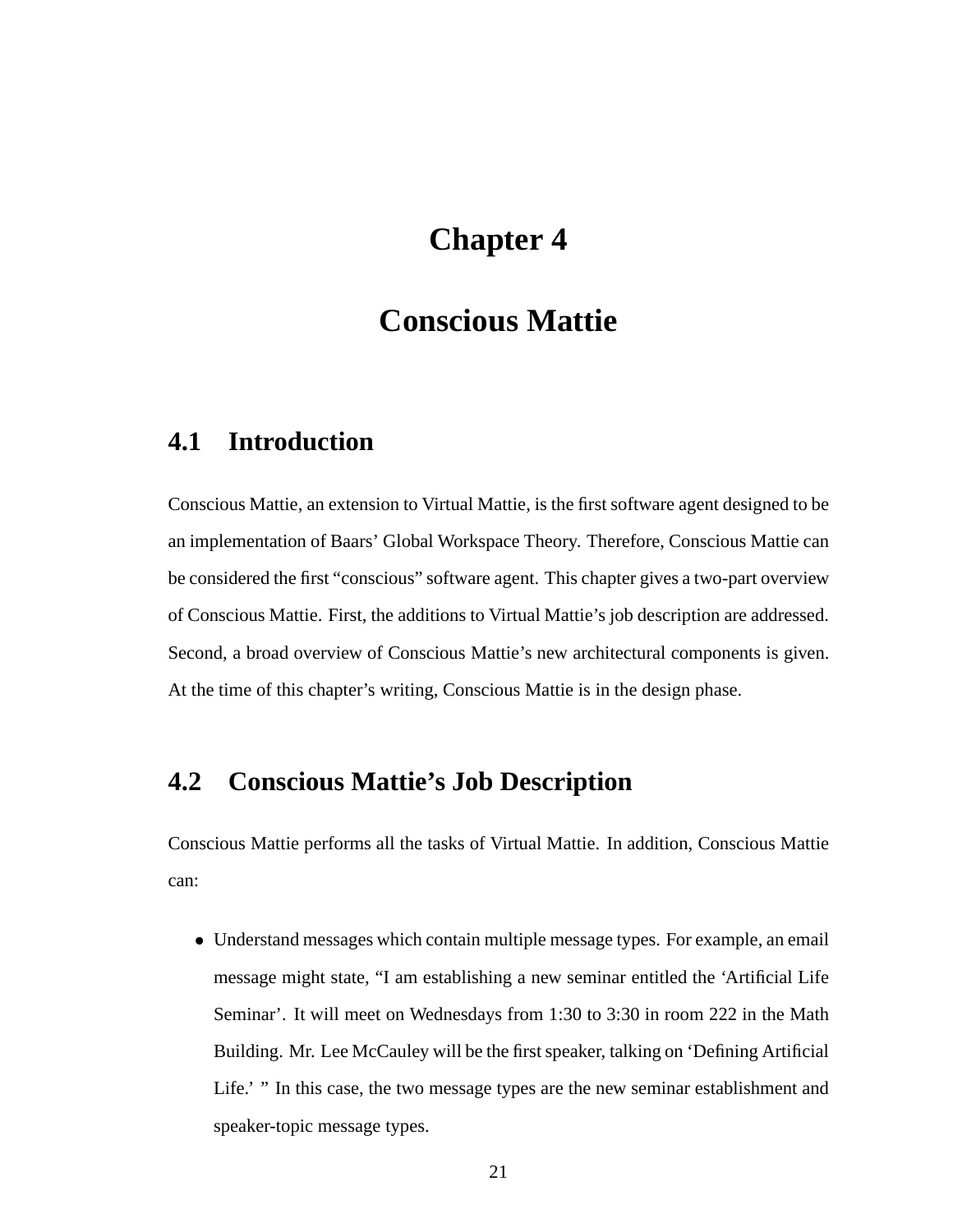# Chapter 4

# Conscious Mattie

## 4.1 Introduction

Conscious Mattie, an extension to Virtual Mattie, is the first software agent designed to be an implementation of Baars' Global Workspace Theory. Therefore, Conscious Mattie can be considered the first "conscious" software agent. This chapter gives a two-part overview of Conscious Mattie. First, the additions to Virtual Mattie's job description are addressed. Second, a broad overview of Conscious Mattie's new architectural components is given. At the time of this chapter's writing, Conscious Mattie is in the design phase.

## 4.2 Conscious Mattie's Job Description

Conscious Mattie performs all the tasks of Virtual Mattie. In addition, Conscious Mattie can:

- Understand messages which contain multiple message types. For example, an email message might state, "I am establishing a new seminar entitled the 'Artificial Life Seminar'. It will meet on Wednesdays from 1:30 to 3:30 in room 222 in the Math Building. Mr. Lee McCauley will be the first speaker, talking on 'Defining Artificial Life.' " In this case, the two message types are the new seminar establishment and speaker-topic message types.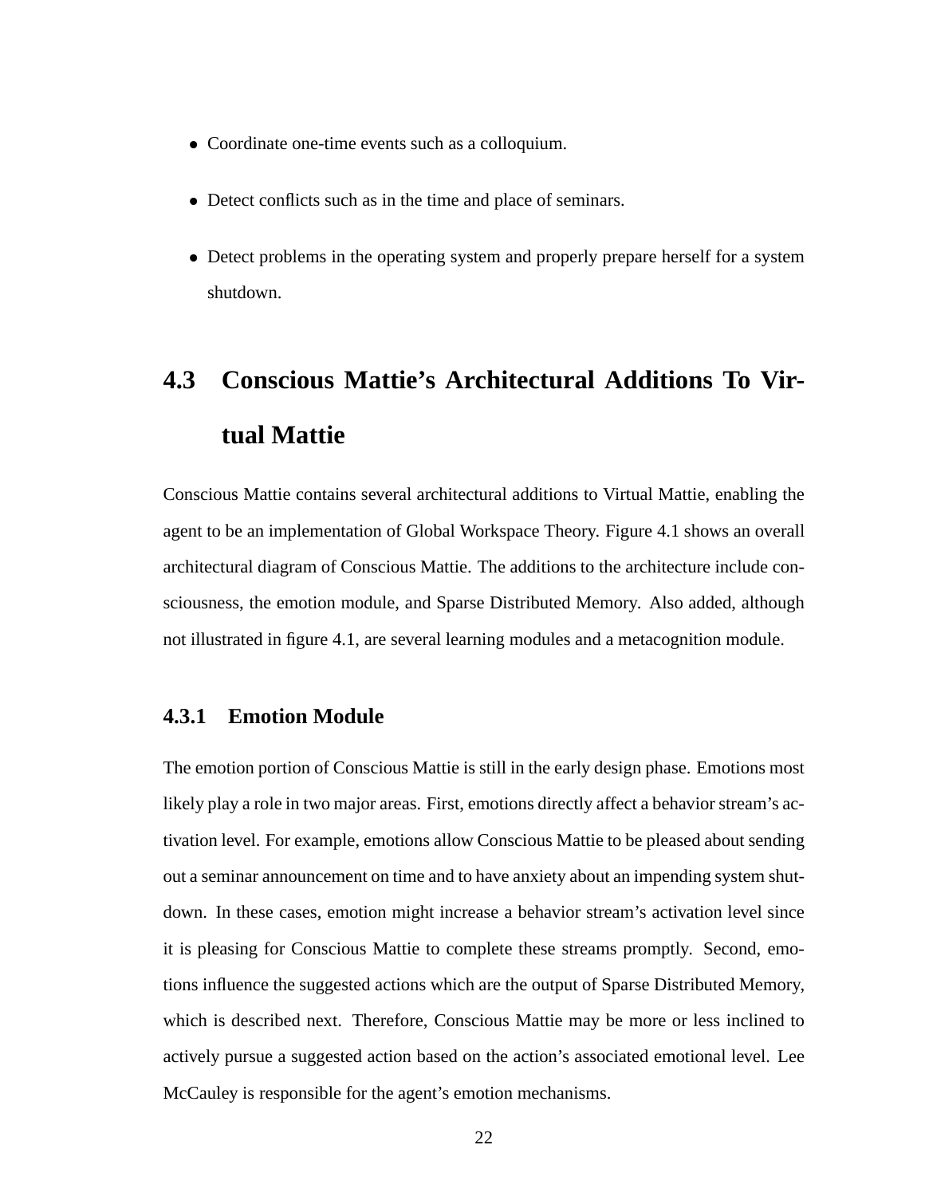- Coordinate one-time events such as a colloquium.
- Detect conflicts such as in the time and place of seminars.
- Detect problems in the operating system and properly prepare herself for a system shutdown.

## 4.3 Conscious Mattie's Architectural Additions To Virtual Mattie

Conscious Mattie contains several architectural additions to Virtual Mattie, enabling the agent to be an implementation of Global Workspace Theory. Figure 4.1 shows an overall architectural diagram of Conscious Mattie. The additions to the architecture include consciousness, the emotion module, and Sparse Distributed Memory. Also added, although not illustrated in figure 4.1, are several learning modules and a metacognition module.

### 4.3.1 Emotion Module

The emotion portion of Conscious Mattie is still in the early design phase. Emotions most likely play a role in two major areas. First, emotions directly affect a behavior stream's activation level. For example, emotions allow Conscious Mattie to be pleased about sending out a seminar announcement on time and to have anxiety about an impending system shutdown. In these cases, emotion might increase a behavior stream's activation level since it is pleasing for Conscious Mattie to complete these streams promptly. Second, emotions influence the suggested actions which are the output of Sparse Distributed Memory, which is described next. Therefore, Conscious Mattie may be more or less inclined to actively pursue a suggested action based on the action's associated emotional level. Lee McCauley is responsible for the agent's emotion mechanisms.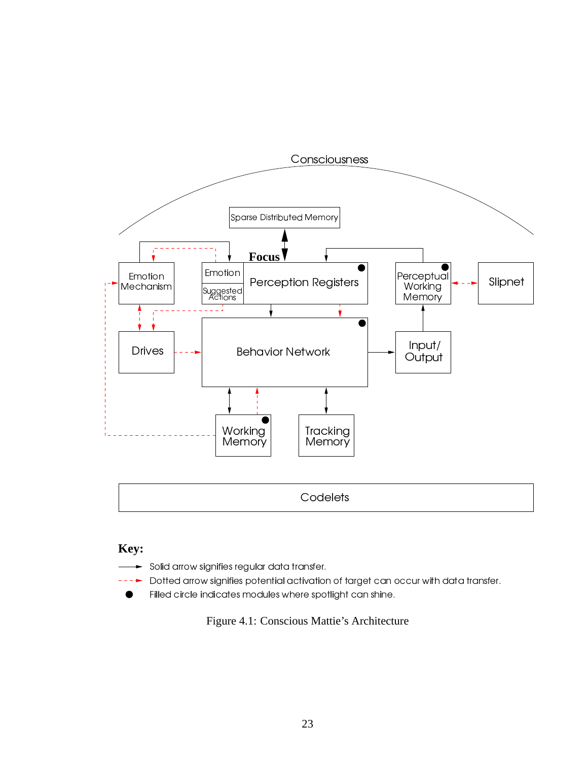Consciousness

Sparse Distributed Memory

Focus

Emotion Mechanism

Emotion

Suggested Actions

Perception Registers

Perceptual Working Memory

Slipnet

Drives

Behavior Network

Input/ Output

Working Memory

Tracking Memory

Codelets

**Key:**

Solid arrow signifies regular data transfer.

Dotted arrow signifies potential activation of target can occur with data transfer.

Filled circle indicates modules where spotlight can shine.

Figure 4.1: Conscious Mattie's Architecture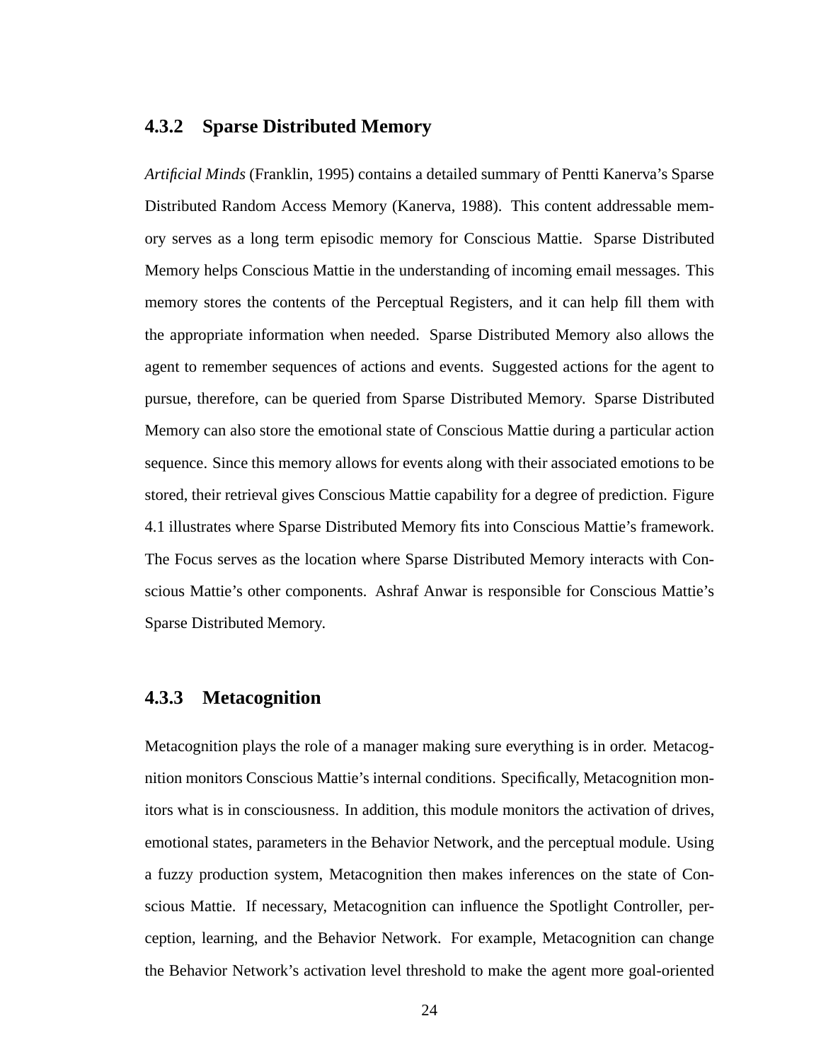### 4.3.2 Sparse Distributed Memory

*Artificial Minds* (Franklin, 1995) contains a detailed summary of Pentti Kanerva's Sparse Distributed Random Access Memory (Kanerva, 1988). This content addressable memory serves as a long term episodic memory for Conscious Mattie. Sparse Distributed Memory helps Conscious Mattie in the understanding of incoming email messages. This memory stores the contents of the Perceptual Registers, and it can help fill them with the appropriate information when needed. Sparse Distributed Memory also allows the agent to remember sequences of actions and events. Suggested actions for the agent to pursue, therefore, can be queried from Sparse Distributed Memory. Sparse Distributed Memory can also store the emotional state of Conscious Mattie during a particular action sequence. Since this memory allows for events along with their associated emotions to be stored, their retrieval gives Conscious Mattie capability for a degree of prediction. Figure 4.1 illustrates where Sparse Distributed Memory fits into Conscious Mattie's framework. The Focus serves as the location where Sparse Distributed Memory interacts with Conscious Mattie's other components. Ashraf Anwar is responsible for Conscious Mattie's Sparse Distributed Memory.

### 4.3.3 Metacognition

Metacognition plays the role of a manager making sure everything is in order. Metacognition monitors Conscious Mattie's internal conditions. Specifically, Metacognition monitors what is in consciousness. In addition, this module monitors the activation of drives, emotional states, parameters in the Behavior Network, and the perceptual module. Using a fuzzy production system, Metacognition then makes inferences on the state of Conscious Mattie. If necessary, Metacognition can influence the Spotlight Controller, perception, learning, and the Behavior Network. For example, Metacognition can change the Behavior Network's activation level threshold to make the agent more goal-oriented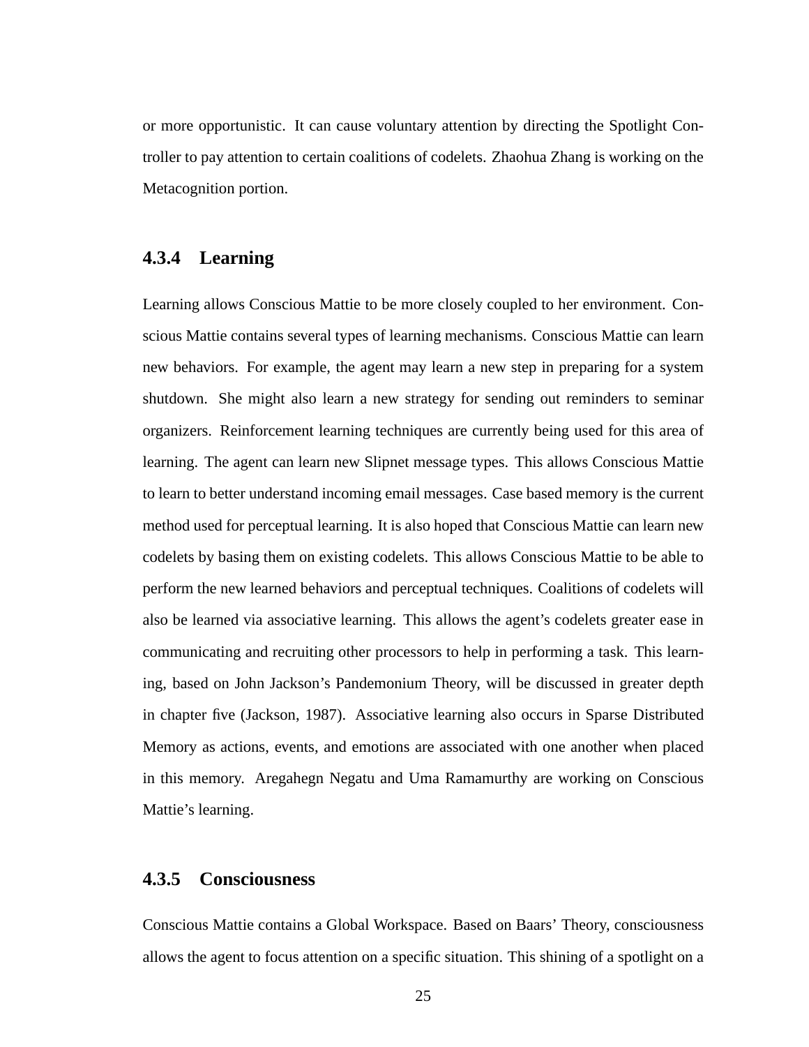or more opportunistic. It can cause voluntary attention by directing the Spotlight Controller to pay attention to certain coalitions of codelets. Zhaohua Zhang is working on the Metacognition portion.

### 4.3.4 Learning

Learning allows Conscious Mattie to be more closely coupled to her environment. Conscious Mattie contains several types of learning mechanisms. Conscious Mattie can learn new behaviors. For example, the agent may learn a new step in preparing for a system shutdown. She might also learn a new strategy for sending out reminders to seminar organizers. Reinforcement learning techniques are currently being used for this area of learning. The agent can learn new Slipnet message types. This allows Conscious Mattie to learn to better understand incoming email messages. Case based memory is the current method used for perceptual learning. It is also hoped that Conscious Mattie can learn new codelets by basing them on existing codelets. This allows Conscious Mattie to be able to perform the new learned behaviors and perceptual techniques. Coalitions of codelets will also be learned via associative learning. This allows the agent's codelets greater ease in communicating and recruiting other processors to help in performing a task. This learning, based on John Jackson's Pandemonium Theory, will be discussed in greater depth in chapter five (Jackson, 1987). Associative learning also occurs in Sparse Distributed Memory as actions, events, and emotions are associated with one another when placed in this memory. Aregahegn Negatu and Uma Ramamurthy are working on Conscious Mattie's learning.

### 4.3.5 Consciousness

Conscious Mattie contains a Global Workspace. Based on Baars' Theory, consciousness allows the agent to focus attention on a specific situation. This shining of a spotlight on a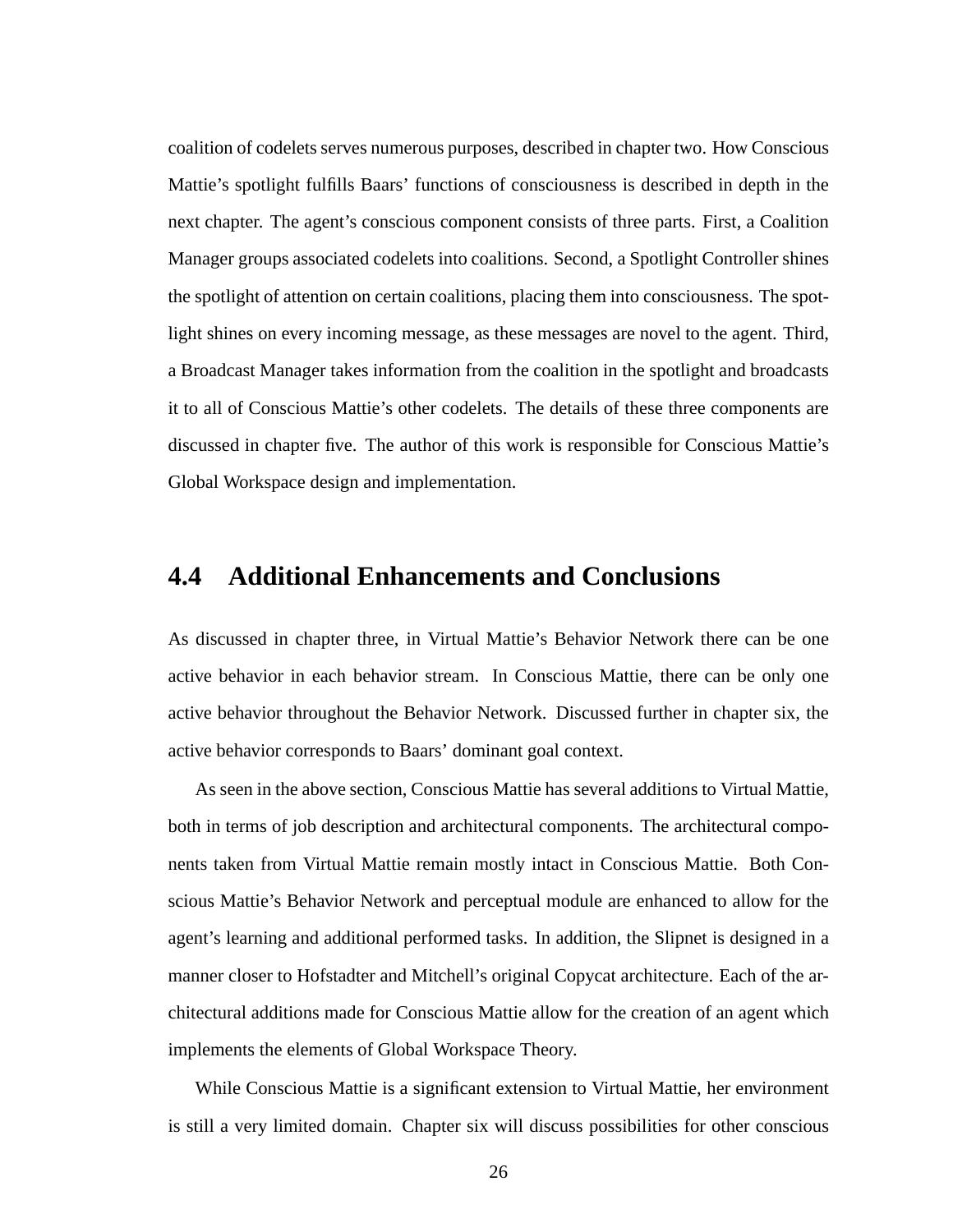coalition of codelets serves numerous purposes, described in chapter two. How Conscious Mattie's spotlight fulfills Baars' functions of consciousness is described in depth in the next chapter. The agent's conscious component consists of three parts. First, a Coalition Manager groups associated codelets into coalitions. Second, a Spotlight Controller shines the spotlight of attention on certain coalitions, placing them into consciousness. The spotlight shines on every incoming message, as these messages are novel to the agent. Third, a Broadcast Manager takes information from the coalition in the spotlight and broadcasts it to all of Conscious Mattie's other codelets. The details of these three components are discussed in chapter five. The author of this work is responsible for Conscious Mattie's Global Workspace design and implementation.

## 4.4 Additional Enhancements and Conclusions

As discussed in chapter three, in Virtual Mattie's Behavior Network there can be one active behavior in each behavior stream. In Conscious Mattie, there can be only one active behavior throughout the Behavior Network. Discussed further in chapter six, the active behavior corresponds to Baars' dominant goal context.

As seen in the above section, Conscious Mattie has several additions to Virtual Mattie, both in terms of job description and architectural components. The architectural components taken from Virtual Mattie remain mostly intact in Conscious Mattie. Both Conscious Mattie's Behavior Network and perceptual module are enhanced to allow for the agent's learning and additional performed tasks. In addition, the Slipnet is designed in a manner closer to Hofstadter and Mitchell's original Copycat architecture. Each of the architectural additions made for Conscious Mattie allow for the creation of an agent which implements the elements of Global Workspace Theory.

While Conscious Mattie is a significant extension to Virtual Mattie, her environment is still a very limited domain. Chapter six will discuss possibilities for other conscious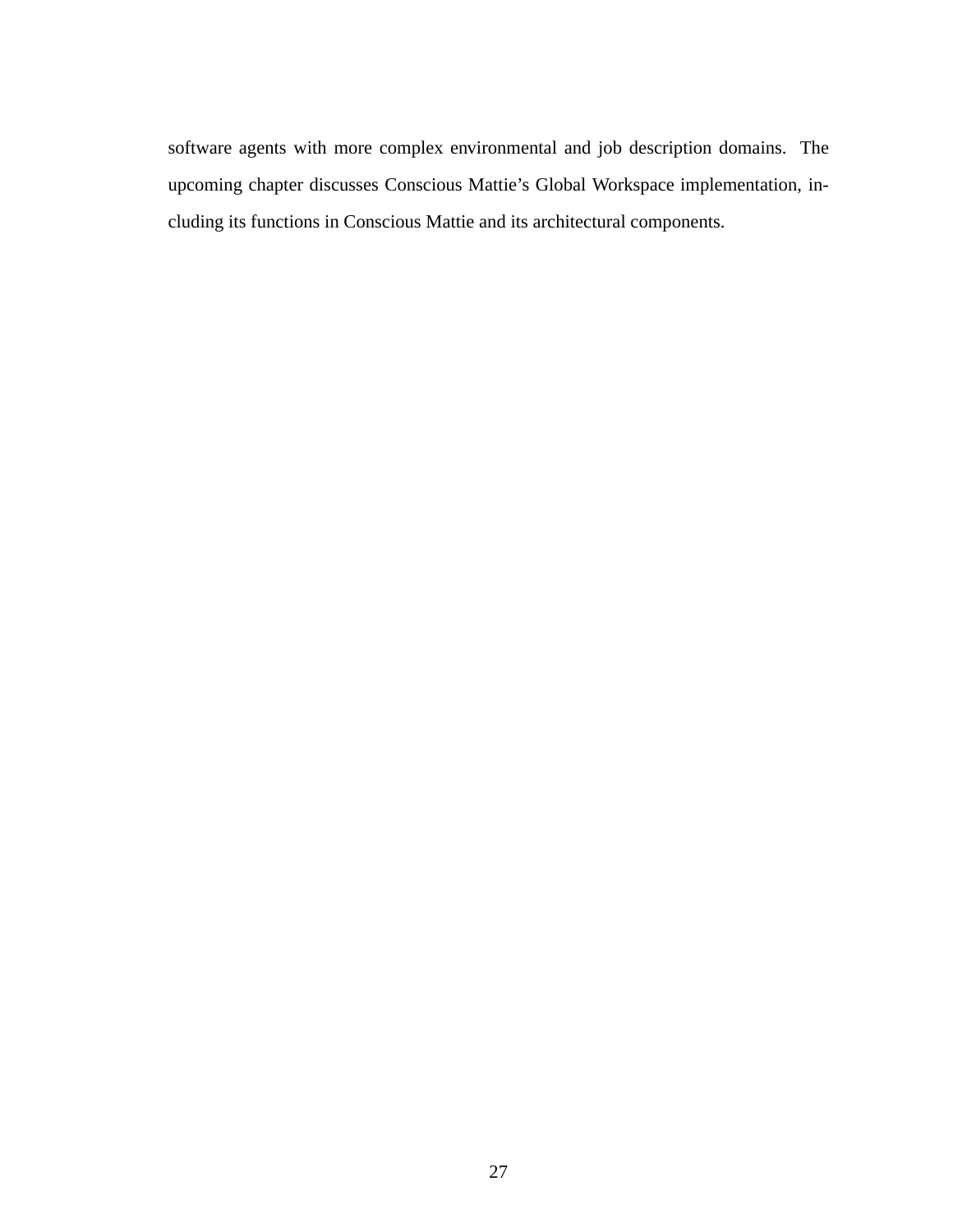software agents with more complex environmental and job description domains. The upcoming chapter discusses Conscious Mattie's Global Workspace implementation, including its functions in Conscious Mattie and its architectural components.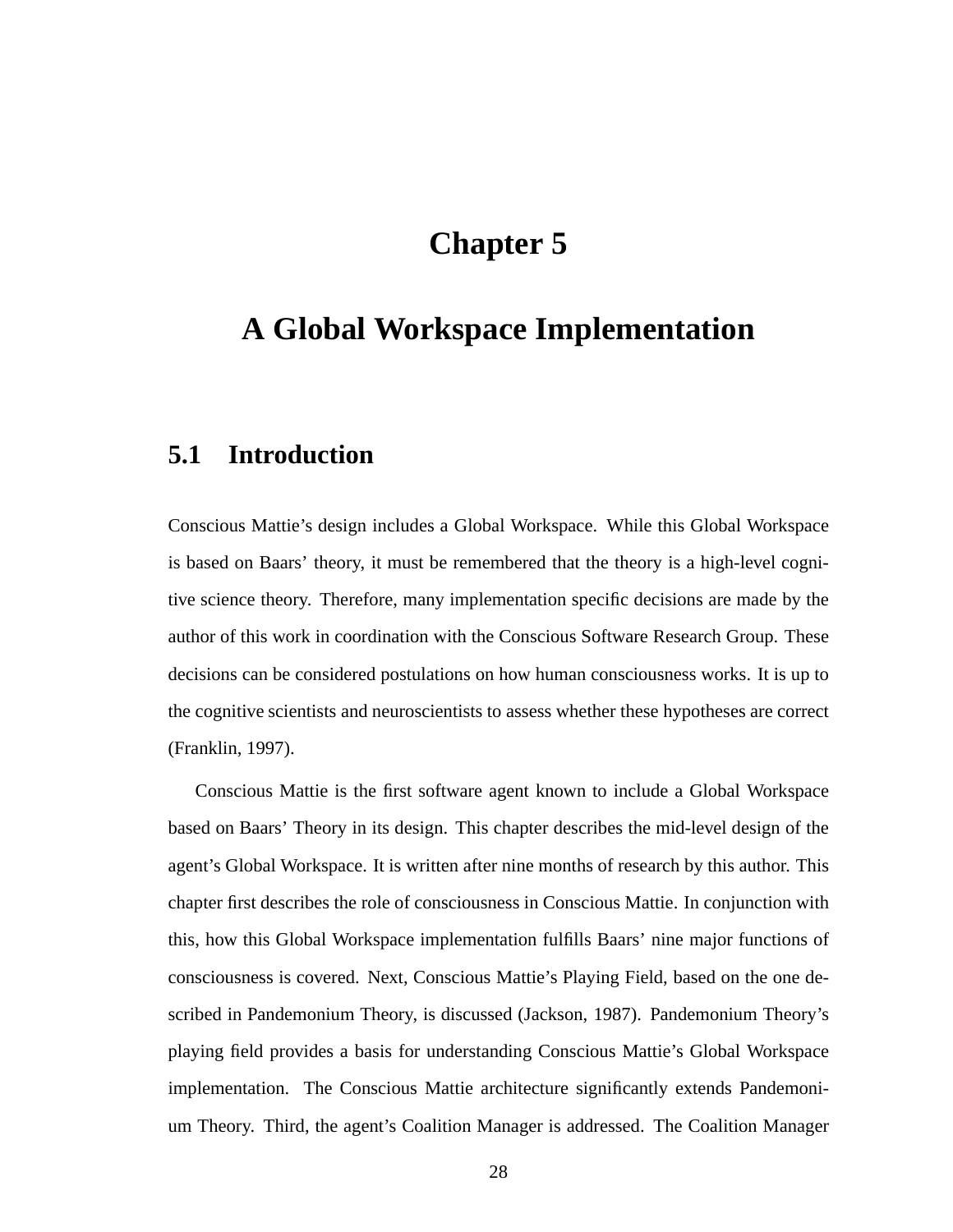# Chapter 5

# A Global Workspace Implementation

## 5.1 Introduction

Conscious Mattie's design includes a Global Workspace. While this Global Workspace is based on Baars' theory, it must be remembered that the theory is a high-level cognitive science theory. Therefore, many implementation specific decisions are made by the author of this work in coordination with the Conscious Software Research Group. These decisions can be considered postulations on how human consciousness works. It is up to the cognitive scientists and neuroscientists to assess whether these hypotheses are correct (Franklin, 1997).

Conscious Mattie is the first software agent known to include a Global Workspace based on Baars' Theory in its design. This chapter describes the mid-level design of the agent's Global Workspace. It is written after nine months of research by this author. This chapter first describes the role of consciousness in Conscious Mattie. In conjunction with this, how this Global Workspace implementation fulfills Baars' nine major functions of consciousness is covered. Next, Conscious Mattie's Playing Field, based on the one described in Pandemonium Theory, is discussed (Jackson, 1987). Pandemonium Theory's playing field provides a basis for understanding Conscious Mattie's Global Workspace implementation. The Conscious Mattie architecture significantly extends Pandemonium Theory. Third, the agent's Coalition Manager is addressed. The Coalition Manager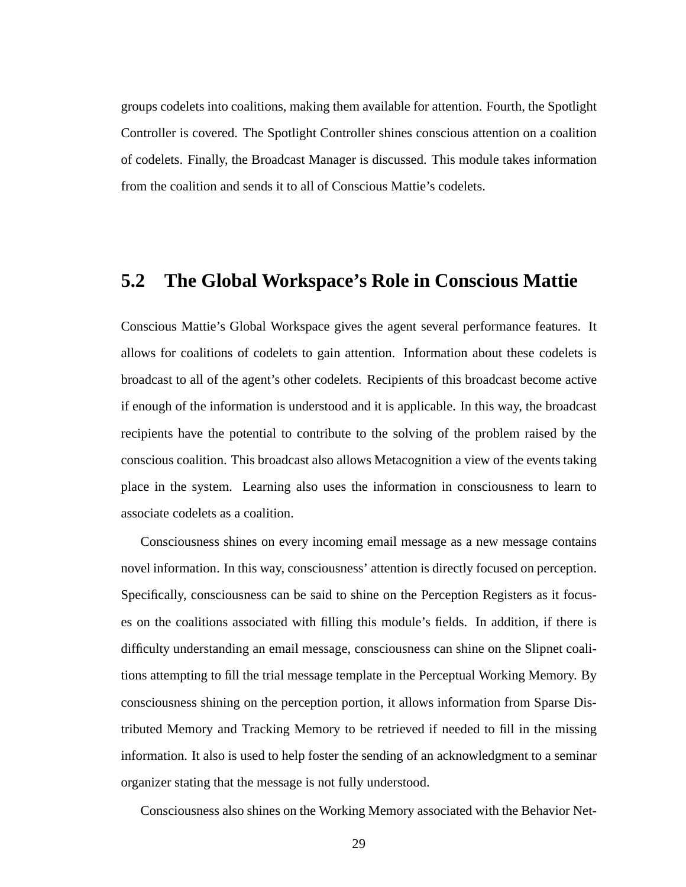groups codelets into coalitions, making them available for attention. Fourth, the Spotlight Controller is covered. The Spotlight Controller shines conscious attention on a coalition of codelets. Finally, the Broadcast Manager is discussed. This module takes information from the coalition and sends it to all of Conscious Mattie's codelets.

## 5.2 The Global Workspace's Role in Conscious Mattie

Conscious Mattie's Global Workspace gives the agent several performance features. It allows for coalitions of codelets to gain attention. Information about these codelets is broadcast to all of the agent's other codelets. Recipients of this broadcast become active if enough of the information is understood and it is applicable. In this way, the broadcast recipients have the potential to contribute to the solving of the problem raised by the conscious coalition. This broadcast also allows Metacognition a view of the events taking place in the system. Learning also uses the information in consciousness to learn to associate codelets as a coalition.

Consciousness shines on every incoming email message as a new message contains novel information. In this way, consciousness' attention is directly focused on perception. Specifically, consciousness can be said to shine on the Perception Registers as it focuses on the coalitions associated with filling this module's fields. In addition, if there is difficulty understanding an email message, consciousness can shine on the Slipnet coalitions attempting to fill the trial message template in the Perceptual Working Memory. By consciousness shining on the perception portion, it allows information from Sparse Distributed Memory and Tracking Memory to be retrieved if needed to fill in the missing information. It also is used to help foster the sending of an acknowledgment to a seminar organizer stating that the message is not fully understood.

Consciousness also shines on the Working Memory associated with the Behavior Net-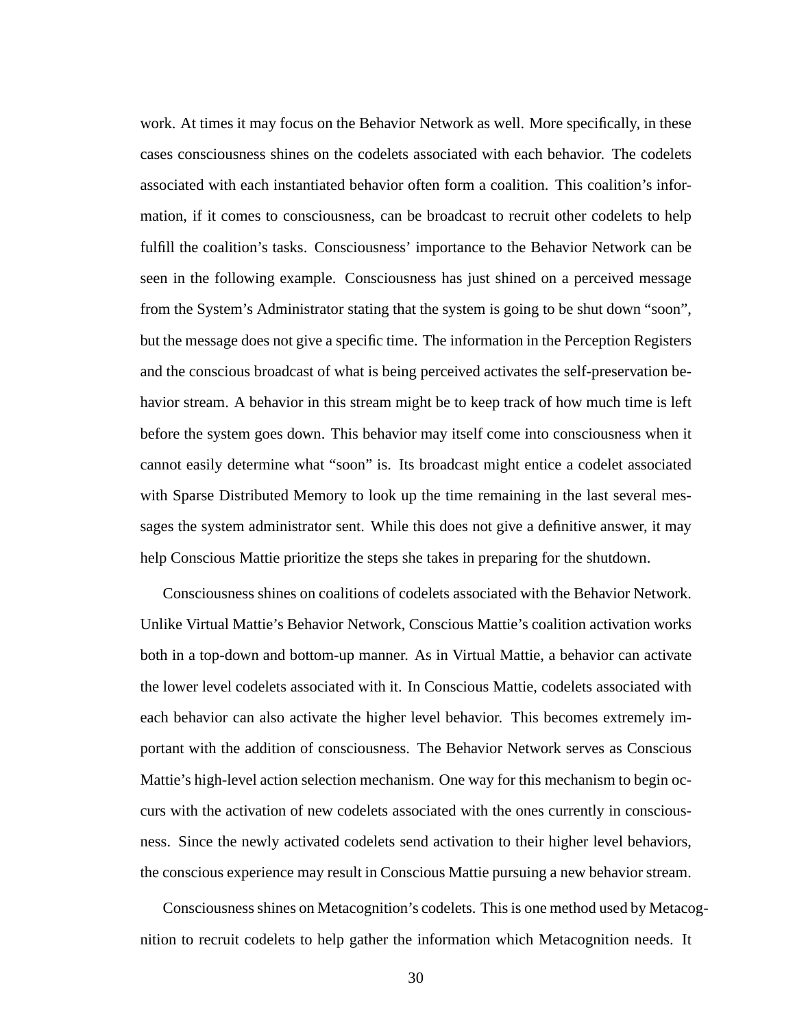work. At times it may focus on the Behavior Network as well. More specifically, in these cases consciousness shines on the codelets associated with each behavior. The codelets associated with each instantiated behavior often form a coalition. This coalition's information, if it comes to consciousness, can be broadcast to recruit other codelets to help fulfill the coalition's tasks. Consciousness' importance to the Behavior Network can be seen in the following example. Consciousness has just shined on a perceived message from the System's Administrator stating that the system is going to be shut down "soon", but the message does not give a specific time. The information in the Perception Registers and the conscious broadcast of what is being perceived activates the self-preservation behavior stream. A behavior in this stream might be to keep track of how much time is left before the system goes down. This behavior may itself come into consciousness when it cannot easily determine what "soon" is. Its broadcast might entice a codelet associated with Sparse Distributed Memory to look up the time remaining in the last several messages the system administrator sent. While this does not give a definitive answer, it may help Conscious Mattie prioritize the steps she takes in preparing for the shutdown.

Consciousness shines on coalitions of codelets associated with the Behavior Network. Unlike Virtual Mattie's Behavior Network, Conscious Mattie's coalition activation works both in a top-down and bottom-up manner. As in Virtual Mattie, a behavior can activate the lower level codelets associated with it. In Conscious Mattie, codelets associated with each behavior can also activate the higher level behavior. This becomes extremely important with the addition of consciousness. The Behavior Network serves as Conscious Mattie's high-level action selection mechanism. One way for this mechanism to begin occurs with the activation of new codelets associated with the ones currently in consciousness. Since the newly activated codelets send activation to their higher level behaviors, the conscious experience may result in Conscious Mattie pursuing a new behavior stream.

Consciousness shines on Metacognition's codelets. This is one method used by Metacognition to recruit codelets to help gather the information which Metacognition needs. It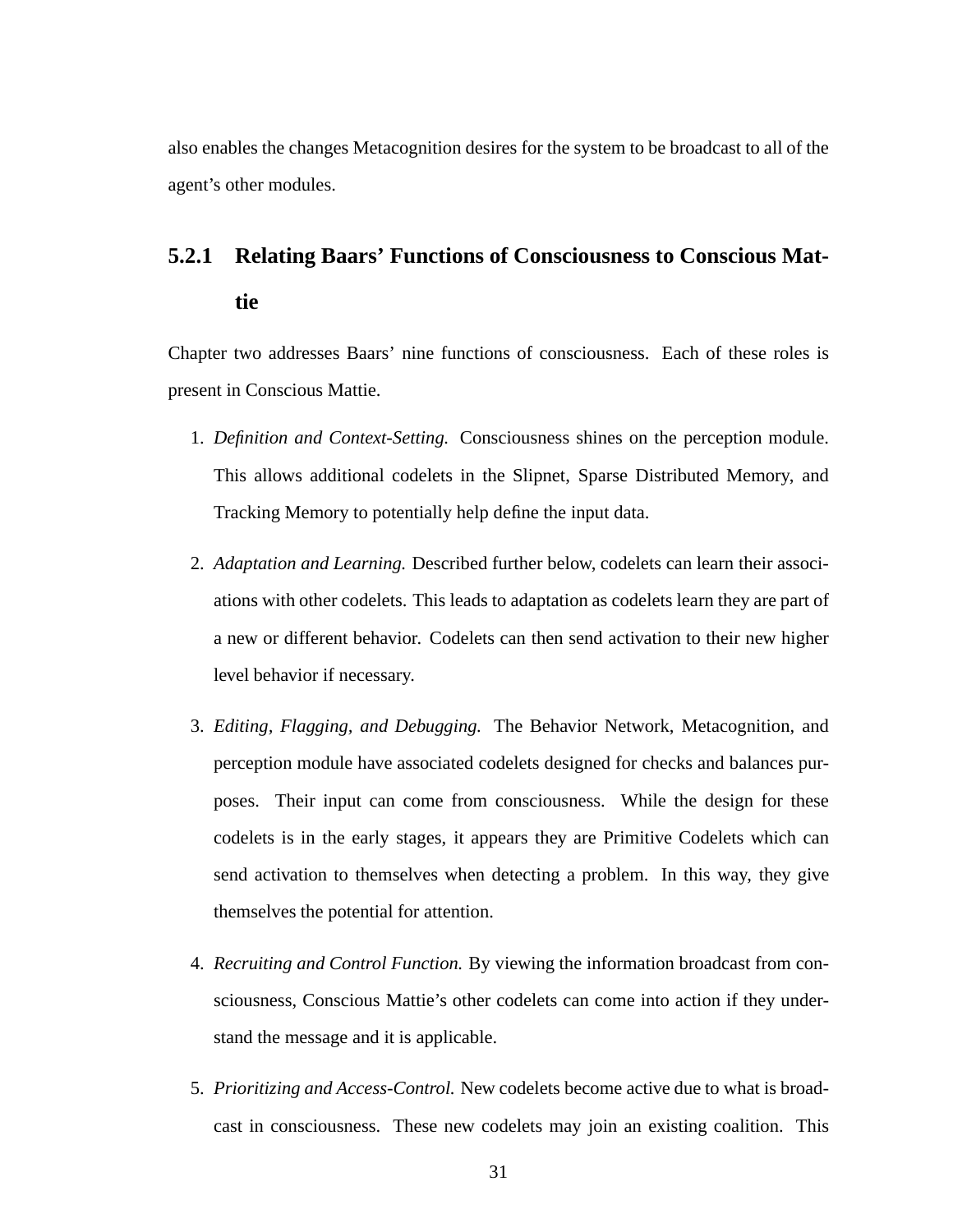also enables the changes Metacognition desires for the system to be broadcast to all of the agent's other modules.

### 5.2.1 Relating Baars' Functions of Consciousness to Conscious Mattie

Chapter two addresses Baars' nine functions of consciousness. Each of these roles is present in Conscious Mattie.

1. *Definition and Context-Setting.* Consciousness shines on the perception module. This allows additional codelets in the Slipnet, Sparse Distributed Memory, and Tracking Memory to potentially help define the input data.

2. *Adaptation and Learning.* Described further below, codelets can learn their associations with other codelets. This leads to adaptation as codelets learn they are part of a new or different behavior. Codelets can then send activation to their new higher level behavior if necessary.

3. *Editing, Flagging, and Debugging.* The Behavior Network, Metacognition, and perception module have associated codelets designed for checks and balances purposes. Their input can come from consciousness. While the design for these codelets is in the early stages, it appears they are Primitive Codelets which can send activation to themselves when detecting a problem. In this way, they give themselves the potential for attention.

4. *Recruiting and Control Function.* By viewing the information broadcast from consciousness, Conscious Mattie's other codelets can come into action if they understand the message and it is applicable.

5. *Prioritizing and Access-Control.* New codelets become active due to what is broadcast in consciousness. These new codelets may join an existing coalition. This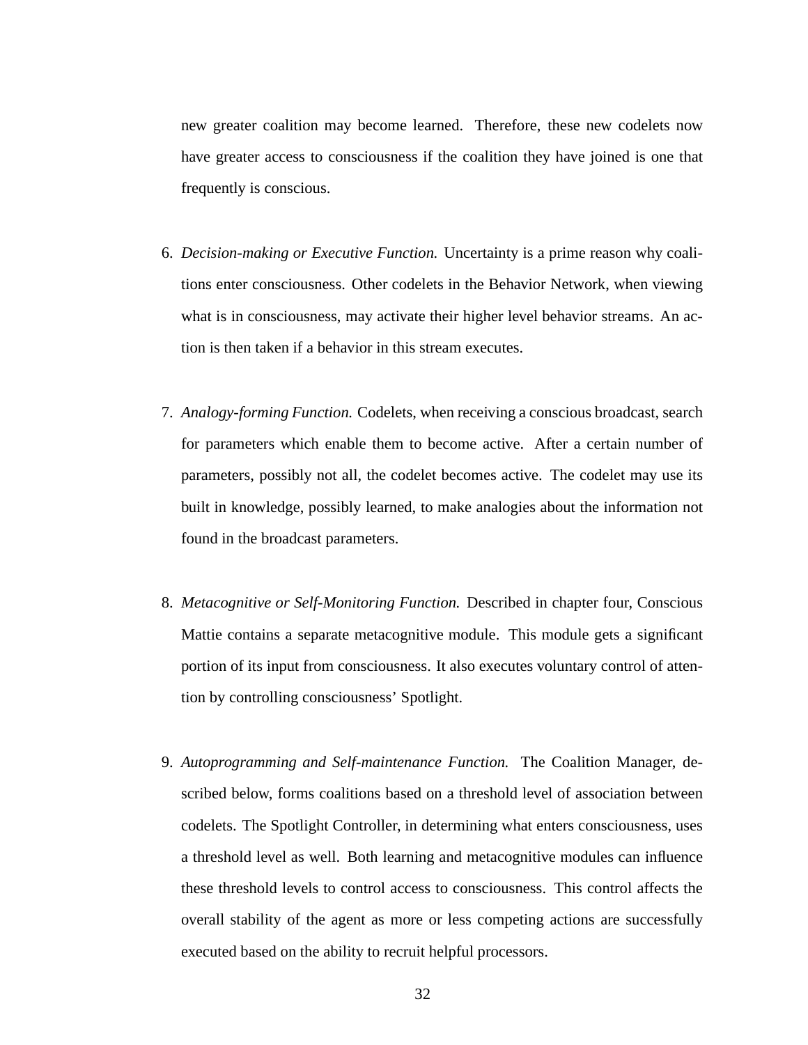new greater coalition may become learned. Therefore, these new codelets now have greater access to consciousness if the coalition they have joined is one that frequently is conscious.

6. *Decision-making or Executive Function.* Uncertainty is a prime reason why coalitions enter consciousness. Other codelets in the Behavior Network, when viewing what is in consciousness, may activate their higher level behavior streams. An action is then taken if a behavior in this stream executes.

7. *Analogy-forming Function.* Codelets, when receiving a conscious broadcast, search for parameters which enable them to become active. After a certain number of parameters, possibly not all, the codelet becomes active. The codelet may use its built in knowledge, possibly learned, to make analogies about the information not found in the broadcast parameters.

8. *Metacognitive or Self-Monitoring Function.* Described in chapter four, Conscious Mattie contains a separate metacognitive module. This module gets a significant portion of its input from consciousness. It also executes voluntary control of attention by controlling consciousness' Spotlight.

9. *Autoprogramming and Self-maintenance Function.* The Coalition Manager, described below, forms coalitions based on a threshold level of association between codelets. The Spotlight Controller, in determining what enters consciousness, uses a threshold level as well. Both learning and metacognitive modules can influence these threshold levels to control access to consciousness. This control affects the overall stability of the agent as more or less competing actions are successfully executed based on the ability to recruit helpful processors.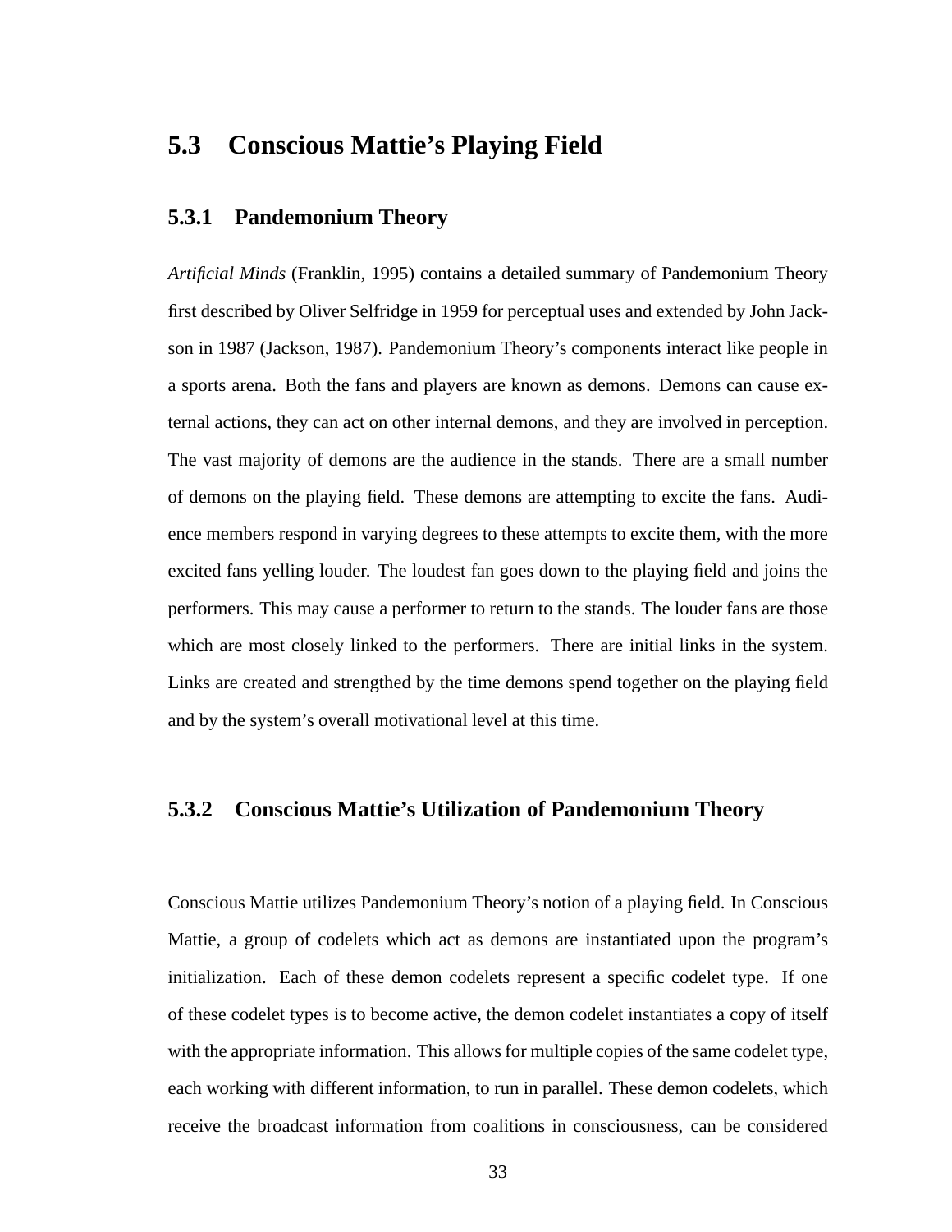## 5.3 Conscious Mattie's Playing Field

### 5.3.1 Pandemonium Theory

*Artificial Minds* (Franklin, 1995) contains a detailed summary of Pandemonium Theory first described by Oliver Selfridge in 1959 for perceptual uses and extended by John Jackson in 1987 (Jackson, 1987). Pandemonium Theory's components interact like people in a sports arena. Both the fans and players are known as demons. Demons can cause external actions, they can act on other internal demons, and they are involved in perception. The vast majority of demons are the audience in the stands. There are a small number of demons on the playing field. These demons are attempting to excite the fans. Audience members respond in varying degrees to these attempts to excite them, with the more excited fans yelling louder. The loudest fan goes down to the playing field and joins the performers. This may cause a performer to return to the stands. The louder fans are those which are most closely linked to the performers. There are initial links in the system. Links are created and strengthed by the time demons spend together on the playing field and by the system's overall motivational level at this time.

### 5.3.2 Conscious Mattie's Utilization of Pandemonium Theory

Conscious Mattie utilizes Pandemonium Theory's notion of a playing field. In Conscious Mattie, a group of codelets which act as demons are instantiated upon the program's initialization. Each of these demon codelets represent a specific codelet type. If one of these codelet types is to become active, the demon codelet instantiates a copy of itself with the appropriate information. This allows for multiple copies of the same codelet type, each working with different information, to run in parallel. These demon codelets, which receive the broadcast information from coalitions in consciousness, can be considered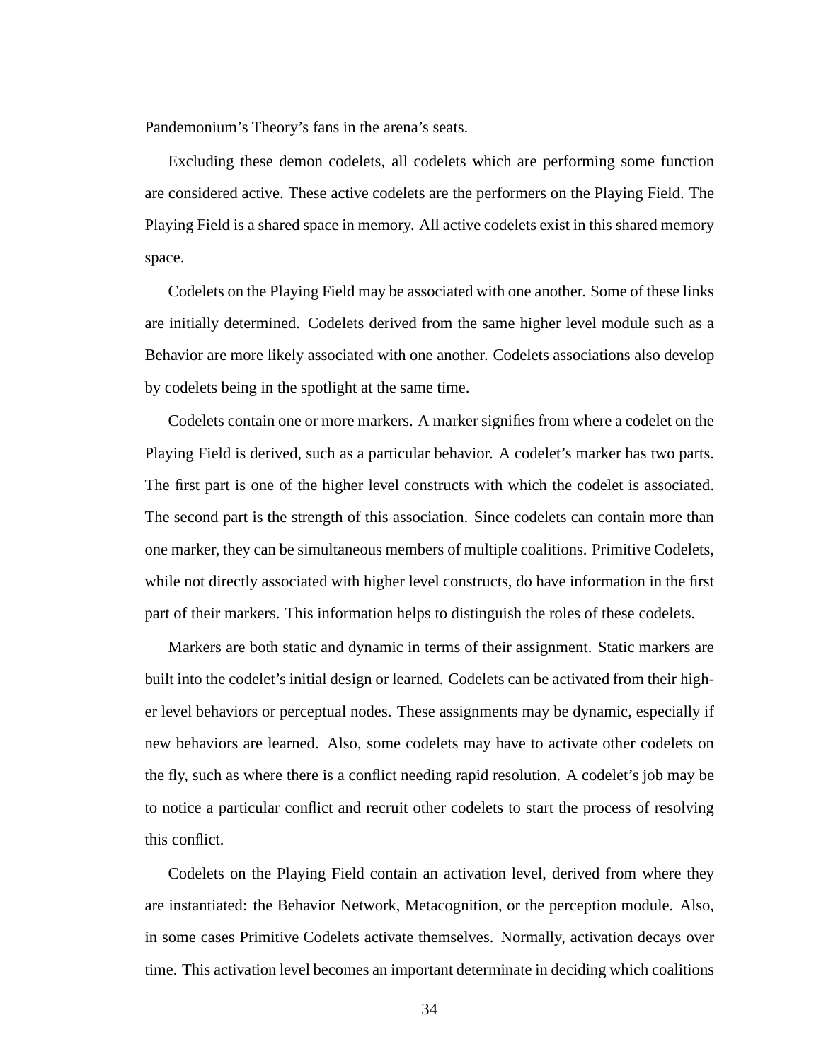Pandemonium's Theory's fans in the arena's seats.

Excluding these demon codelets, all codelets which are performing some function are considered active. These active codelets are the performers on the Playing Field. The Playing Field is a shared space in memory. All active codelets exist in this shared memory space.

Codelets on the Playing Field may be associated with one another. Some of these links are initially determined. Codelets derived from the same higher level module such as a Behavior are more likely associated with one another. Codelets associations also develop by codelets being in the spotlight at the same time.

Codelets contain one or more markers. A marker signifies from where a codelet on the Playing Field is derived, such as a particular behavior. A codelet's marker has two parts. The first part is one of the higher level constructs with which the codelet is associated. The second part is the strength of this association. Since codelets can contain more than one marker, they can be simultaneous members of multiple coalitions. Primitive Codelets, while not directly associated with higher level constructs, do have information in the first part of their markers. This information helps to distinguish the roles of these codelets.

Markers are both static and dynamic in terms of their assignment. Static markers are built into the codelet's initial design or learned. Codelets can be activated from their higher level behaviors or perceptual nodes. These assignments may be dynamic, especially if new behaviors are learned. Also, some codelets may have to activate other codelets on the fly, such as where there is a conflict needing rapid resolution. A codelet's job may be to notice a particular conflict and recruit other codelets to start the process of resolving this conflict.

Codelets on the Playing Field contain an activation level, derived from where they are instantiated: the Behavior Network, Metacognition, or the perception module. Also, in some cases Primitive Codelets activate themselves. Normally, activation decays over time. This activation level becomes an important determinate in deciding which coalitions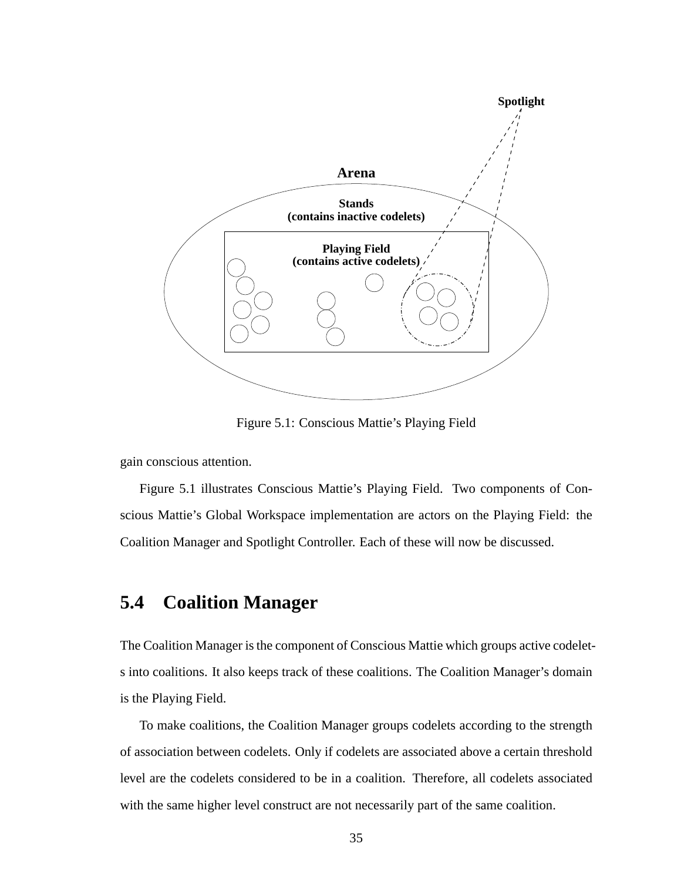Figure 5.1: Conscious Mattie's Playing Field

gain conscious attention.

Figure 5.1 illustrates Conscious Mattie's Playing Field. Two components of Conscious Mattie's Global Workspace implementation are actors on the Playing Field: the Coalition Manager and Spotlight Controller. Each of these will now be discussed.

## 5.4 Coalition Manager

The Coalition Manager is the component of Conscious Mattie which groups active codelets into coalitions. It also keeps track of these coalitions. The Coalition Manager's domain is the Playing Field.

To make coalitions, the Coalition Manager groups codelets according to the strength of association between codelets. Only if codelets are associated above a certain threshold level are the codelets considered to be in a coalition. Therefore, all codelets associated with the same higher level construct are not necessarily part of the same coalition.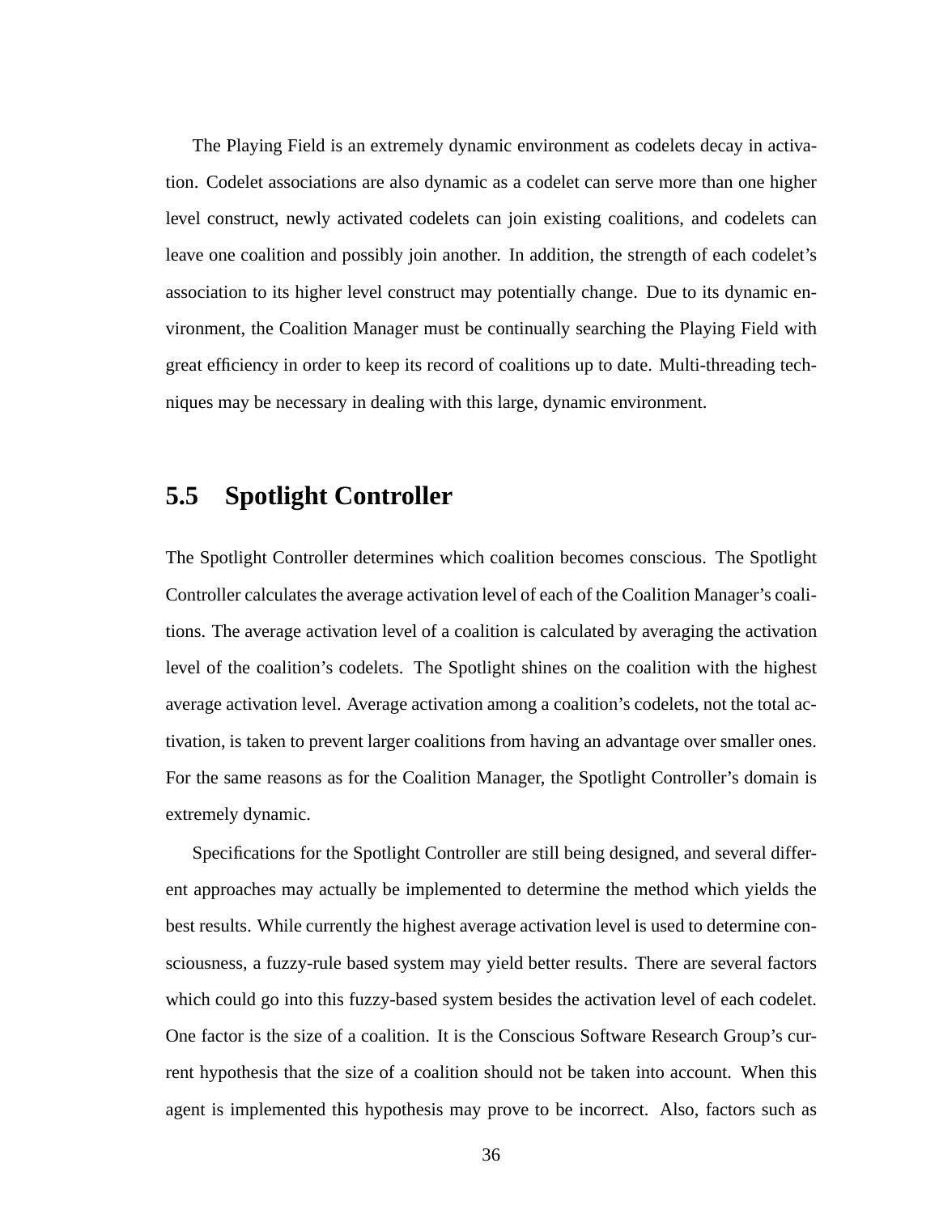The Playing Field is an extremely dynamic environment as codelets decay in activation. Codelet associations are also dynamic as a codelet can serve more than one higher level construct, newly activated codelets can join existing coalitions, and codelets can leave one coalition and possibly join another. In addition, the strength of each codelet's association to its higher level construct may potentially change. Due to its dynamic environment, the Coalition Manager must be continually searching the Playing Field with great efficiency in order to keep its record of coalitions up to date. Multi-threading techniques may be necessary in dealing with this large, dynamic environment.

## 5.5 Spotlight Controller

The Spotlight Controller determines which coalition becomes conscious. The Spotlight Controller calculates the average activation level of each of the Coalition Manager's coalitions. The average activation level of a coalition is calculated by averaging the activation level of the coalition's codelets. The Spotlight shines on the coalition with the highest average activation level. Average activation among a coalition's codelets, not the total activation, is taken to prevent larger coalitions from having an advantage over smaller ones. For the same reasons as for the Coalition Manager, the Spotlight Controller's domain is extremely dynamic.

Specifications for the Spotlight Controller are still being designed, and several different approaches may actually be implemented to determine the method which yields the best results. While currently the highest average activation level is used to determine consciousness, a fuzzy-rule based system may yield better results. There are several factors which could go into this fuzzy-based system besides the activation level of each codelet. One factor is the size of a coalition. It is the Conscious Software Research Group's current hypothesis that the size of a coalition should not be taken into account. When this agent is implemented this hypothesis may prove to be incorrect. Also, factors such as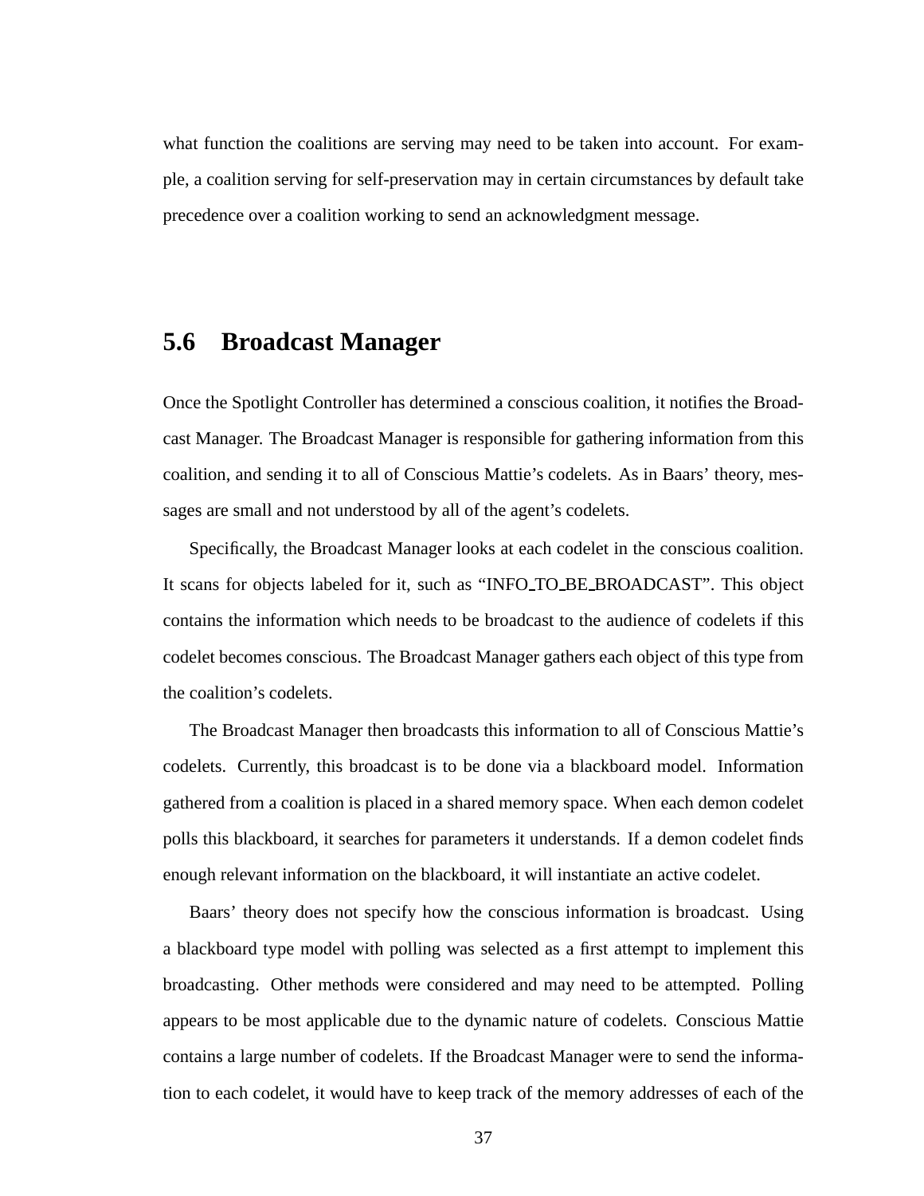what function the coalitions are serving may need to be taken into account. For example, a coalition serving for self-preservation may in certain circumstances by default take precedence over a coalition working to send an acknowledgment message.

## 5.6 Broadcast Manager

Once the Spotlight Controller has determined a conscious coalition, it notifies the Broadcast Manager. The Broadcast Manager is responsible for gathering information from this coalition, and sending it to all of Conscious Mattie's codelets. As in Baars' theory, messages are small and not understood by all of the agent's codelets.

Specifically, the Broadcast Manager looks at each codelet in the conscious coalition. It scans for objects labeled for it, such as "INFO_TO_BE_BROADCAST". This object contains the information which needs to be broadcast to the audience of codelets if this codelet becomes conscious. The Broadcast Manager gathers each object of this type from the coalition's codelets.

The Broadcast Manager then broadcasts this information to all of Conscious Mattie's codelets. Currently, this broadcast is to be done via a blackboard model. Information gathered from a coalition is placed in a shared memory space. When each demon codelet polls this blackboard, it searches for parameters it understands. If a demon codelet finds enough relevant information on the blackboard, it will instantiate an active codelet.

Baars' theory does not specify how the conscious information is broadcast. Using a blackboard type model with polling was selected as a first attempt to implement this broadcasting. Other methods were considered and may need to be attempted. Polling appears to be most applicable due to the dynamic nature of codelets. Conscious Mattie contains a large number of codelets. If the Broadcast Manager were to send the information to each codelet, it would have to keep track of the memory addresses of each of the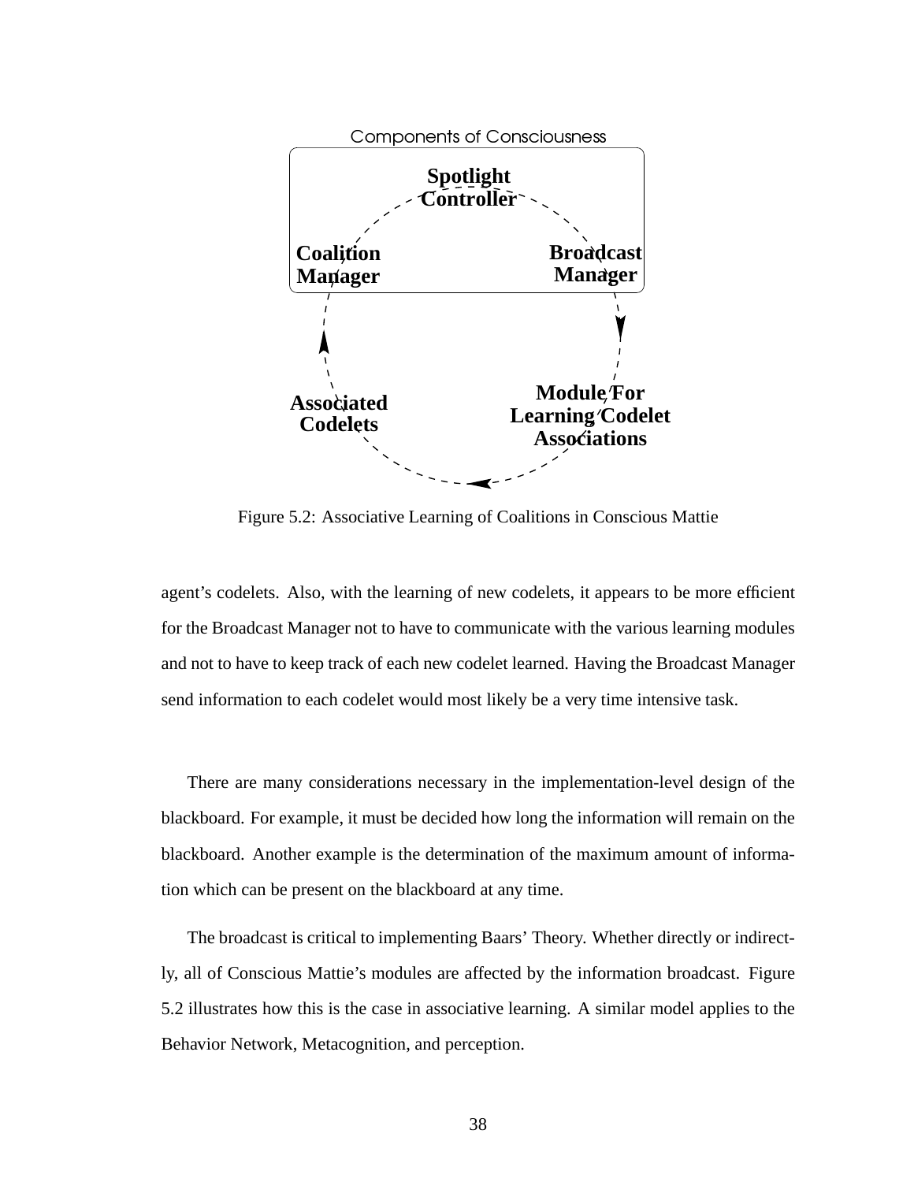Components of Consciousness

Spotlight Controller

Coalition Manager

Broadcast Manager

Associated Codelets

Module For Learning Codelet Associations

Figure 5.2: Associative Learning of Coalitions in Conscious Mattie

agent's codelets. Also, with the learning of new codelets, it appears to be more efficient for the Broadcast Manager not to have to communicate with the various learning modules and not to have to keep track of each new codelet learned. Having the Broadcast Manager send information to each codelet would most likely be a very time intensive task.

There are many considerations necessary in the implementation-level design of the blackboard. For example, it must be decided how long the information will remain on the blackboard. Another example is the determination of the maximum amount of information which can be present on the blackboard at any time.

The broadcast is critical to implementing Baars' Theory. Whether directly or indirectly, all of Conscious Mattie's modules are affected by the information broadcast. Figure 5.2 illustrates how this is the case in associative learning. A similar model applies to the Behavior Network, Metacognition, and perception.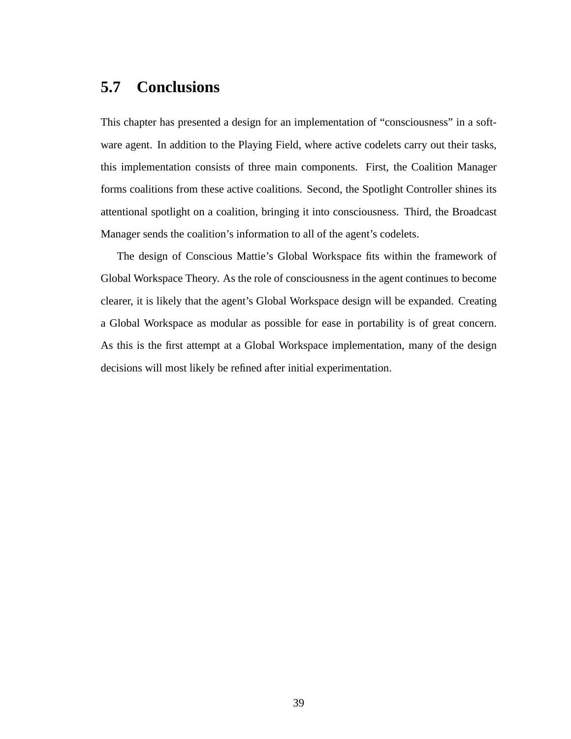## 5.7 Conclusions

This chapter has presented a design for an implementation of “consciousness” in a software agent. In addition to the Playing Field, where active codelets carry out their tasks, this implementation consists of three main components. First, the Coalition Manager forms coalitions from these active coalitions. Second, the Spotlight Controller shines its attentional spotlight on a coalition, bringing it into consciousness. Third, the Broadcast Manager sends the coalition’s information to all of the agent’s codelets.

The design of Conscious Mattie’s Global Workspace fits within the framework of Global Workspace Theory. As the role of consciousness in the agent continues to become clearer, it is likely that the agent’s Global Workspace design will be expanded. Creating a Global Workspace as modular as possible for ease in portability is of great concern. As this is the first attempt at a Global Workspace implementation, many of the design decisions will most likely be refined after initial experimentation.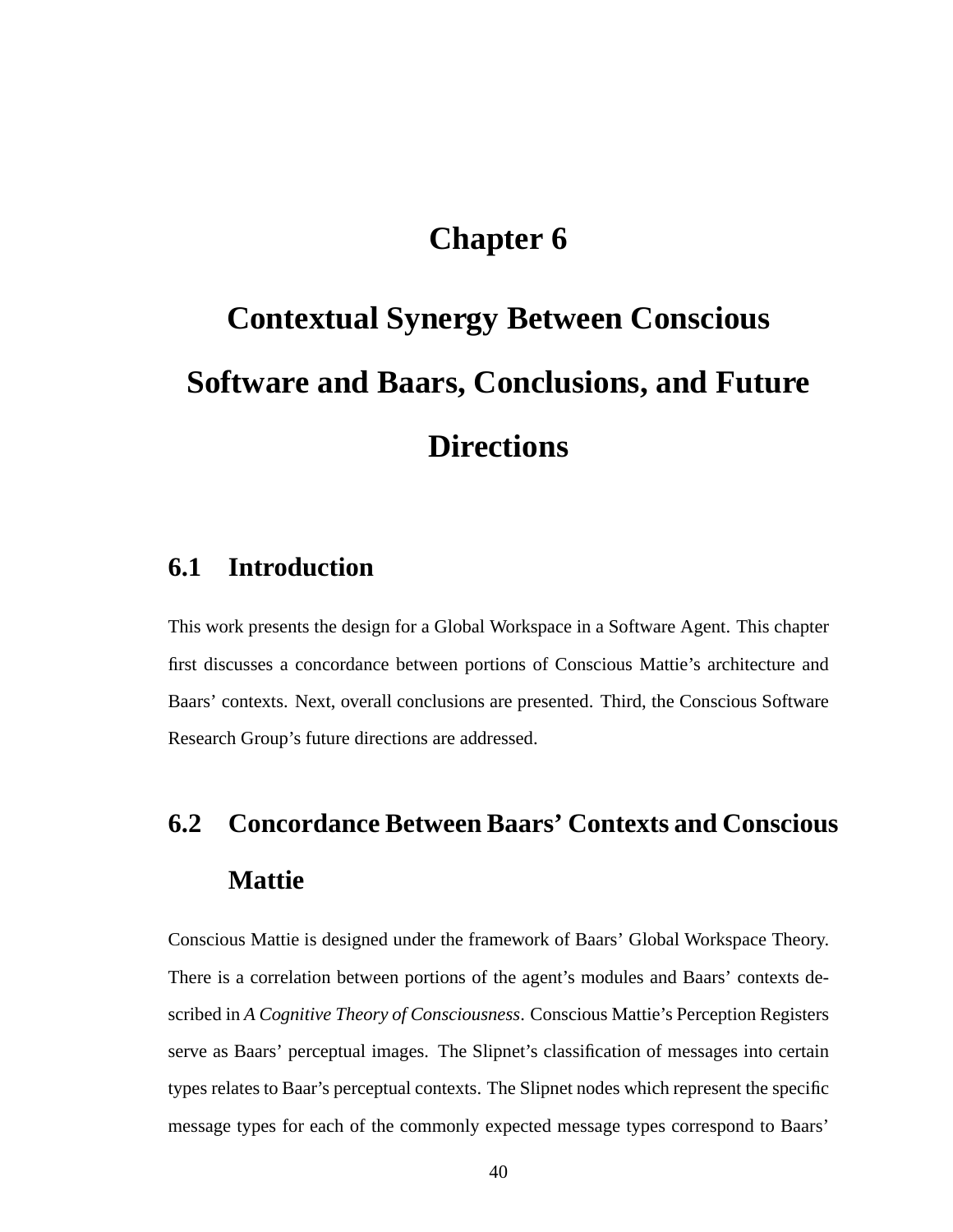# Chapter 6

# Contextual Synergy Between Conscious Software and Baars, Conclusions, and Future Directions

## 6.1 Introduction

This work presents the design for a Global Workspace in a Software Agent. This chapter first discusses a concordance between portions of Conscious Mattie's architecture and Baars' contexts. Next, overall conclusions are presented. Third, the Conscious Software Research Group's future directions are addressed.

## 6.2 Concordance Between Baars' Contexts and Conscious Mattie

Conscious Mattie is designed under the framework of Baars' Global Workspace Theory. There is a correlation between portions of the agent's modules and Baars' contexts described in *A Cognitive Theory of Consciousness*. Conscious Mattie's Perception Registers serve as Baars' perceptual images. The Slipnet's classification of messages into certain types relates to Baar's perceptual contexts. The Slipnet nodes which represent the specific message types for each of the commonly expected message types correspond to Baars'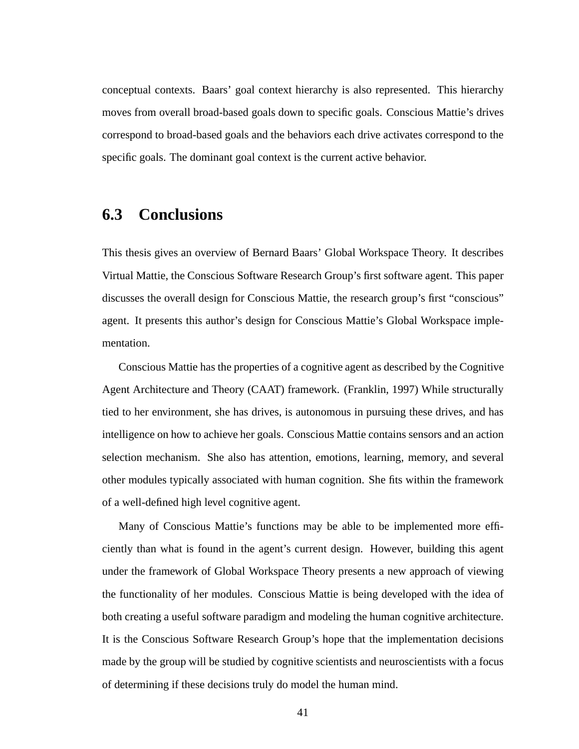conceptual contexts. Baars' goal context hierarchy is also represented. This hierarchy moves from overall broad-based goals down to specific goals. Conscious Mattie's drives correspond to broad-based goals and the behaviors each drive activates correspond to the specific goals. The dominant goal context is the current active behavior.

## 6.3 Conclusions

This thesis gives an overview of Bernard Baars' Global Workspace Theory. It describes Virtual Mattie, the Conscious Software Research Group's first software agent. This paper discusses the overall design for Conscious Mattie, the research group's first "conscious" agent. It presents this author's design for Conscious Mattie's Global Workspace implementation.

Conscious Mattie has the properties of a cognitive agent as described by the Cognitive Agent Architecture and Theory (CAAT) framework. (Franklin, 1997) While structurally tied to her environment, she has drives, is autonomous in pursuing these drives, and has intelligence on how to achieve her goals. Conscious Mattie contains sensors and an action selection mechanism. She also has attention, emotions, learning, memory, and several other modules typically associated with human cognition. She fits within the framework of a well-defined high level cognitive agent.

Many of Conscious Mattie's functions may be able to be implemented more efficiently than what is found in the agent's current design. However, building this agent under the framework of Global Workspace Theory presents a new approach of viewing the functionality of her modules. Conscious Mattie is being developed with the idea of both creating a useful software paradigm and modeling the human cognitive architecture. It is the Conscious Software Research Group's hope that the implementation decisions made by the group will be studied by cognitive scientists and neuroscientists with a focus of determining if these decisions truly do model the human mind.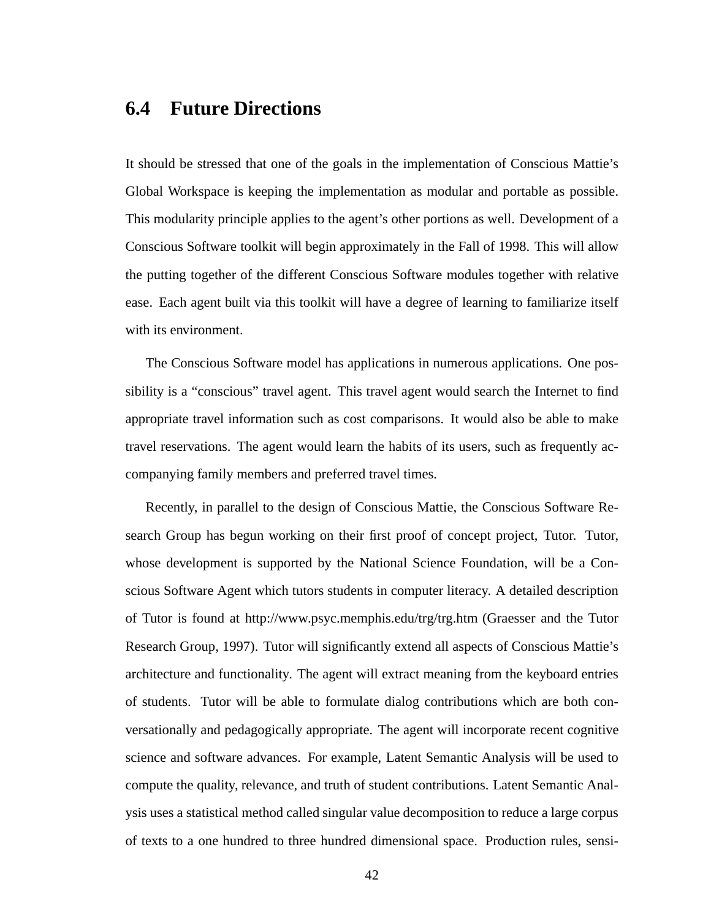## 6.4 Future Directions

It should be stressed that one of the goals in the implementation of Conscious Mattie's Global Workspace is keeping the implementation as modular and portable as possible. This modularity principle applies to the agent's other portions as well. Development of a Conscious Software toolkit will begin approximately in the Fall of 1998. This will allow the putting together of the different Conscious Software modules together with relative ease. Each agent built via this toolkit will have a degree of learning to familiarize itself with its environment.

The Conscious Software model has applications in numerous applications. One possibility is a "conscious" travel agent. This travel agent would search the Internet to find appropriate travel information such as cost comparisons. It would also be able to make travel reservations. The agent would learn the habits of its users, such as frequently accompanying family members and preferred travel times.

Recently, in parallel to the design of Conscious Mattie, the Conscious Software Research Group has begun working on their first proof of concept project, Tutor. Tutor, whose development is supported by the National Science Foundation, will be a Conscious Software Agent which tutors students in computer literacy. A detailed description of Tutor is found at http://www.psyc.memphis.edu/trg/trg.htm (Graesser and the Tutor Research Group, 1997). Tutor will significantly extend all aspects of Conscious Mattie's architecture and functionality. The agent will extract meaning from the keyboard entries of students. Tutor will be able to formulate dialog contributions which are both conversationally and pedagogically appropriate. The agent will incorporate recent cognitive science and software advances. For example, Latent Semantic Analysis will be used to compute the quality, relevance, and truth of student contributions. Latent Semantic Analysis uses a statistical method called singular value decomposition to reduce a large corpus of texts to a one hundred to three hundred dimensional space. Production rules, sensi-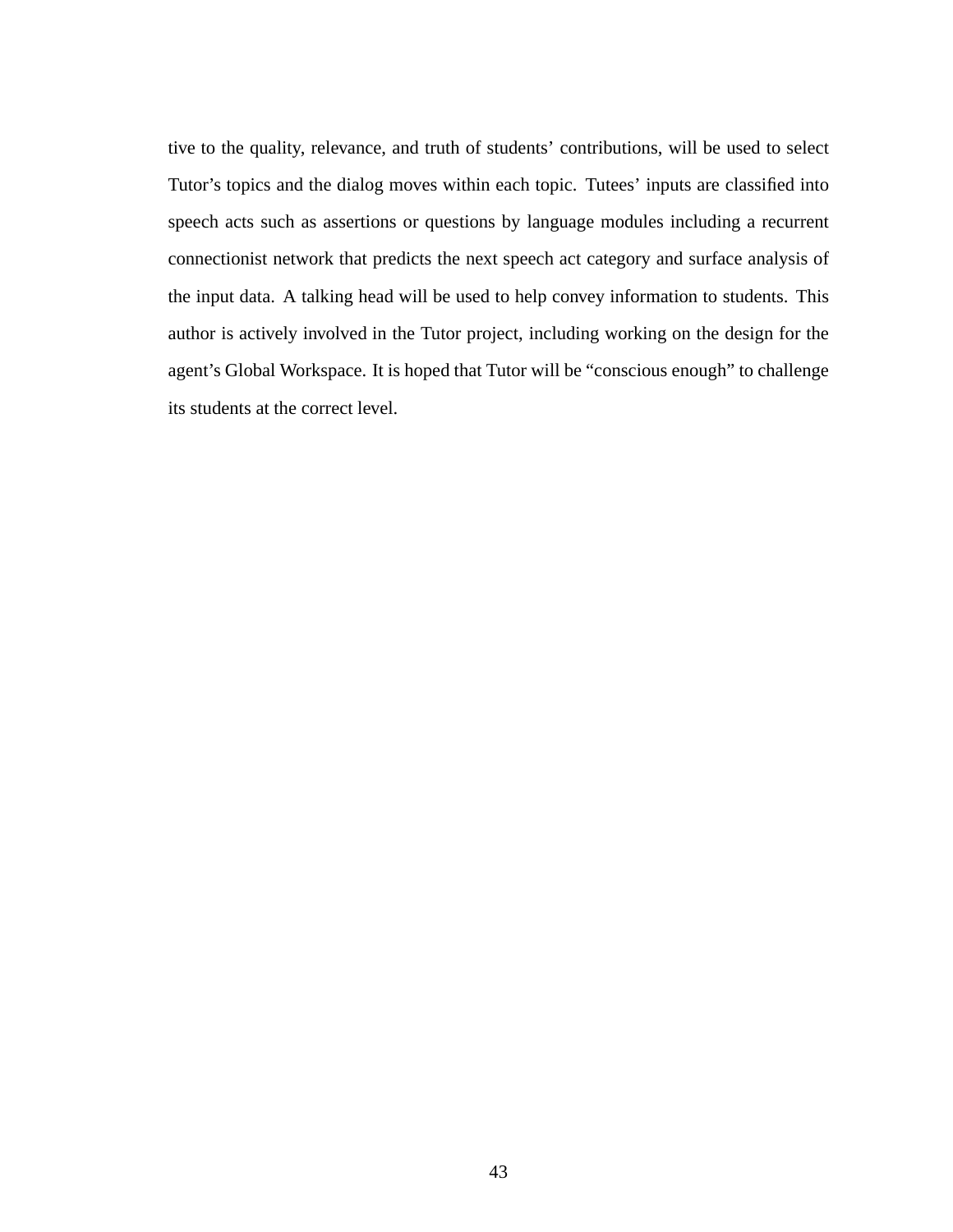tive to the quality, relevance, and truth of students' contributions, will be used to select Tutor's topics and the dialog moves within each topic. Tutees' inputs are classified into speech acts such as assertions or questions by language modules including a recurrent connectionist network that predicts the next speech act category and surface analysis of the input data. A talking head will be used to help convey information to students. This author is actively involved in the Tutor project, including working on the design for the agent's Global Workspace. It is hoped that Tutor will be "conscious enough" to challenge its students at the correct level.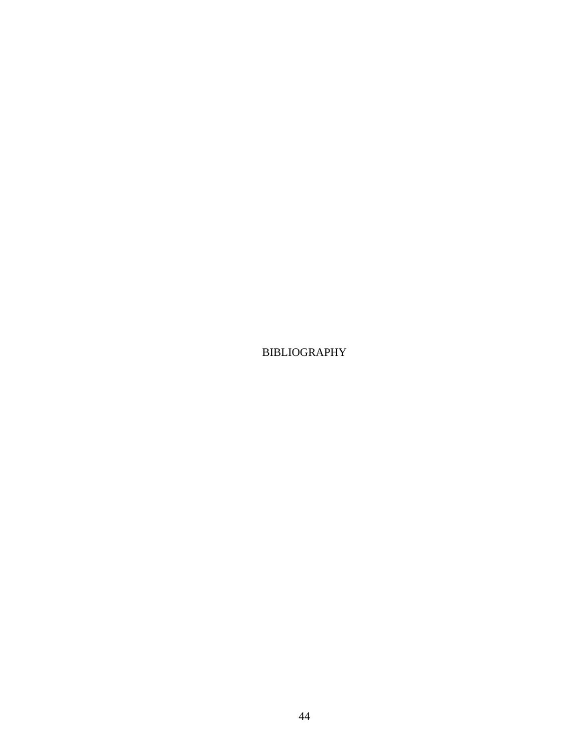# BIBLIOGRAPHY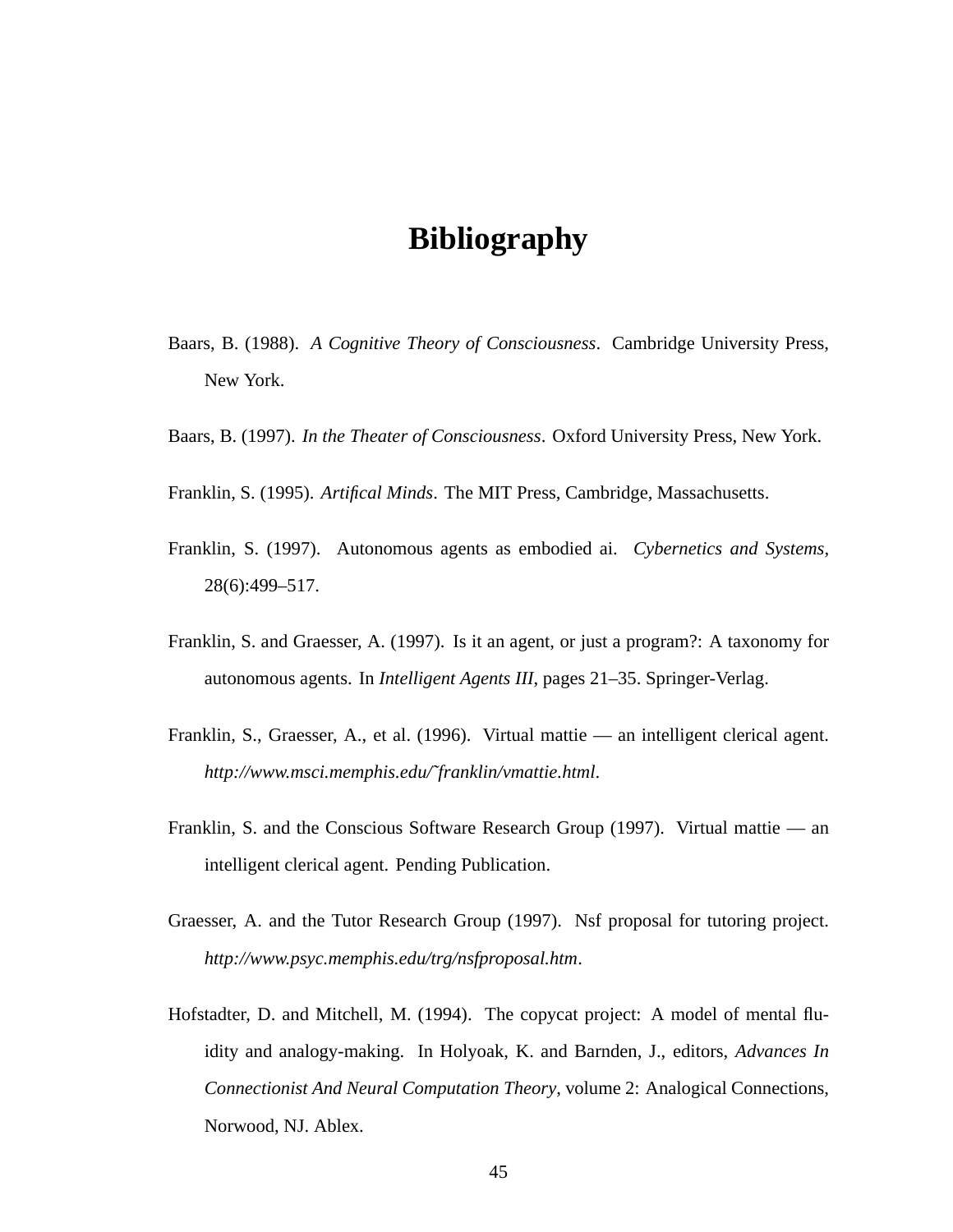# Bibliography

Baars, B. (1988). *A Cognitive Theory of Consciousness*. Cambridge University Press, New York.

Baars, B. (1997). *In the Theater of Consciousness*. Oxford University Press, New York.

Franklin, S. (1995). *Artifical Minds*. The MIT Press, Cambridge, Massachusetts.

Franklin, S. (1997). Autonomous agents as embodied ai. *Cybernetics and Systems*, 28(6):499–517.

Franklin, S. and Graesser, A. (1997). Is it an agent, or just a program?: A taxonomy for autonomous agents. In *Intelligent Agents III*, pages 21–35. Springer-Verlag.

Franklin, S., Graesser, A., et al. (1996). Virtual mattie — an intelligent clerical agent. *http://www.msci.memphis.edu/˜franklin/vmattie.html*.

Franklin, S. and the Conscious Software Research Group (1997). Virtual mattie — an intelligent clerical agent. Pending Publication.

Graesser, A. and the Tutor Research Group (1997). Nsf proposal for tutoring project. *http://www.psyc.memphis.edu/trg/nsfproposal.htm*.

Hofstadter, D. and Mitchell, M. (1994). The copycat project: A model of mental fluidity and analogy-making. In Holyoak, K. and Barnden, J., editors, *Advances In Connectionist And Neural Computation Theory*, volume 2: Analogical Connections, Norwood, NJ. Ablex.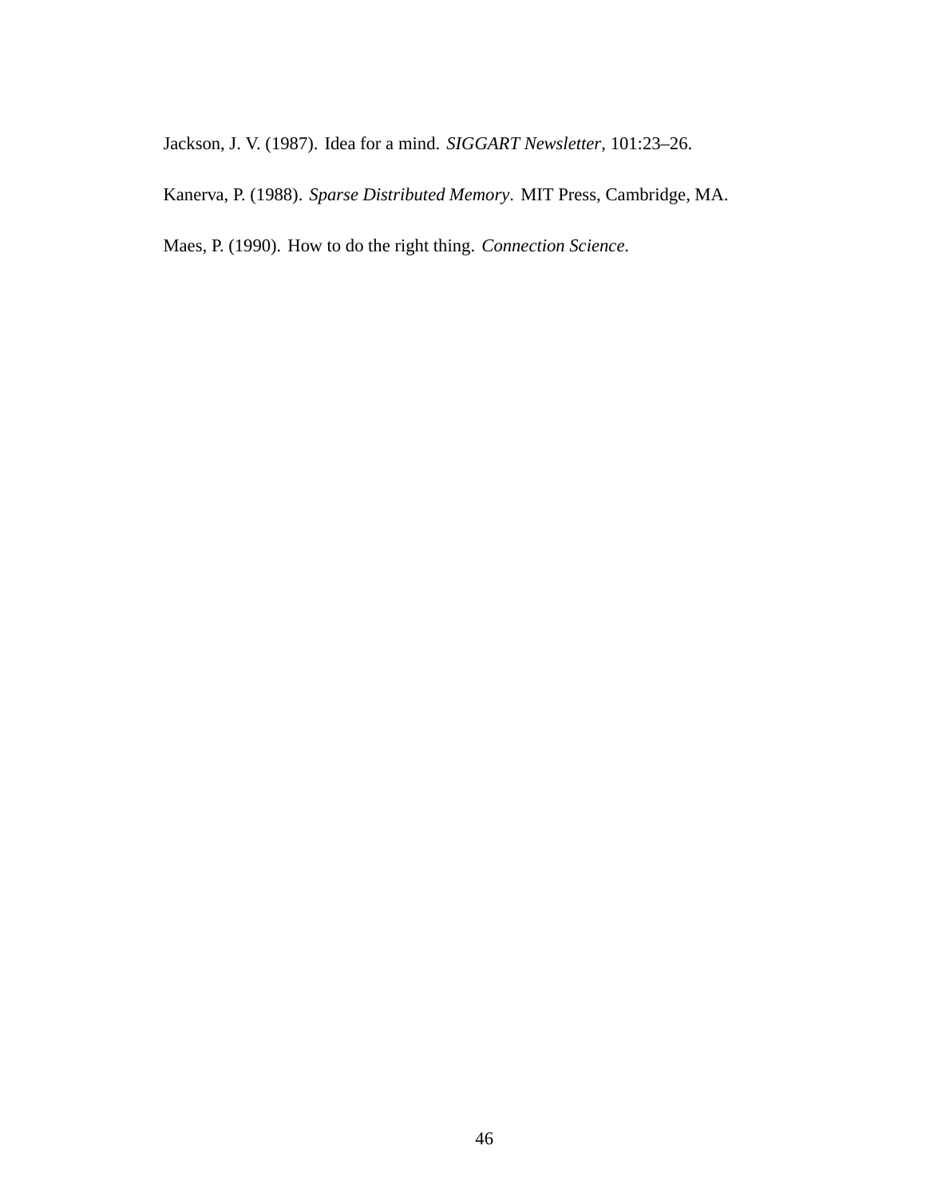Jackson, J. V. (1987). Idea for a mind. *SIGGART Newsletter*, 101:23–26.

Kanerva, P. (1988). *Sparse Distributed Memory*. MIT Press, Cambridge, MA.

Maes, P. (1990). How to do the right thing. *Connection Science*.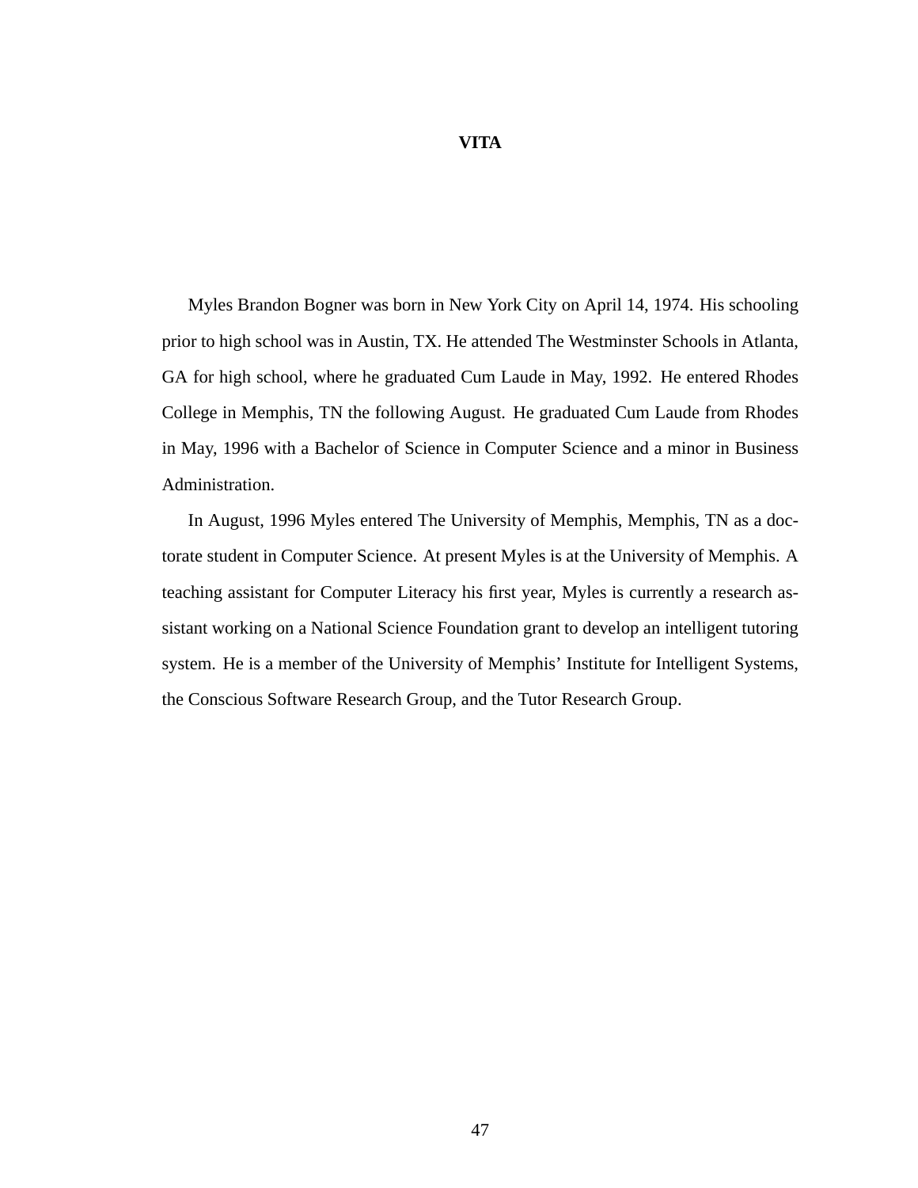# VITA

Myles Brandon Bogner was born in New York City on April 14, 1974. His schooling prior to high school was in Austin, TX. He attended The Westminster Schools in Atlanta, GA for high school, where he graduated Cum Laude in May, 1992. He entered Rhodes College in Memphis, TN the following August. He graduated Cum Laude from Rhodes in May, 1996 with a Bachelor of Science in Computer Science and a minor in Business Administration.

In August, 1996 Myles entered The University of Memphis, Memphis, TN as a doctorate student in Computer Science. At present Myles is at the University of Memphis. A teaching assistant for Computer Literacy his first year, Myles is currently a research assistant working on a National Science Foundation grant to develop an intelligent tutoring system. He is a member of the University of Memphis' Institute for Intelligent Systems, the Conscious Software Research Group, and the Tutor Research Group.